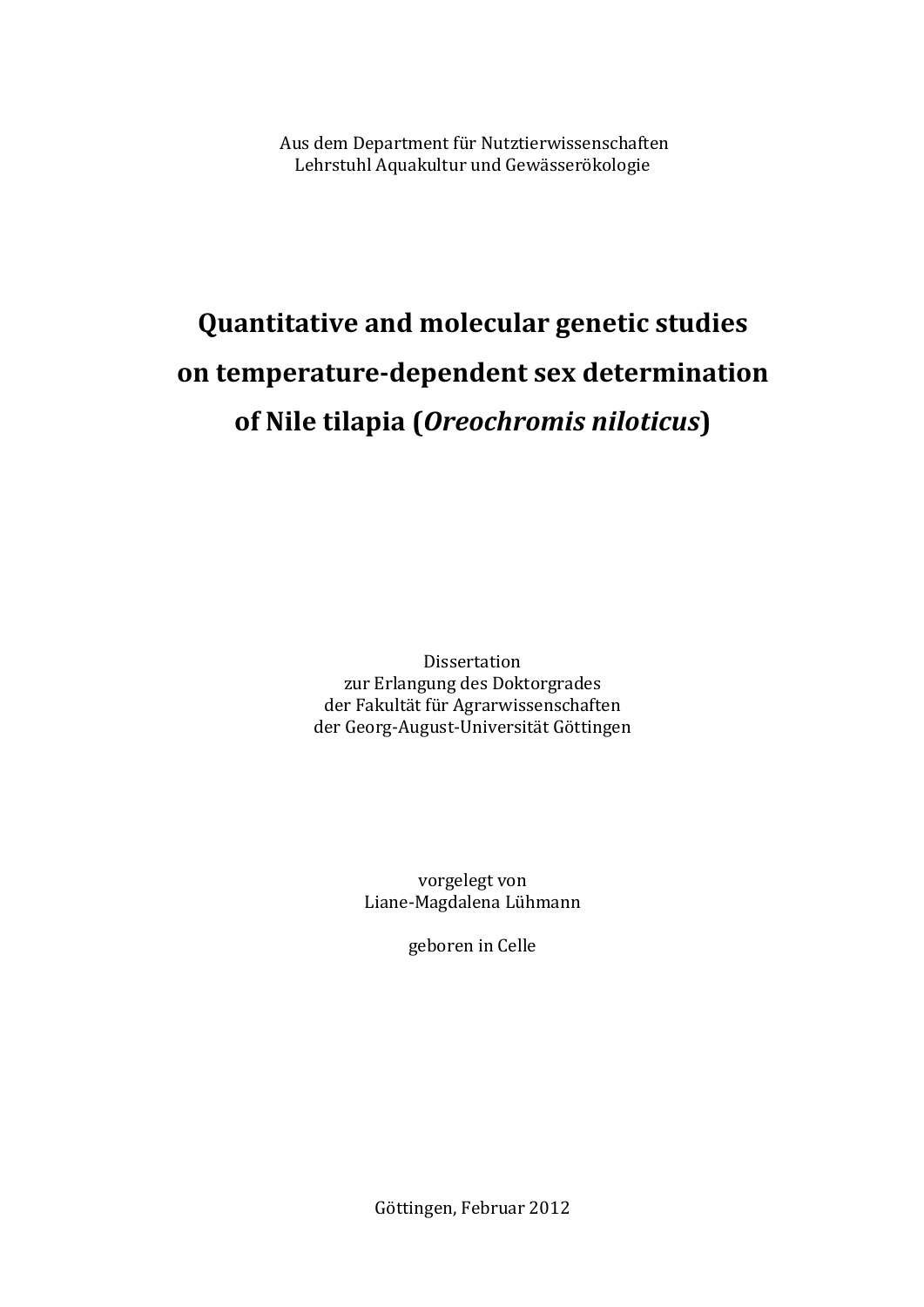Aus dem Department für Nutztierwissenschaften
Lehrstuhl Aquakultur und Gewässerökologie

# Quantitative and molecular genetic studies on temperature-dependent sex determination of Nile tilapia (*Oreochromis niloticus*)

Dissertation
zur Erlangung des Doktorgrades
der Fakultät für Agrarwissenschaften
der Georg-August-Universität Göttingen

vorgelegt von
Liane-Magdalena Lühmann

geboren in Celle

Göttingen, Februar 2012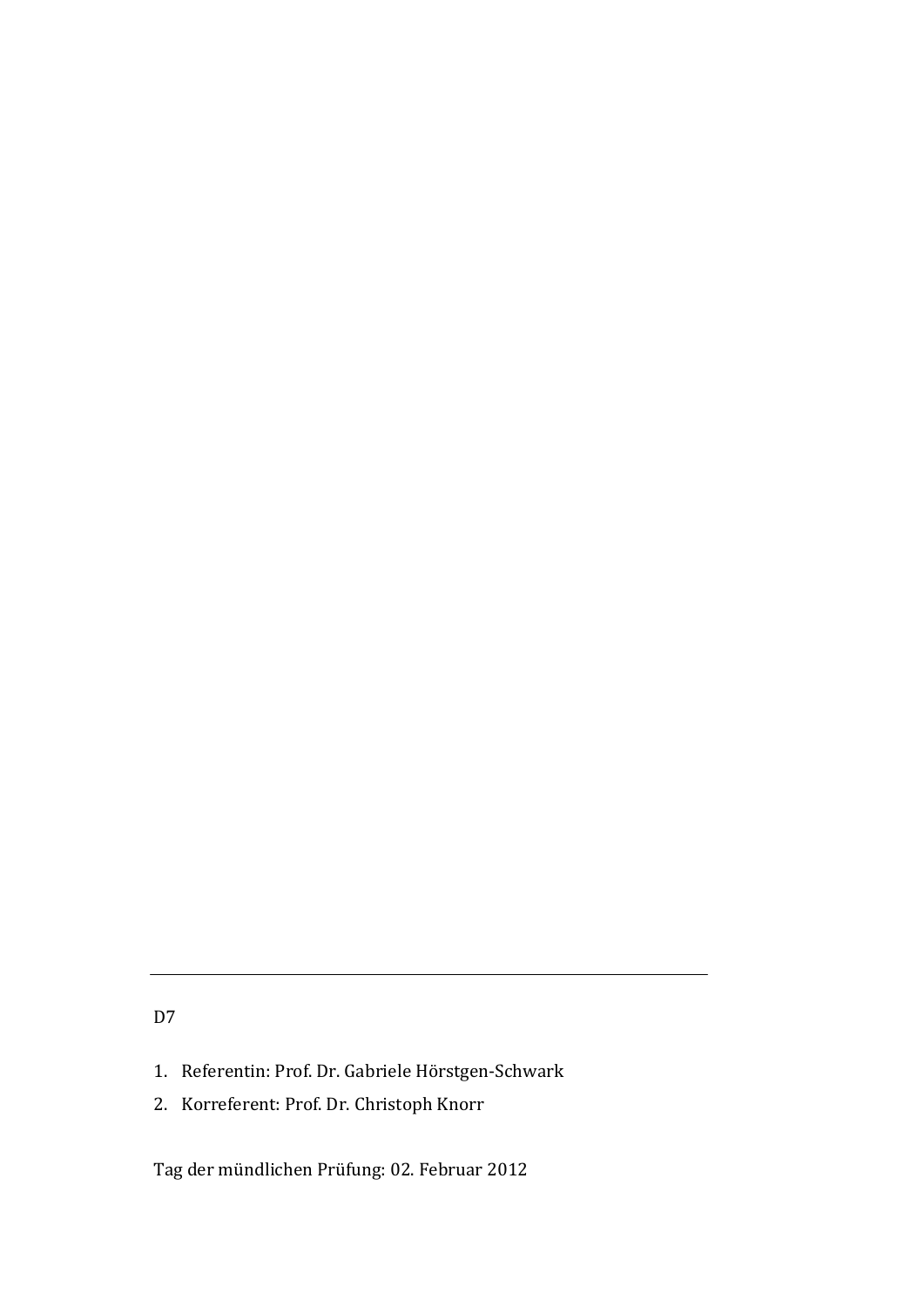---

D7

1. Referentin: Prof. Dr. Gabriele Hörstgen-Schwark
2. Korreferent: Prof. Dr. Christoph Knorr

Tag der mündlichen Prüfung: 02. Februar 2012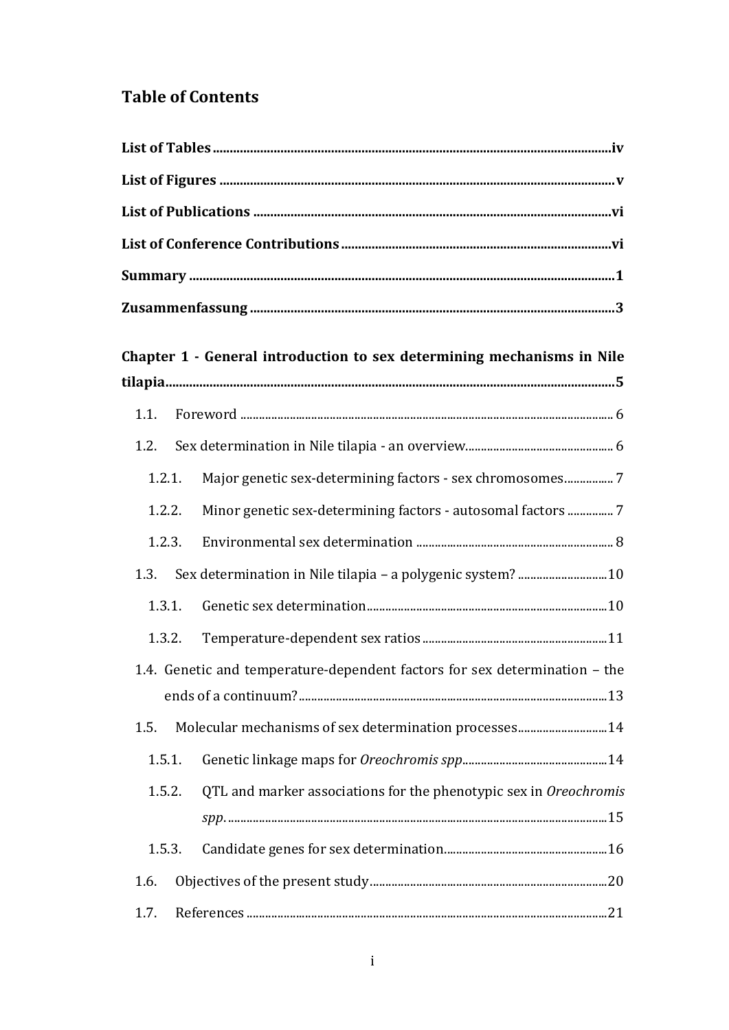# Table of Contents

**List of Tables** ....................................................................................................... **iv**

**List of Figures** ..................................................................................................... **v**

**List of Publications** ........................................................................................... **vi**

**List of Conference Contributions** .................................................................... **vi**

**Summary** .............................................................................................................. **1**

**Zusammenfassung** ............................................................................................. **3**

**Chapter 1 - General introduction to sex determining mechanisms in Nile tilapia** ............................................................................................................... **5**

1.1. Foreword ...................................................................................................... 6

1.2. Sex determination in Nile tilapia - an overview ........................................... 6

1.2.1. Major genetic sex-determining factors - sex chromosomes ................ 7

1.2.2. Minor genetic sex-determining factors - autosomal factors ............... 7

1.2.3. Environmental sex determination ......................................................... 8

1.3. Sex determination in Nile tilapia – a polygenic system? ............................. 10

1.3.1. Genetic sex determination ................................................................... 10

1.3.2. Temperature-dependent sex ratios ...................................................... 11

1.4. Genetic and temperature-dependent factors for sex determination – the ends of a continuum? ................................................................................... 13

1.5. Molecular mechanisms of sex determination processes ............................. 14

1.5.1. Genetic linkage maps for *Oreochromis spp* ........................................ 14

1.5.2. QTL and marker associations for the phenotypic sex in *Oreochromis spp.* ..................................................................................................... 15

1.5.3. Candidate genes for sex determination ................................................ 16

1.6. Objectives of the present study ...................................................................... 20

1.7. References ..................................................................................................... 21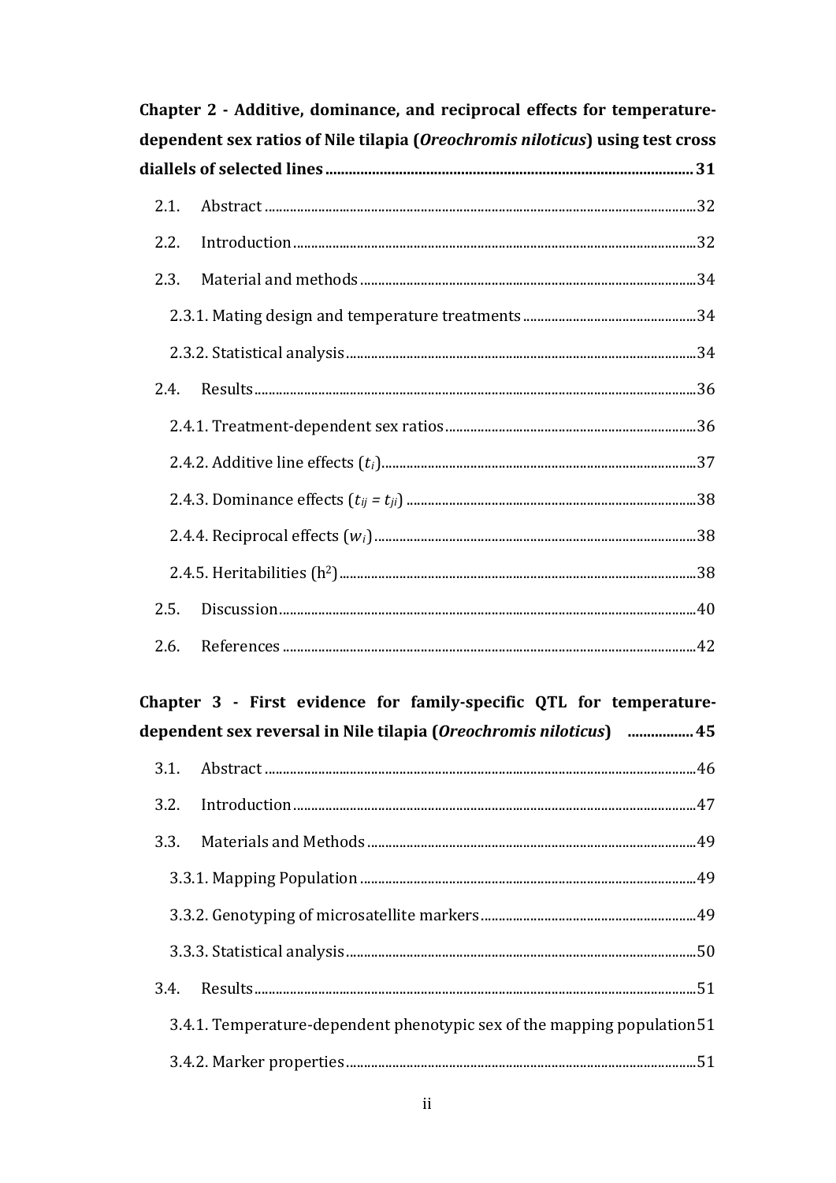**Chapter 2 - Additive, dominance, and reciprocal effects for temperature-dependent sex ratios of Nile tilapia (*Oreochromis niloticus*) using test cross diallels of selected lines** ........ 31

- 2.1. Abstract ........ 32
- 2.2. Introduction ........ 32
- 2.3. Material and methods ........ 34
  - 2.3.1. Mating design and temperature treatments ........ 34
  - 2.3.2. Statistical analysis ........ 34
- 2.4. Results ........ 36
  - 2.4.1. Treatment-dependent sex ratios ........ 36
  - 2.4.2. Additive line effects ($t_i$) ........ 37
  - 2.4.3. Dominance effects ($t_{ij} = t_{ji}$) ........ 38
  - 2.4.4. Reciprocal effects ($w_i$) ........ 38
  - 2.4.5. Heritabilities ($h^2$) ........ 38
- 2.5. Discussion ........ 40
- 2.6. References ........ 42

**Chapter 3 - First evidence for family-specific QTL for temperature-dependent sex reversal in Nile tilapia (*Oreochromis niloticus*)** ........ 45

- 3.1. Abstract ........ 46
- 3.2. Introduction ........ 47
- 3.3. Materials and Methods ........ 49
  - 3.3.1. Mapping Population ........ 49
  - 3.3.2. Genotyping of microsatellite markers ........ 49
  - 3.3.3. Statistical analysis ........ 50
- 3.4. Results ........ 51
  - 3.4.1. Temperature-dependent phenotypic sex of the mapping population ........ 51
  - 3.4.2. Marker properties ........ 51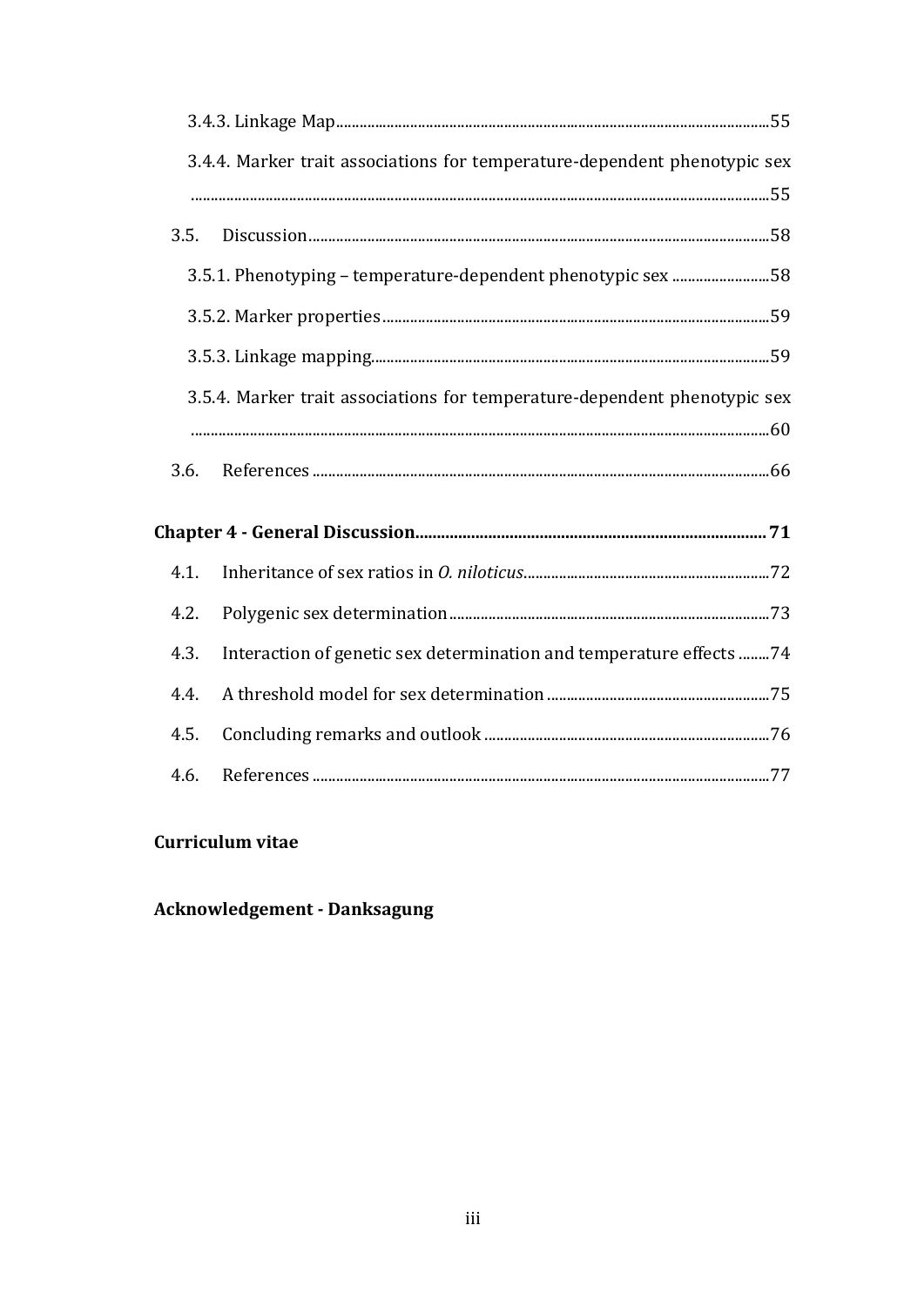3.4.3. Linkage Map ........................................................................................................ 55

3.4.4. Marker trait associations for temperature-dependent phenotypic sex ........................................................................................................ 55

3.5. Discussion ........................................................................................................ 58

3.5.1. Phenotyping – temperature-dependent phenotypic sex ........................ 58

3.5.2. Marker properties ........................................................................................ 59

3.5.3. Linkage mapping ........................................................................................ 59

3.5.4. Marker trait associations for temperature-dependent phenotypic sex ........................................................................................................ 60

3.6. References ........................................................................................................ 66

**Chapter 4 - General Discussion ........................................................................ 71**

4.1. Inheritance of sex ratios in *O. niloticus* ........................................................ 72

4.2. Polygenic sex determination ........................................................................ 73

4.3. Interaction of genetic sex determination and temperature effects ........ 74

4.4. A threshold model for sex determination ................................................ 75

4.5. Concluding remarks and outlook ................................................................ 76

4.6. References ........................................................................................................ 77

**Curriculum vitae**

**Acknowledgement - Danksagung**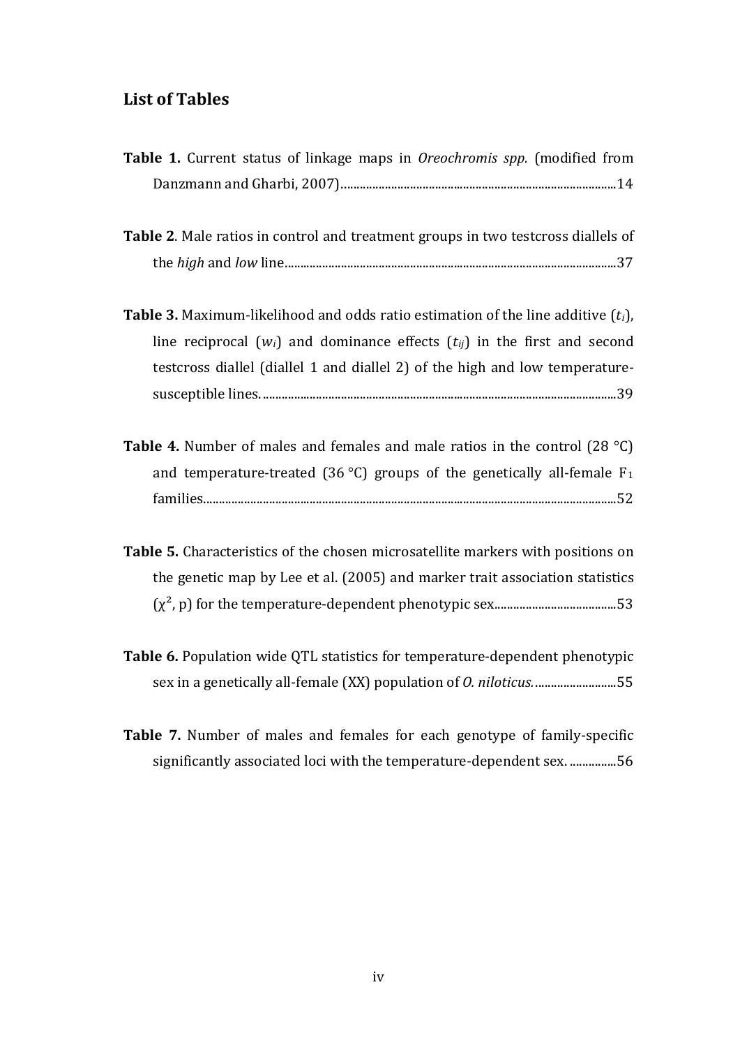## List of Tables

**Table 1.** Current status of linkage maps in *Oreochromis spp.* (modified from Danzmann and Gharbi, 2007)........................................................................................14

**Table 2**. Male ratios in control and treatment groups in two testcross diallels of the *high* and *low* line..........................................................................................................37

**Table 3.** Maximum-likelihood and odds ratio estimation of the line additive ($t_i$), line reciprocal ($w_i$) and dominance effects ($t_{ij}$) in the first and second testcross diallel (diallel 1 and diallel 2) of the high and low temperature-susceptible lines. ..................................................................................................................39

**Table 4.** Number of males and females and male ratios in the control (28 °C) and temperature-treated (36 °C) groups of the genetically all-female $F_1$ families....................................................................................................................................52

**Table 5.** Characteristics of the chosen microsatellite markers with positions on the genetic map by Lee et al. (2005) and marker trait association statistics ($\chi^2$, p) for the temperature-dependent phenotypic sex.......................................53

**Table 6.** Population wide QTL statistics for temperature-dependent phenotypic sex in a genetically all-female (XX) population of *O. niloticus*...........................55

**Table 7.** Number of males and females for each genotype of family-specific significantly associated loci with the temperature-dependent sex. ...............56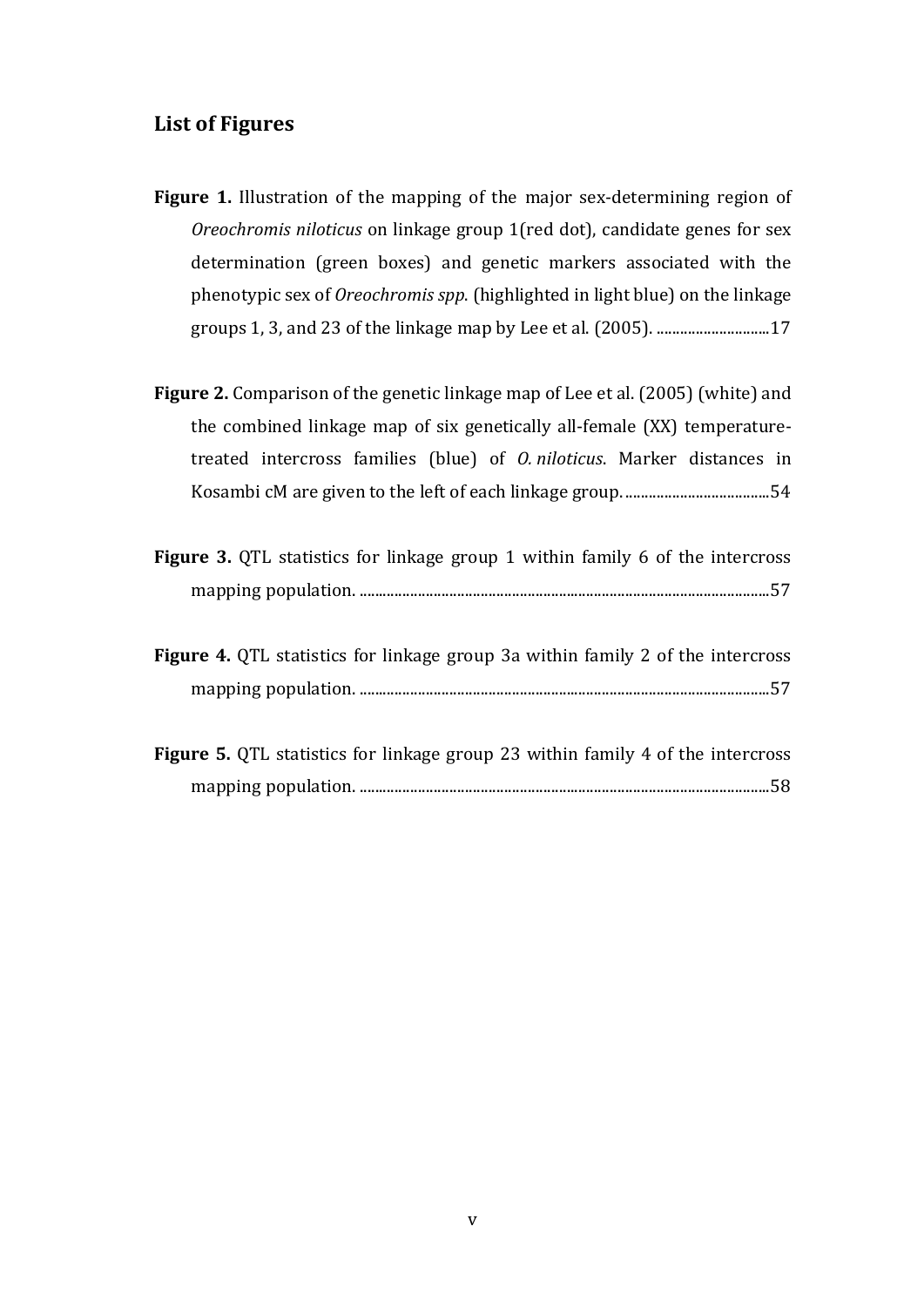## List of Figures

**Figure 1.** Illustration of the mapping of the major sex-determining region of *Oreochromis niloticus* on linkage group 1(red dot), candidate genes for sex determination (green boxes) and genetic markers associated with the phenotypic sex of *Oreochromis spp*. (highlighted in light blue) on the linkage groups 1, 3, and 23 of the linkage map by Lee et al. (2005). ............................17

**Figure 2.** Comparison of the genetic linkage map of Lee et al. (2005) (white) and the combined linkage map of six genetically all-female (XX) temperature-treated intercross families (blue) of *O. niloticus*. Marker distances in Kosambi cM are given to the left of each linkage group. ....................................54

**Figure 3.** QTL statistics for linkage group 1 within family 6 of the intercross mapping population. ..........................................................................................................57

**Figure 4.** QTL statistics for linkage group 3a within family 2 of the intercross mapping population. ..........................................................................................................57

**Figure 5.** QTL statistics for linkage group 23 within family 4 of the intercross mapping population. ..........................................................................................................58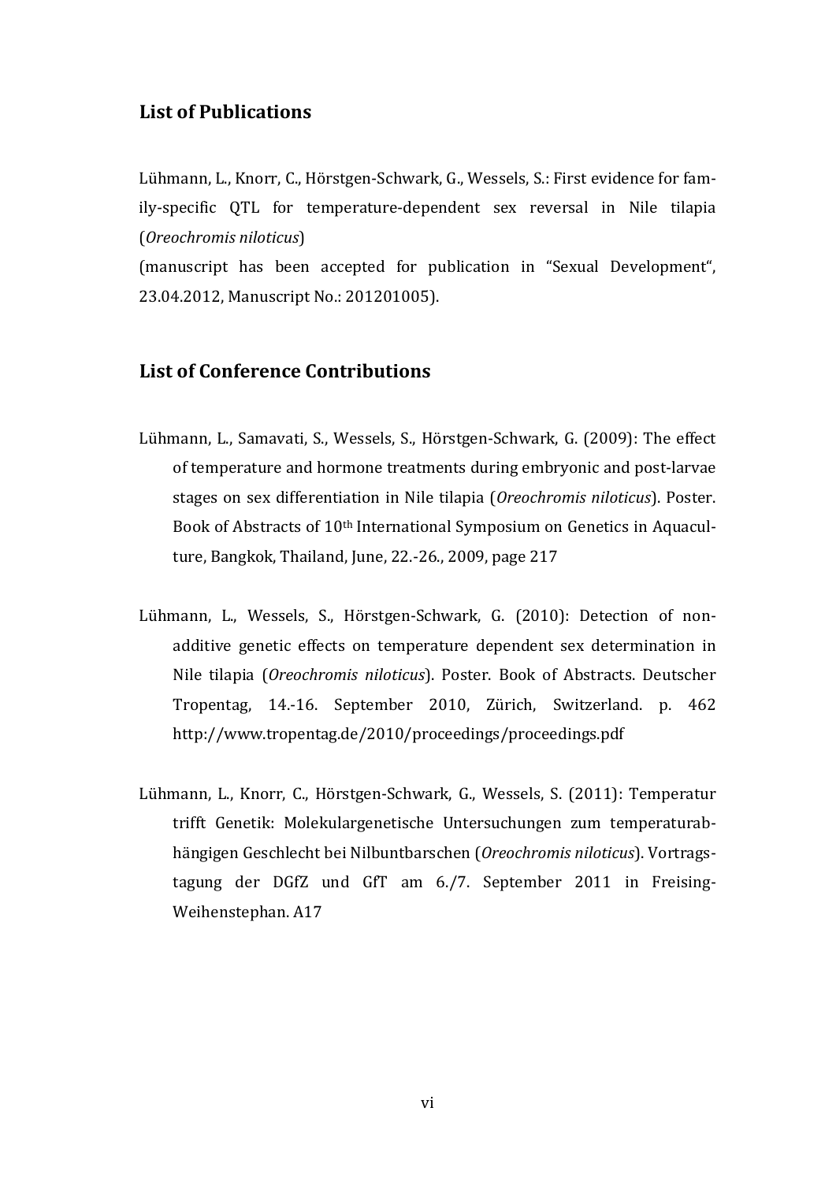## List of Publications

Lühmann, L., Knorr, C., Hörstgen-Schwark, G., Wessels, S.: First evidence for family-specific QTL for temperature-dependent sex reversal in Nile tilapia (*Oreochromis niloticus*)
(manuscript has been accepted for publication in "Sexual Development", 23.04.2012, Manuscript No.: 201201005).

## List of Conference Contributions

Lühmann, L., Samavati, S., Wessels, S., Hörstgen-Schwark, G. (2009): The effect of temperature and hormone treatments during embryonic and post-larvae stages on sex differentiation in Nile tilapia (*Oreochromis niloticus*). Poster. Book of Abstracts of 10th International Symposium on Genetics in Aquaculture, Bangkok, Thailand, June, 22.-26., 2009, page 217

Lühmann, L., Wessels, S., Hörstgen-Schwark, G. (2010): Detection of non-additive genetic effects on temperature dependent sex determination in Nile tilapia (*Oreochromis niloticus*). Poster. Book of Abstracts. Deutscher Tropentag, 14.-16. September 2010, Zürich, Switzerland. p. 462 http://www.tropentag.de/2010/proceedings/proceedings.pdf

Lühmann, L., Knorr, C., Hörstgen-Schwark, G., Wessels, S. (2011): Temperatur trifft Genetik: Molekulargenetische Untersuchungen zum temperaturabhängigen Geschlecht bei Nilbuntbarschen (*Oreochromis niloticus*). Vortragstagung der DGfZ und GfT am 6./7. September 2011 in Freising-Weihenstephan. A17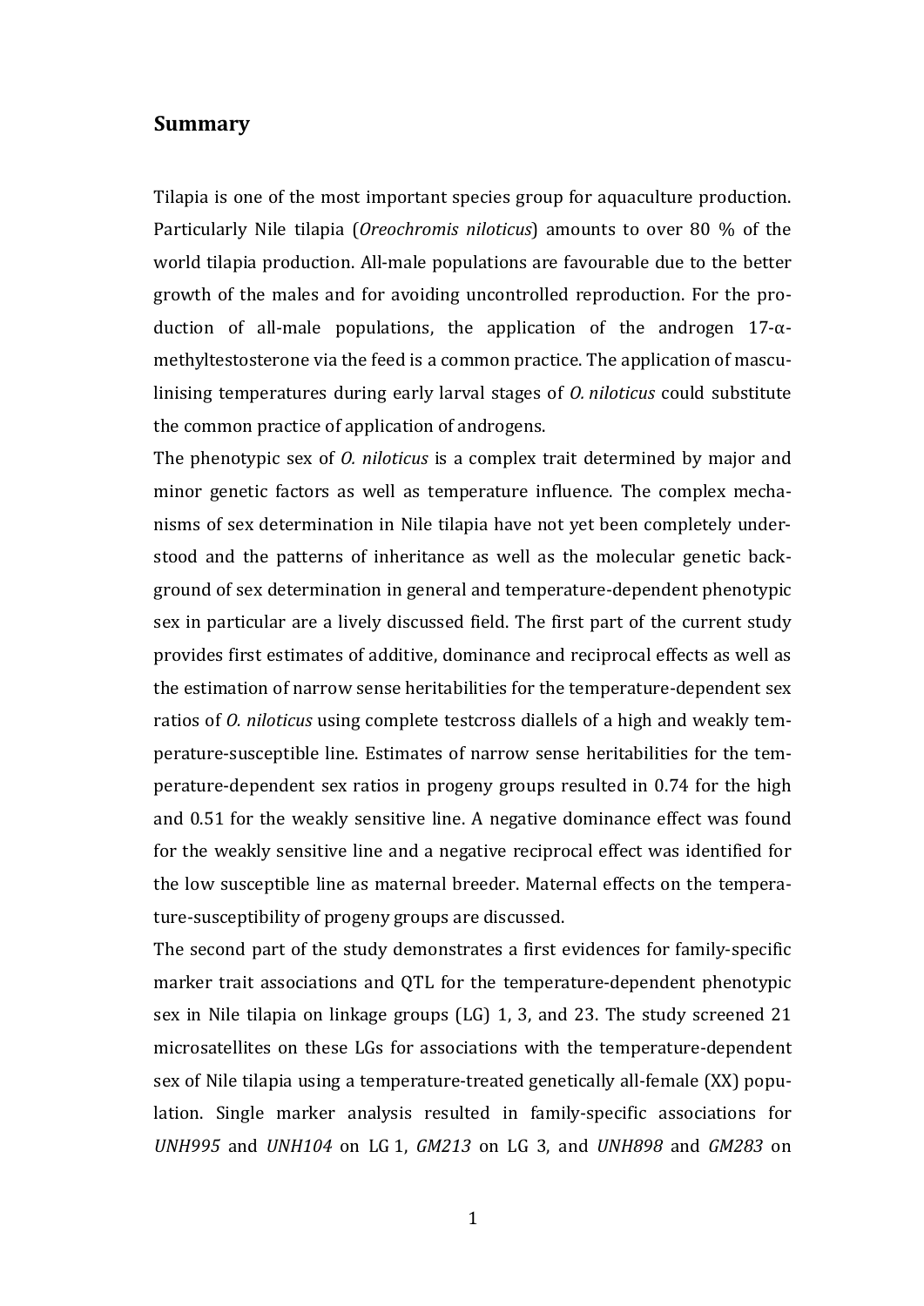## Summary

Tilapia is one of the most important species group for aquaculture production. Particularly Nile tilapia (*Oreochromis niloticus*) amounts to over 80 % of the world tilapia production. All-male populations are favourable due to the better growth of the males and for avoiding uncontrolled reproduction. For the production of all-male populations, the application of the androgen 17-α-methyltestosterone via the feed is a common practice. The application of masculinising temperatures during early larval stages of *O. niloticus* could substitute the common practice of application of androgens.

The phenotypic sex of *O. niloticus* is a complex trait determined by major and minor genetic factors as well as temperature influence. The complex mechanisms of sex determination in Nile tilapia have not yet been completely understood and the patterns of inheritance as well as the molecular genetic background of sex determination in general and temperature-dependent phenotypic sex in particular are a lively discussed field. The first part of the current study provides first estimates of additive, dominance and reciprocal effects as well as the estimation of narrow sense heritabilities for the temperature-dependent sex ratios of *O. niloticus* using complete testcross diallels of a high and weakly temperature-susceptible line. Estimates of narrow sense heritabilities for the temperature-dependent sex ratios in progeny groups resulted in 0.74 for the high and 0.51 for the weakly sensitive line. A negative dominance effect was found for the weakly sensitive line and a negative reciprocal effect was identified for the low susceptible line as maternal breeder. Maternal effects on the temperature-susceptibility of progeny groups are discussed.

The second part of the study demonstrates a first evidences for family-specific marker trait associations and QTL for the temperature-dependent phenotypic sex in Nile tilapia on linkage groups (LG) 1, 3, and 23. The study screened 21 microsatellites on these LGs for associations with the temperature-dependent sex of Nile tilapia using a temperature-treated genetically all-female (XX) population. Single marker analysis resulted in family-specific associations for *UNH995* and *UNH104* on LG 1, *GM213* on LG 3, and *UNH898* and *GM283* on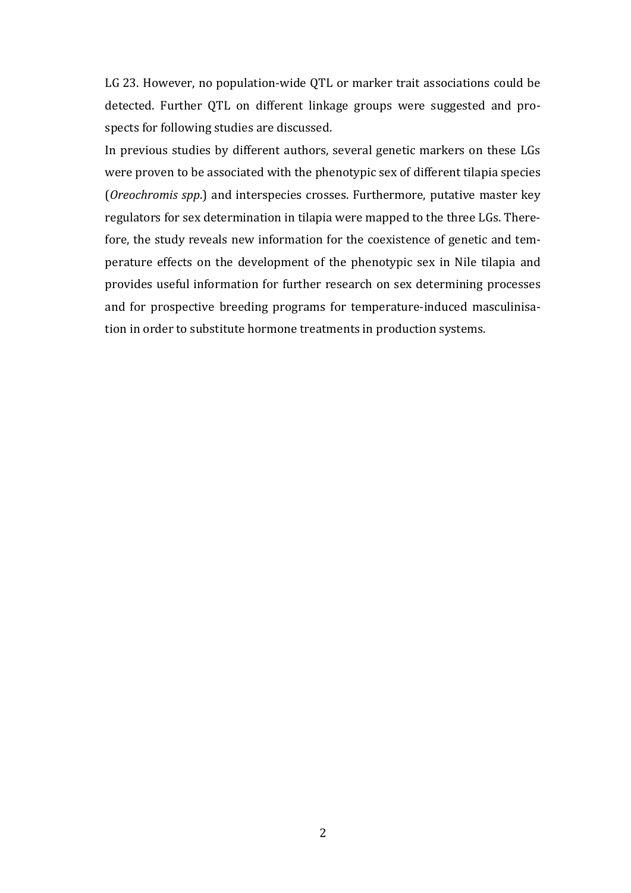LG 23. However, no population-wide QTL or marker trait associations could be detected. Further QTL on different linkage groups were suggested and prospects for following studies are discussed.

In previous studies by different authors, several genetic markers on these LGs were proven to be associated with the phenotypic sex of different tilapia species (*Oreochromis spp.*) and interspecies crosses. Furthermore, putative master key regulators for sex determination in tilapia were mapped to the three LGs. Therefore, the study reveals new information for the coexistence of genetic and temperature effects on the development of the phenotypic sex in Nile tilapia and provides useful information for further research on sex determining processes and for prospective breeding programs for temperature-induced masculinisation in order to substitute hormone treatments in production systems.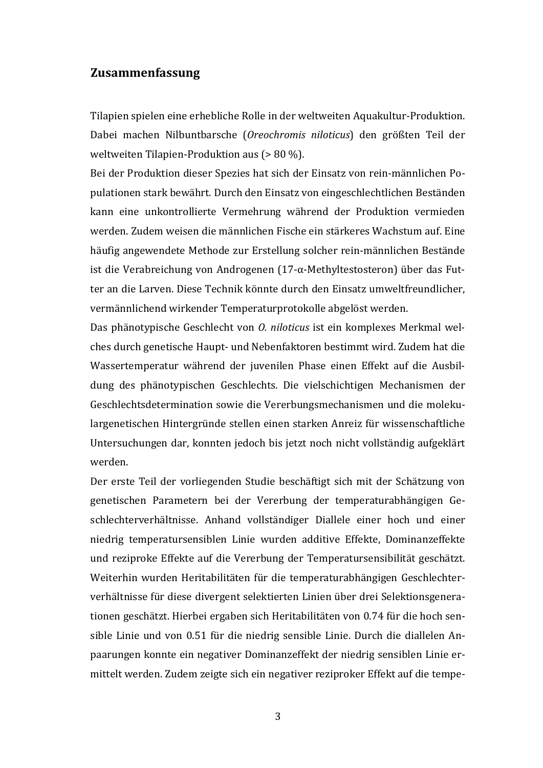## Zusammenfassung

Tilapien spielen eine erhebliche Rolle in der weltweiten Aquakultur-Produktion. Dabei machen Nilbuntbarsche (*Oreochromis niloticus*) den größten Teil der weltweiten Tilapien-Produktion aus (> 80 %).

Bei der Produktion dieser Spezies hat sich der Einsatz von rein-männlichen Populationen stark bewährt. Durch den Einsatz von eingeschlechtlichen Beständen kann eine unkontrollierte Vermehrung während der Produktion vermieden werden. Zudem weisen die männlichen Fische ein stärkeres Wachstum auf. Eine häufig angewendete Methode zur Erstellung solcher rein-männlichen Bestände ist die Verabreichung von Androgenen (17-α-Methyltestosteron) über das Futter an die Larven. Diese Technik könnte durch den Einsatz umweltfreundlicher, vermännlichend wirkender Temperaturprotokolle abgelöst werden.

Das phänotypische Geschlecht von *O. niloticus* ist ein komplexes Merkmal welches durch genetische Haupt- und Nebenfaktoren bestimmt wird. Zudem hat die Wassertemperatur während der juvenilen Phase einen Effekt auf die Ausbildung des phänotypischen Geschlechts. Die vielschichtigen Mechanismen der Geschlechtsdetermination sowie die Vererbungsmechanismen und die molekulargenetischen Hintergründe stellen einen starken Anreiz für wissenschaftliche Untersuchungen dar, konnten jedoch bis jetzt noch nicht vollständig aufgeklärt werden.

Der erste Teil der vorliegenden Studie beschäftigt sich mit der Schätzung von genetischen Parametern bei der Vererbung der temperaturabhängigen Geschlechterverhältnisse. Anhand vollständiger Diallele einer hoch und einer niedrig temperatursensiblen Linie wurden additive Effekte, Dominanzeffekte und reziproke Effekte auf die Vererbung der Temperatursensibilität geschätzt. Weiterhin wurden Heritabilitäten für die temperaturabhängigen Geschlechterverhältnisse für diese divergent selektierten Linien über drei Selektionsgenerationen geschätzt. Hierbei ergaben sich Heritabilitäten von 0.74 für die hoch sensible Linie und von 0.51 für die niedrig sensible Linie. Durch die diallelen Anpaarungen konnte ein negativer Dominanzeffekt der niedrig sensiblen Linie ermittelt werden. Zudem zeigte sich ein negativer reziproker Effekt auf die tempe-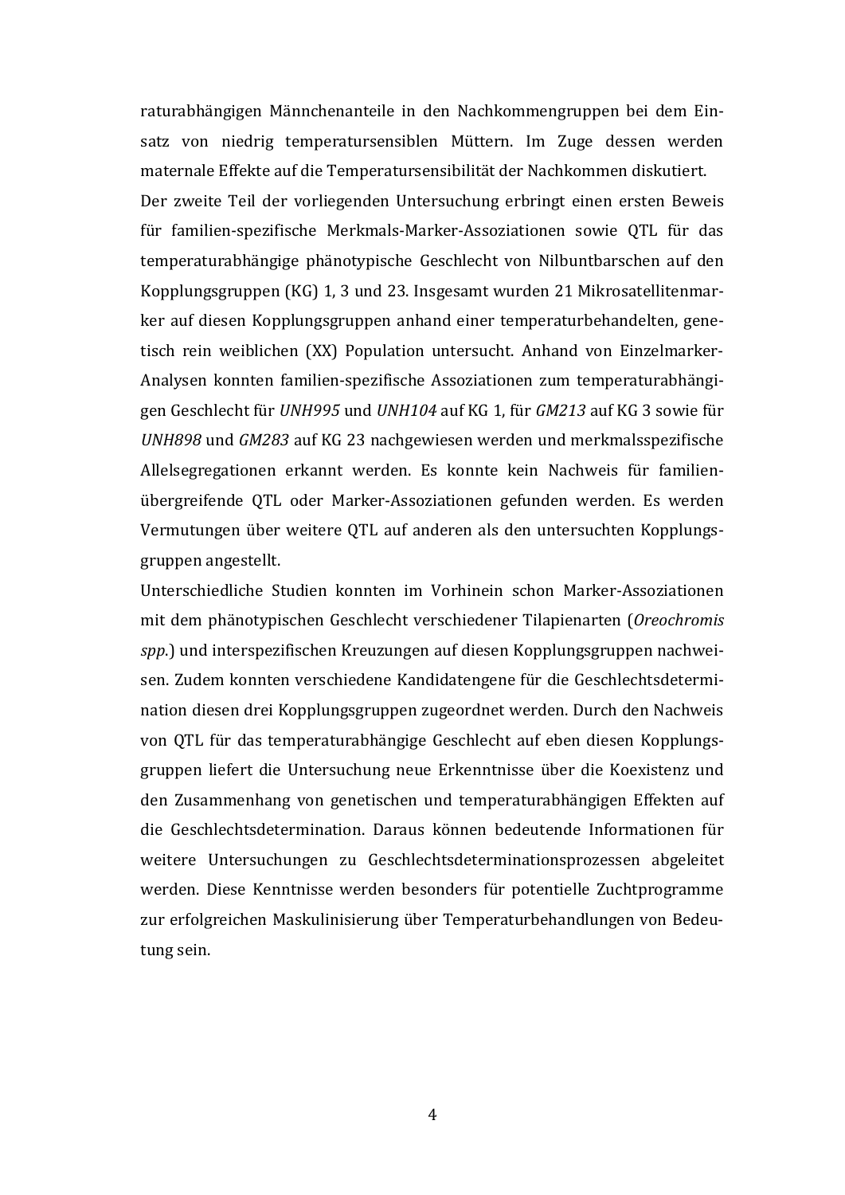raturabhängigen Männchenanteile in den Nachkommengruppen bei dem Einsatz von niedrig temperatursensiblen Müttern. Im Zuge dessen werden maternale Effekte auf die Temperatursensibilität der Nachkommen diskutiert.

Der zweite Teil der vorliegenden Untersuchung erbringt einen ersten Beweis für familien-spezifische Merkmals-Marker-Assoziationen sowie QTL für das temperaturabhängige phänotypische Geschlecht von Nilbuntbarschen auf den Kopplungsgruppen (KG) 1, 3 und 23. Insgesamt wurden 21 Mikrosatellitenmarker auf diesen Kopplungsgruppen anhand einer temperaturbehandelten, genetisch rein weiblichen (XX) Population untersucht. Anhand von Einzelmarker-Analysen konnten familien-spezifische Assoziationen zum temperaturabhängigen Geschlecht für *UNH995* und *UNH104* auf KG 1, für *GM213* auf KG 3 sowie für *UNH898* und *GM283* auf KG 23 nachgewiesen werden und merkmalsspezifische Allelsegregationen erkannt werden. Es konnte kein Nachweis für familienübergreifende QTL oder Marker-Assoziationen gefunden werden. Es werden Vermutungen über weitere QTL auf anderen als den untersuchten Kopplungsgruppen angestellt.

Unterschiedliche Studien konnten im Vorhinein schon Marker-Assoziationen mit dem phänotypischen Geschlecht verschiedener Tilapienarten (*Oreochromis spp.*) und interspezifischen Kreuzungen auf diesen Kopplungsgruppen nachweisen. Zudem konnten verschiedene Kandidatengene für die Geschlechtsdetermination diesen drei Kopplungsgruppen zugeordnet werden. Durch den Nachweis von QTL für das temperaturabhängige Geschlecht auf eben diesen Kopplungsgruppen liefert die Untersuchung neue Erkenntnisse über die Koexistenz und den Zusammenhang von genetischen und temperaturabhängigen Effekten auf die Geschlechtsdetermination. Daraus können bedeutende Informationen für weitere Untersuchungen zu Geschlechtsdeterminationsprozessen abgeleitet werden. Diese Kenntnisse werden besonders für potentielle Zuchtprogramme zur erfolgreichen Maskulinisierung über Temperaturbehandlungen von Bedeutung sein.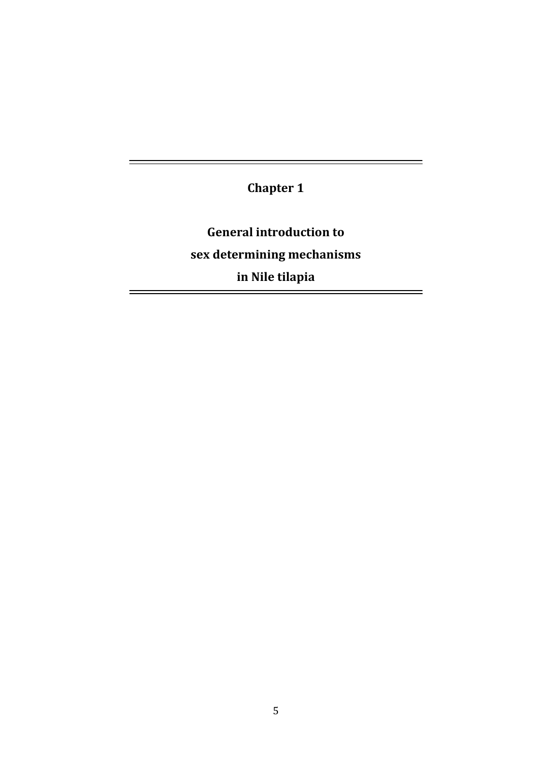# Chapter 1

## General introduction to sex determining mechanisms in Nile tilapia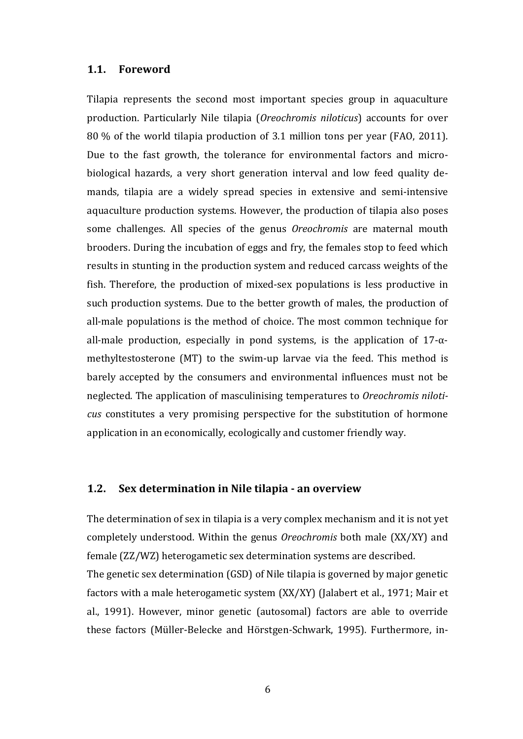## 1.1. Foreword

Tilapia represents the second most important species group in aquaculture production. Particularly Nile tilapia (*Oreochromis niloticus*) accounts for over 80 % of the world tilapia production of 3.1 million tons per year (FAO, 2011). Due to the fast growth, the tolerance for environmental factors and microbiological hazards, a very short generation interval and low feed quality demands, tilapia are a widely spread species in extensive and semi-intensive aquaculture production systems. However, the production of tilapia also poses some challenges. All species of the genus *Oreochromis* are maternal mouth brooders. During the incubation of eggs and fry, the females stop to feed which results in stunting in the production system and reduced carcass weights of the fish. Therefore, the production of mixed-sex populations is less productive in such production systems. Due to the better growth of males, the production of all-male populations is the method of choice. The most common technique for all-male production, especially in pond systems, is the application of 17-α-methyltestosterone (MT) to the swim-up larvae via the feed. This method is barely accepted by the consumers and environmental influences must not be neglected. The application of masculinising temperatures to *Oreochromis niloticus* constitutes a very promising perspective for the substitution of hormone application in an economically, ecologically and customer friendly way.

## 1.2. Sex determination in Nile tilapia - an overview

The determination of sex in tilapia is a very complex mechanism and it is not yet completely understood. Within the genus *Oreochromis* both male (XX/XY) and female (ZZ/WZ) heterogametic sex determination systems are described.

The genetic sex determination (GSD) of Nile tilapia is governed by major genetic factors with a male heterogametic system (XX/XY) (Jalabert et al., 1971; Mair et al., 1991). However, minor genetic (autosomal) factors are able to override these factors (Müller-Belecke and Hörstgen-Schwark, 1995). Furthermore, in-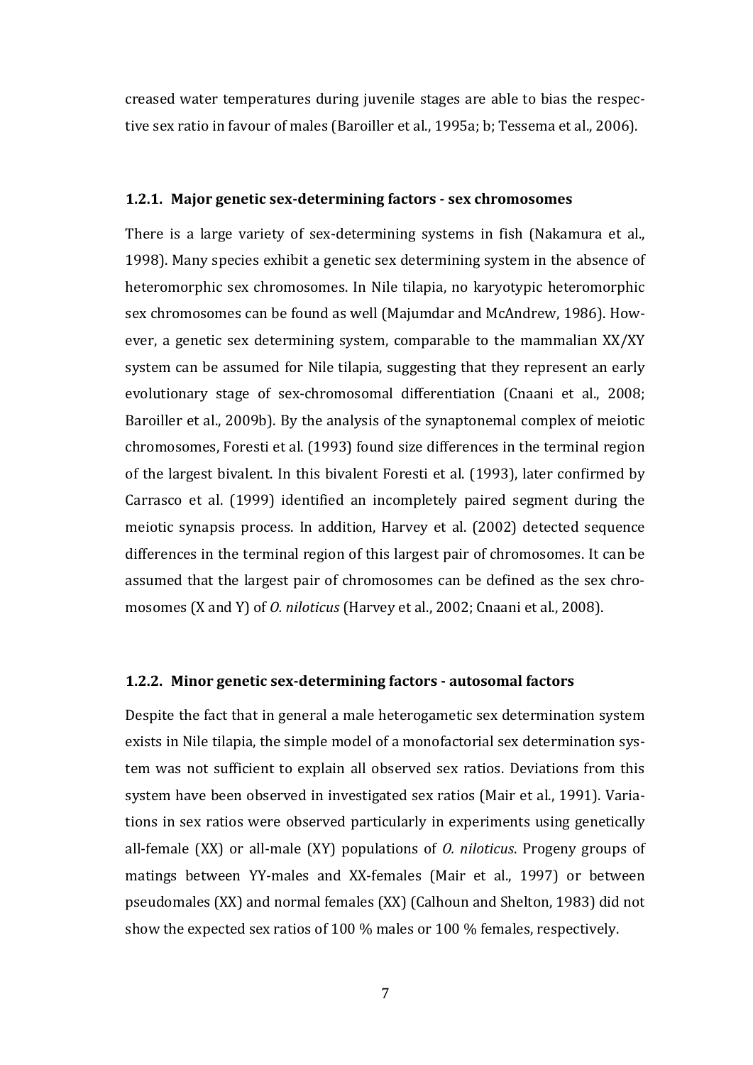creased water temperatures during juvenile stages are able to bias the respective sex ratio in favour of males (Baroiller et al., 1995a; b; Tessema et al., 2006).

### 1.2.1. Major genetic sex-determining factors - sex chromosomes

There is a large variety of sex-determining systems in fish (Nakamura et al., 1998). Many species exhibit a genetic sex determining system in the absence of heteromorphic sex chromosomes. In Nile tilapia, no karyotypic heteromorphic sex chromosomes can be found as well (Majumdar and McAndrew, 1986). However, a genetic sex determining system, comparable to the mammalian XX/XY system can be assumed for Nile tilapia, suggesting that they represent an early evolutionary stage of sex-chromosomal differentiation (Cnaani et al., 2008; Baroiller et al., 2009b). By the analysis of the synaptonemal complex of meiotic chromosomes, Foresti et al. (1993) found size differences in the terminal region of the largest bivalent. In this bivalent Foresti et al. (1993), later confirmed by Carrasco et al. (1999) identified an incompletely paired segment during the meiotic synapsis process. In addition, Harvey et al. (2002) detected sequence differences in the terminal region of this largest pair of chromosomes. It can be assumed that the largest pair of chromosomes can be defined as the sex chromosomes (X and Y) of *O. niloticus* (Harvey et al., 2002; Cnaani et al., 2008).

### 1.2.2. Minor genetic sex-determining factors - autosomal factors

Despite the fact that in general a male heterogametic sex determination system exists in Nile tilapia, the simple model of a monofactorial sex determination system was not sufficient to explain all observed sex ratios. Deviations from this system have been observed in investigated sex ratios (Mair et al., 1991). Variations in sex ratios were observed particularly in experiments using genetically all-female (XX) or all-male (XY) populations of *O. niloticus*. Progeny groups of matings between YY-males and XX-females (Mair et al., 1997) or between pseudomales (XX) and normal females (XX) (Calhoun and Shelton, 1983) did not show the expected sex ratios of 100 % males or 100 % females, respectively.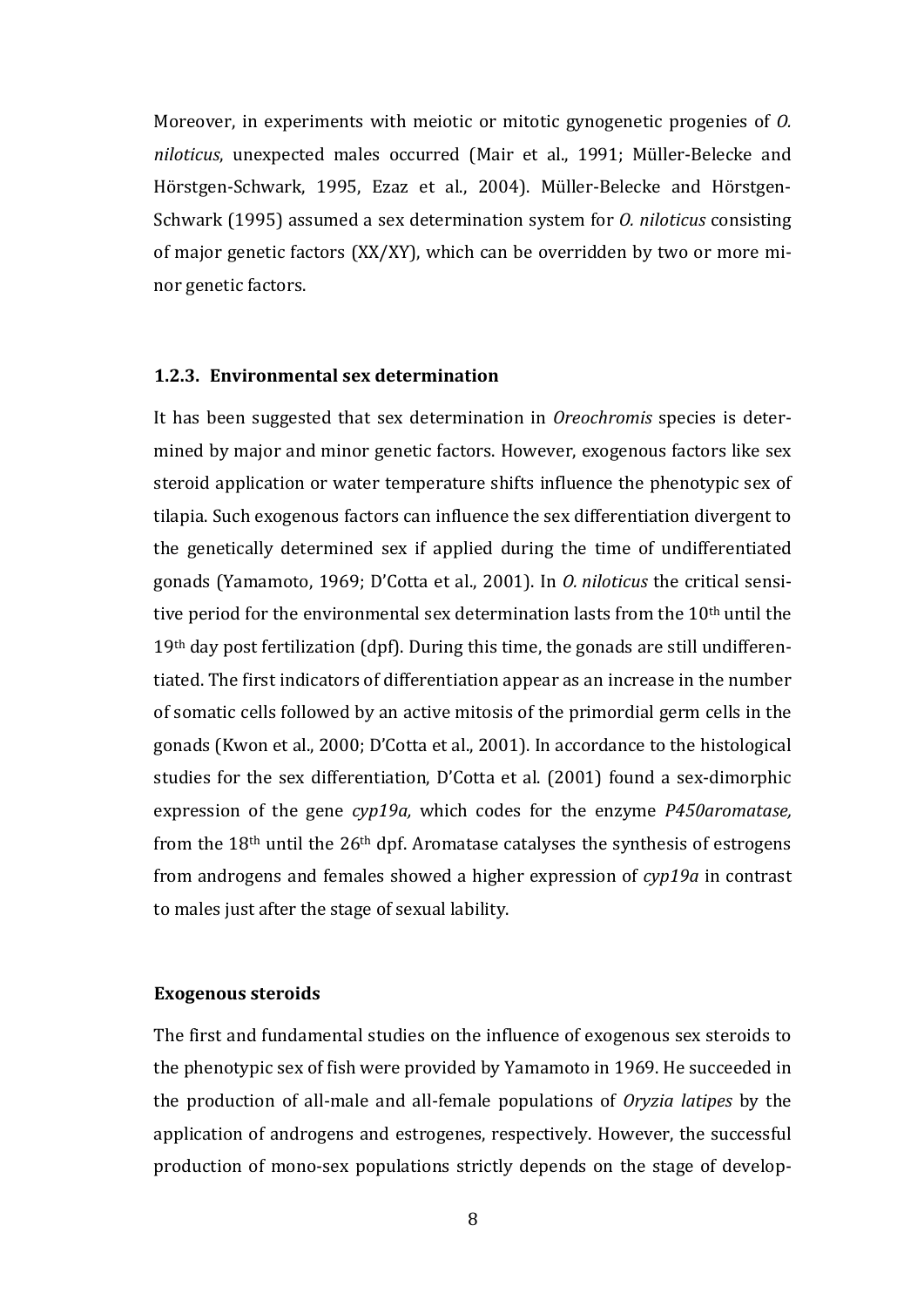Moreover, in experiments with meiotic or mitotic gynogenetic progenies of *O. niloticus*, unexpected males occurred (Mair et al., 1991; Müller-Belecke and Hörstgen-Schwark, 1995, Ezaz et al., 2004). Müller-Belecke and Hörstgen-Schwark (1995) assumed a sex determination system for *O. niloticus* consisting of major genetic factors (XX/XY), which can be overridden by two or more minor genetic factors.

### 1.2.3. Environmental sex determination

It has been suggested that sex determination in *Oreochromis* species is determined by major and minor genetic factors. However, exogenous factors like sex steroid application or water temperature shifts influence the phenotypic sex of tilapia. Such exogenous factors can influence the sex differentiation divergent to the genetically determined sex if applied during the time of undifferentiated gonads (Yamamoto, 1969; D'Cotta et al., 2001). In *O. niloticus* the critical sensitive period for the environmental sex determination lasts from the 10$^{th}$ until the 19$^{th}$ day post fertilization (dpf). During this time, the gonads are still undifferentiated. The first indicators of differentiation appear as an increase in the number of somatic cells followed by an active mitosis of the primordial germ cells in the gonads (Kwon et al., 2000; D'Cotta et al., 2001). In accordance to the histological studies for the sex differentiation, D'Cotta et al. (2001) found a sex-dimorphic expression of the gene *cyp19a,* which codes for the enzyme *P450aromatase,* from the 18$^{th}$ until the 26$^{th}$ dpf. Aromatase catalyses the synthesis of estrogens from androgens and females showed a higher expression of *cyp19a* in contrast to males just after the stage of sexual lability.

#### Exogenous steroids

The first and fundamental studies on the influence of exogenous sex steroids to the phenotypic sex of fish were provided by Yamamoto in 1969. He succeeded in the production of all-male and all-female populations of *Oryzia latipes* by the application of androgens and estrogenes, respectively. However, the successful production of mono-sex populations strictly depends on the stage of develop-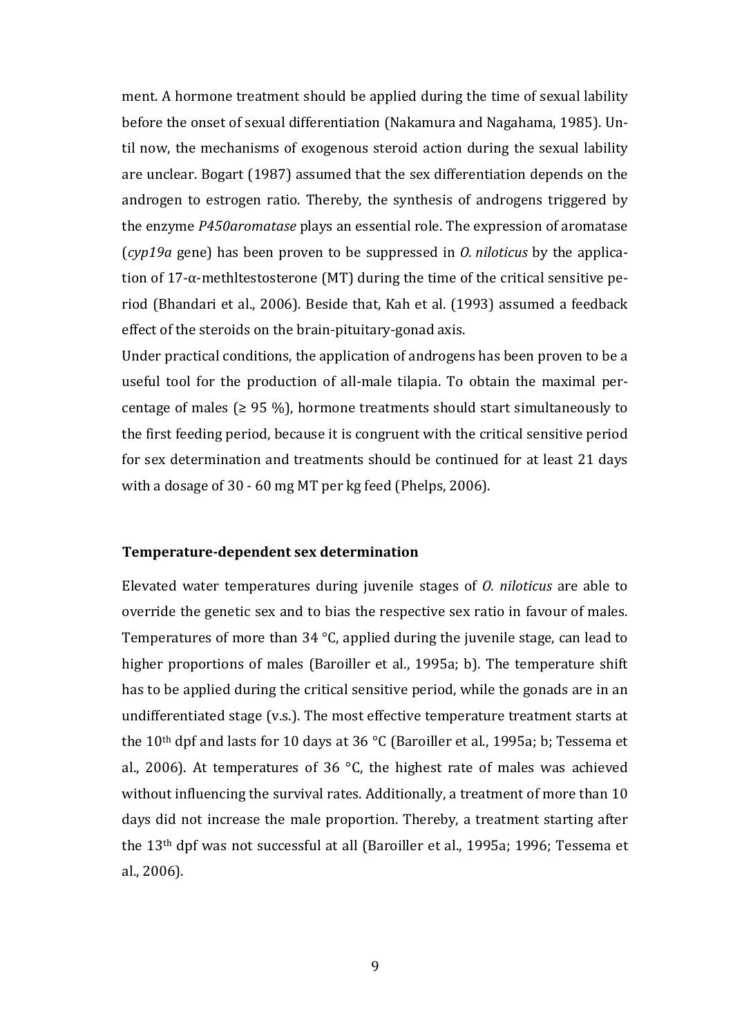ment. A hormone treatment should be applied during the time of sexual lability before the onset of sexual differentiation (Nakamura and Nagahama, 1985). Until now, the mechanisms of exogenous steroid action during the sexual lability are unclear. Bogart (1987) assumed that the sex differentiation depends on the androgen to estrogen ratio. Thereby, the synthesis of androgens triggered by the enzyme *P450aromatase* plays an essential role. The expression of aromatase (*cyp19a* gene) has been proven to be suppressed in *O. niloticus* by the application of 17-α-methltestosterone (MT) during the time of the critical sensitive period (Bhandari et al., 2006). Beside that, Kah et al. (1993) assumed a feedback effect of the steroids on the brain-pituitary-gonad axis.

Under practical conditions, the application of androgens has been proven to be a useful tool for the production of all-male tilapia. To obtain the maximal percentage of males (≥ 95 %), hormone treatments should start simultaneously to the first feeding period, because it is congruent with the critical sensitive period for sex determination and treatments should be continued for at least 21 days with a dosage of 30 - 60 mg MT per kg feed (Phelps, 2006).

### Temperature-dependent sex determination

Elevated water temperatures during juvenile stages of *O. niloticus* are able to override the genetic sex and to bias the respective sex ratio in favour of males. Temperatures of more than 34 °C, applied during the juvenile stage, can lead to higher proportions of males (Baroiller et al., 1995a; b). The temperature shift has to be applied during the critical sensitive period, while the gonads are in an undifferentiated stage (v.s.). The most effective temperature treatment starts at the 10th dpf and lasts for 10 days at 36 °C (Baroiller et al., 1995a; b; Tessema et al., 2006). At temperatures of 36 °C, the highest rate of males was achieved without influencing the survival rates. Additionally, a treatment of more than 10 days did not increase the male proportion. Thereby, a treatment starting after the 13th dpf was not successful at all (Baroiller et al., 1995a; 1996; Tessema et al., 2006).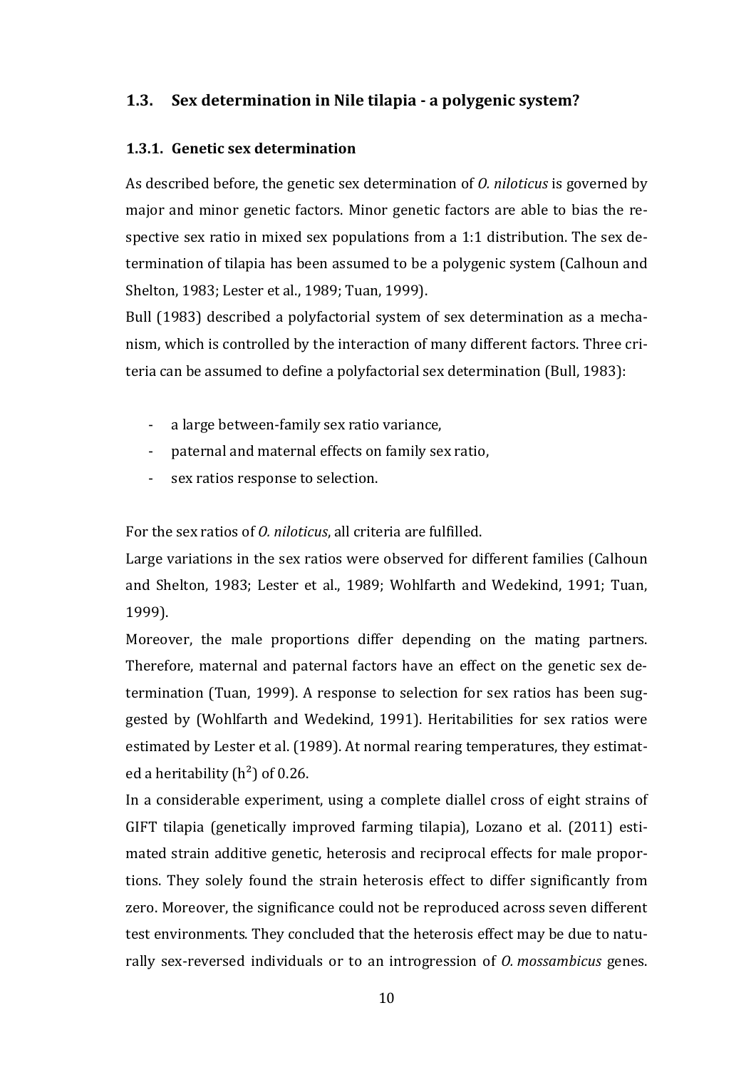## 1.3. Sex determination in Nile tilapia - a polygenic system?

### 1.3.1. Genetic sex determination

As described before, the genetic sex determination of *O. niloticus* is governed by major and minor genetic factors. Minor genetic factors are able to bias the respective sex ratio in mixed sex populations from a 1:1 distribution. The sex determination of tilapia has been assumed to be a polygenic system (Calhoun and Shelton, 1983; Lester et al., 1989; Tuan, 1999).

Bull (1983) described a polyfactorial system of sex determination as a mechanism, which is controlled by the interaction of many different factors. Three criteria can be assumed to define a polyfactorial sex determination (Bull, 1983):

- a large between-family sex ratio variance,
- paternal and maternal effects on family sex ratio,
- sex ratios response to selection.

For the sex ratios of *O. niloticus*, all criteria are fulfilled.

Large variations in the sex ratios were observed for different families (Calhoun and Shelton, 1983; Lester et al., 1989; Wohlfarth and Wedekind, 1991; Tuan, 1999).

Moreover, the male proportions differ depending on the mating partners. Therefore, maternal and paternal factors have an effect on the genetic sex determination (Tuan, 1999). A response to selection for sex ratios has been suggested by (Wohlfarth and Wedekind, 1991). Heritabilities for sex ratios were estimated by Lester et al. (1989). At normal rearing temperatures, they estimated a heritability ($h^2$) of 0.26.

In a considerable experiment, using a complete diallel cross of eight strains of GIFT tilapia (genetically improved farming tilapia), Lozano et al. (2011) estimated strain additive genetic, heterosis and reciprocal effects for male proportions. They solely found the strain heterosis effect to differ significantly from zero. Moreover, the significance could not be reproduced across seven different test environments. They concluded that the heterosis effect may be due to naturally sex-reversed individuals or to an introgression of *O. mossambicus* genes.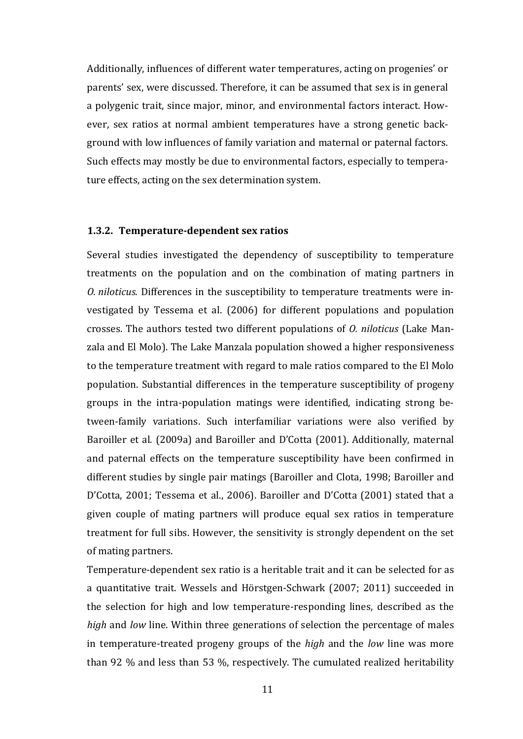Additionally, influences of different water temperatures, acting on progenies' or parents' sex, were discussed. Therefore, it can be assumed that sex is in general a polygenic trait, since major, minor, and environmental factors interact. However, sex ratios at normal ambient temperatures have a strong genetic background with low influences of family variation and maternal or paternal factors. Such effects may mostly be due to environmental factors, especially to temperature effects, acting on the sex determination system.

### 1.3.2. Temperature-dependent sex ratios

Several studies investigated the dependency of susceptibility to temperature treatments on the population and on the combination of mating partners in *O. niloticus*. Differences in the susceptibility to temperature treatments were investigated by Tessema et al. (2006) for different populations and population crosses. The authors tested two different populations of *O. niloticus* (Lake Manzala and El Molo). The Lake Manzala population showed a higher responsiveness to the temperature treatment with regard to male ratios compared to the El Molo population. Substantial differences in the temperature susceptibility of progeny groups in the intra-population matings were identified, indicating strong between-family variations. Such interfamiliar variations were also verified by Baroiller et al. (2009a) and Baroiller and D'Cotta (2001). Additionally, maternal and paternal effects on the temperature susceptibility have been confirmed in different studies by single pair matings (Baroiller and Clota, 1998; Baroiller and D'Cotta, 2001; Tessema et al., 2006). Baroiller and D'Cotta (2001) stated that a given couple of mating partners will produce equal sex ratios in temperature treatment for full sibs. However, the sensitivity is strongly dependent on the set of mating partners.

Temperature-dependent sex ratio is a heritable trait and it can be selected for as a quantitative trait. Wessels and Hörstgen-Schwark (2007; 2011) succeeded in the selection for high and low temperature-responding lines, described as the *high* and *low* line. Within three generations of selection the percentage of males in temperature-treated progeny groups of the *high* and the *low* line was more than 92 % and less than 53 %, respectively. The cumulated realized heritability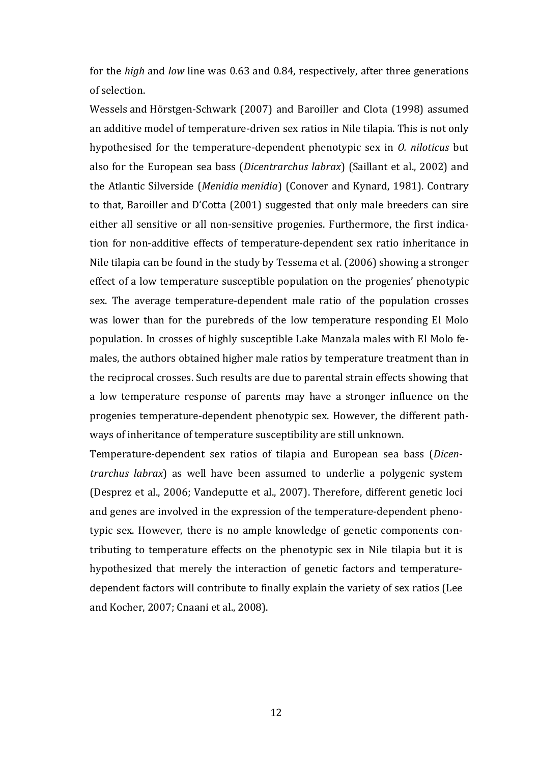for the *high* and *low* line was 0.63 and 0.84, respectively, after three generations of selection.

Wessels and Hörstgen-Schwark (2007) and Baroiller and Clota (1998) assumed an additive model of temperature-driven sex ratios in Nile tilapia. This is not only hypothesised for the temperature-dependent phenotypic sex in *O. niloticus* but also for the European sea bass (*Dicentrarchus labrax*) (Saillant et al., 2002) and the Atlantic Silverside (*Menidia menidia*) (Conover and Kynard, 1981). Contrary to that, Baroiller and D'Cotta (2001) suggested that only male breeders can sire either all sensitive or all non-sensitive progenies. Furthermore, the first indication for non-additive effects of temperature-dependent sex ratio inheritance in Nile tilapia can be found in the study by Tessema et al. (2006) showing a stronger effect of a low temperature susceptible population on the progenies' phenotypic sex. The average temperature-dependent male ratio of the population crosses was lower than for the purebreds of the low temperature responding El Molo population. In crosses of highly susceptible Lake Manzala males with El Molo females, the authors obtained higher male ratios by temperature treatment than in the reciprocal crosses. Such results are due to parental strain effects showing that a low temperature response of parents may have a stronger influence on the progenies temperature-dependent phenotypic sex. However, the different pathways of inheritance of temperature susceptibility are still unknown.

Temperature-dependent sex ratios of tilapia and European sea bass (*Dicentrarchus labrax*) as well have been assumed to underlie a polygenic system (Desprez et al., 2006; Vandeputte et al., 2007). Therefore, different genetic loci and genes are involved in the expression of the temperature-dependent phenotypic sex. However, there is no ample knowledge of genetic components contributing to temperature effects on the phenotypic sex in Nile tilapia but it is hypothesized that merely the interaction of genetic factors and temperature-dependent factors will contribute to finally explain the variety of sex ratios (Lee and Kocher, 2007; Cnaani et al., 2008).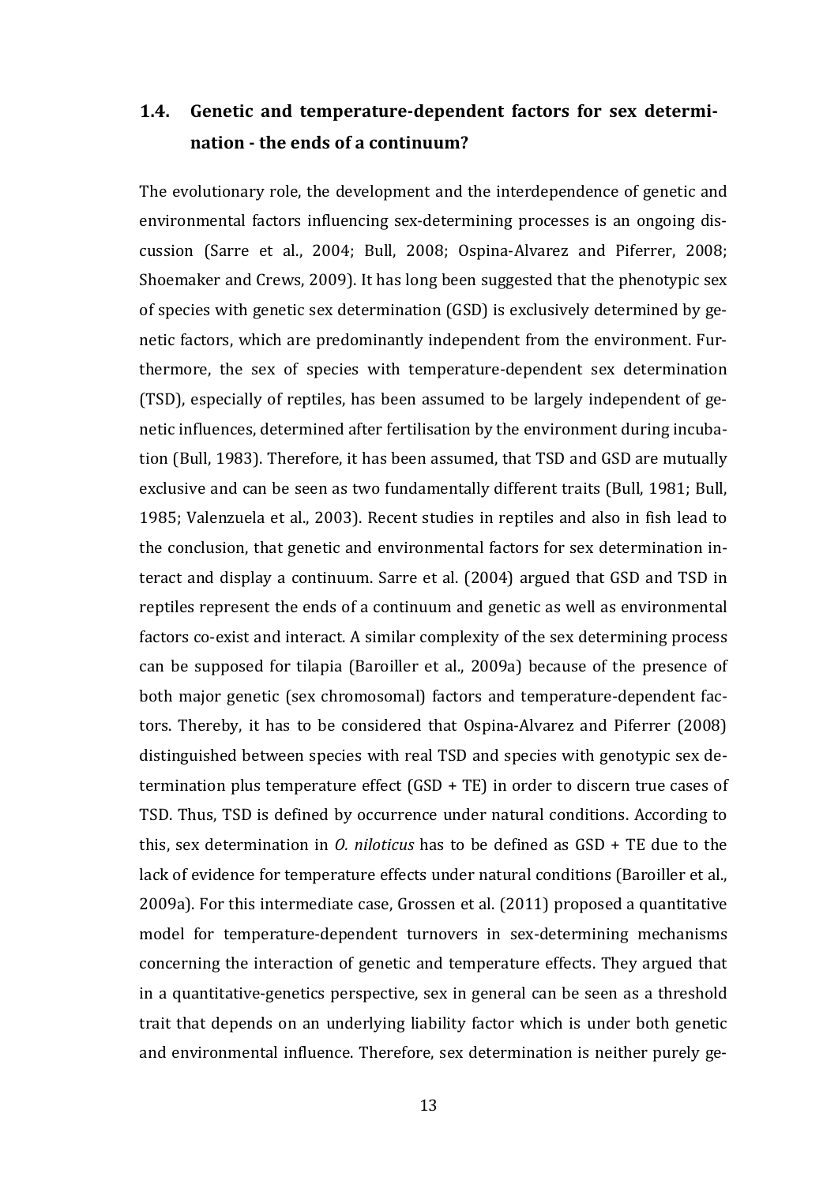## 1.4. Genetic and temperature-dependent factors for sex determination - the ends of a continuum?

The evolutionary role, the development and the interdependence of genetic and environmental factors influencing sex-determining processes is an ongoing discussion (Sarre et al., 2004; Bull, 2008; Ospina-Alvarez and Piferrer, 2008; Shoemaker and Crews, 2009). It has long been suggested that the phenotypic sex of species with genetic sex determination (GSD) is exclusively determined by genetic factors, which are predominantly independent from the environment. Furthermore, the sex of species with temperature-dependent sex determination (TSD), especially of reptiles, has been assumed to be largely independent of genetic influences, determined after fertilisation by the environment during incubation (Bull, 1983). Therefore, it has been assumed, that TSD and GSD are mutually exclusive and can be seen as two fundamentally different traits (Bull, 1981; Bull, 1985; Valenzuela et al., 2003). Recent studies in reptiles and also in fish lead to the conclusion, that genetic and environmental factors for sex determination interact and display a continuum. Sarre et al. (2004) argued that GSD and TSD in reptiles represent the ends of a continuum and genetic as well as environmental factors co-exist and interact. A similar complexity of the sex determining process can be supposed for tilapia (Baroiller et al., 2009a) because of the presence of both major genetic (sex chromosomal) factors and temperature-dependent factors. Thereby, it has to be considered that Ospina-Alvarez and Piferrer (2008) distinguished between species with real TSD and species with genotypic sex determination plus temperature effect (GSD + TE) in order to discern true cases of TSD. Thus, TSD is defined by occurrence under natural conditions. According to this, sex determination in *O. niloticus* has to be defined as GSD + TE due to the lack of evidence for temperature effects under natural conditions (Baroiller et al., 2009a). For this intermediate case, Grossen et al. (2011) proposed a quantitative model for temperature-dependent turnovers in sex-determining mechanisms concerning the interaction of genetic and temperature effects. They argued that in a quantitative-genetics perspective, sex in general can be seen as a threshold trait that depends on an underlying liability factor which is under both genetic and environmental influence. Therefore, sex determination is neither purely ge-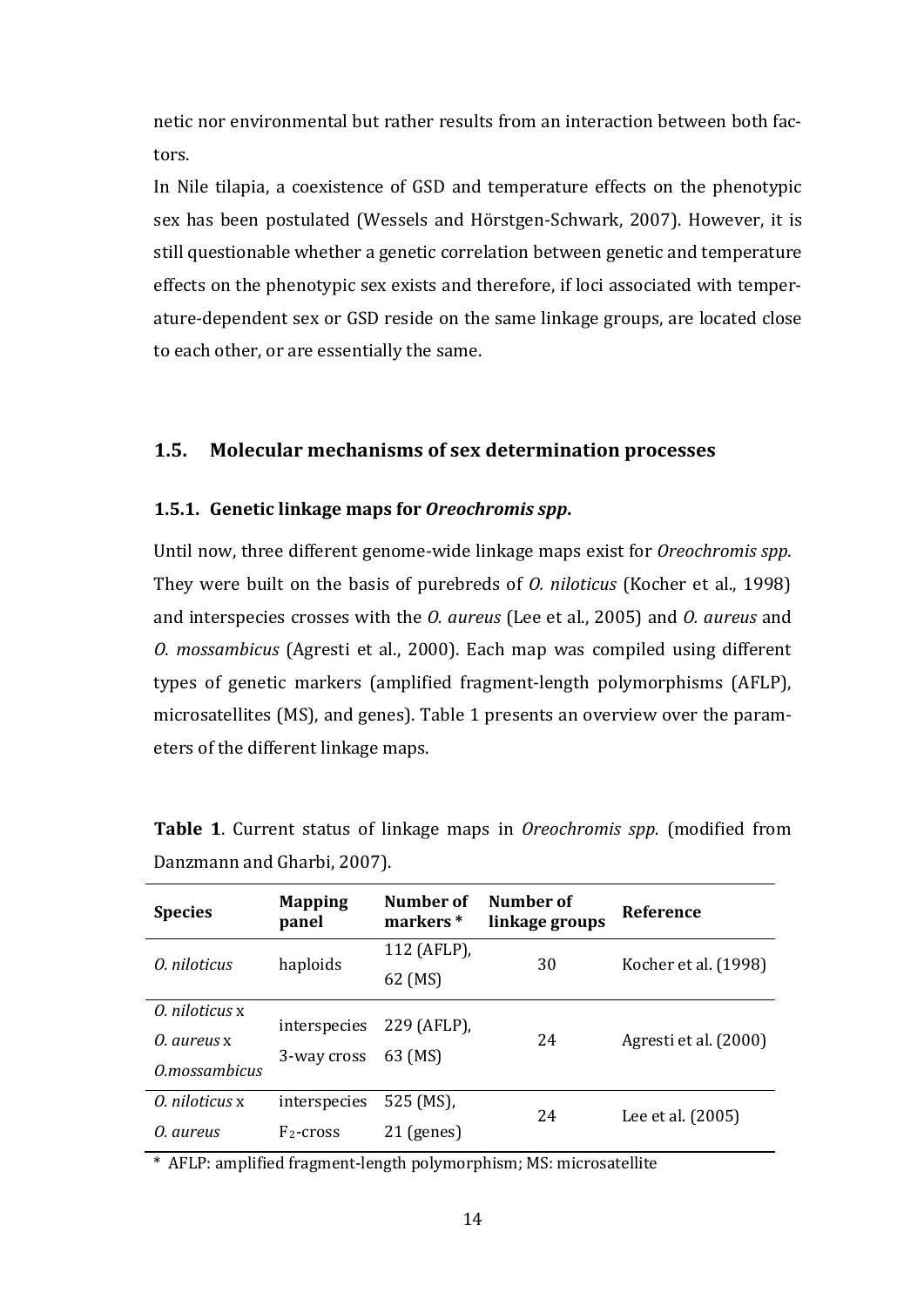netic nor environmental but rather results from an interaction between both factors.

In Nile tilapia, a coexistence of GSD and temperature effects on the phenotypic sex has been postulated (Wessels and Hörstgen-Schwark, 2007). However, it is still questionable whether a genetic correlation between genetic and temperature effects on the phenotypic sex exists and therefore, if loci associated with temperature-dependent sex or GSD reside on the same linkage groups, are located close to each other, or are essentially the same.

## 1.5. Molecular mechanisms of sex determination processes

### 1.5.1. Genetic linkage maps for *Oreochromis spp.*

Until now, three different genome-wide linkage maps exist for *Oreochromis spp.* They were built on the basis of purebreds of *O. niloticus* (Kocher et al., 1998) and interspecies crosses with the *O. aureus* (Lee et al., 2005) and *O. aureus* and *O. mossambicus* (Agresti et al., 2000). Each map was compiled using different types of genetic markers (amplified fragment-length polymorphisms (AFLP), microsatellites (MS), and genes). Table 1 presents an overview over the parameters of the different linkage maps.

**Table 1**. Current status of linkage maps in *Oreochromis spp.* (modified from Danzmann and Gharbi, 2007).

| Species | Mapping panel | Number of markers * | Number of linkage groups | Reference |
|---|---|---|---|---|
| *O. niloticus* | haploids | 112 (AFLP), 62 (MS) | 30 | Kocher et al. (1998) |
| *O. niloticus* x *O. aureus* x *O.mossambicus* | interspecies 3-way cross | 229 (AFLP), 63 (MS) | 24 | Agresti et al. (2000) |
| *O. niloticus* x *O. aureus* | interspecies $F_2$-cross | 525 (MS), 21 (genes) | 24 | Lee et al. (2005) |

\* AFLP: amplified fragment-length polymorphism; MS: microsatellite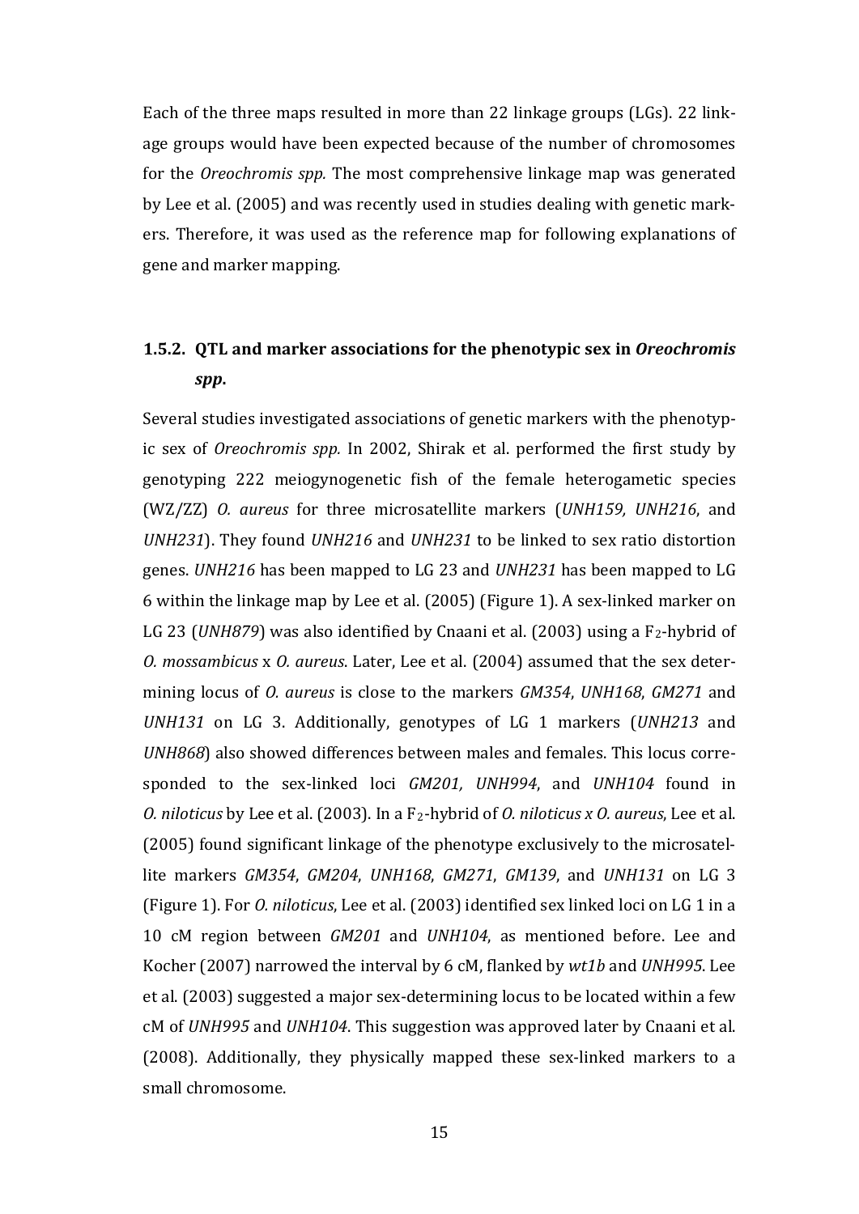Each of the three maps resulted in more than 22 linkage groups (LGs). 22 linkage groups would have been expected because of the number of chromosomes for the *Oreochromis spp.* The most comprehensive linkage map was generated by Lee et al. (2005) and was recently used in studies dealing with genetic markers. Therefore, it was used as the reference map for following explanations of gene and marker mapping.

### 1.5.2. QTL and marker associations for the phenotypic sex in *Oreochromis spp.*

Several studies investigated associations of genetic markers with the phenotypic sex of *Oreochromis spp.* In 2002, Shirak et al. performed the first study by genotyping 222 meiogynogenetic fish of the female heterogametic species (WZ/ZZ) *O. aureus* for three microsatellite markers (*UNH159, UNH216*, and *UNH231*). They found *UNH216* and *UNH231* to be linked to sex ratio distortion genes. *UNH216* has been mapped to LG 23 and *UNH231* has been mapped to LG 6 within the linkage map by Lee et al. (2005) (Figure 1). A sex-linked marker on LG 23 (*UNH879*) was also identified by Cnaani et al. (2003) using a $F_2$-hybrid of *O. mossambicus* x *O. aureus*. Later, Lee et al. (2004) assumed that the sex determining locus of *O. aureus* is close to the markers *GM354*, *UNH168*, *GM271* and *UNH131* on LG 3. Additionally, genotypes of LG 1 markers (*UNH213* and *UNH868*) also showed differences between males and females. This locus corresponded to the sex-linked loci *GM201, UNH994*, and *UNH104* found in *O. niloticus* by Lee et al. (2003). In a $F_2$-hybrid of *O. niloticus x O. aureus*, Lee et al. (2005) found significant linkage of the phenotype exclusively to the microsatellite markers *GM354*, *GM204*, *UNH168*, *GM271*, *GM139*, and *UNH131* on LG 3 (Figure 1). For *O. niloticus*, Lee et al. (2003) identified sex linked loci on LG 1 in a 10 cM region between *GM201* and *UNH104*, as mentioned before. Lee and Kocher (2007) narrowed the interval by 6 cM, flanked by *wt1b* and *UNH995*. Lee et al. (2003) suggested a major sex-determining locus to be located within a few cM of *UNH995* and *UNH104*. This suggestion was approved later by Cnaani et al. (2008). Additionally, they physically mapped these sex-linked markers to a small chromosome.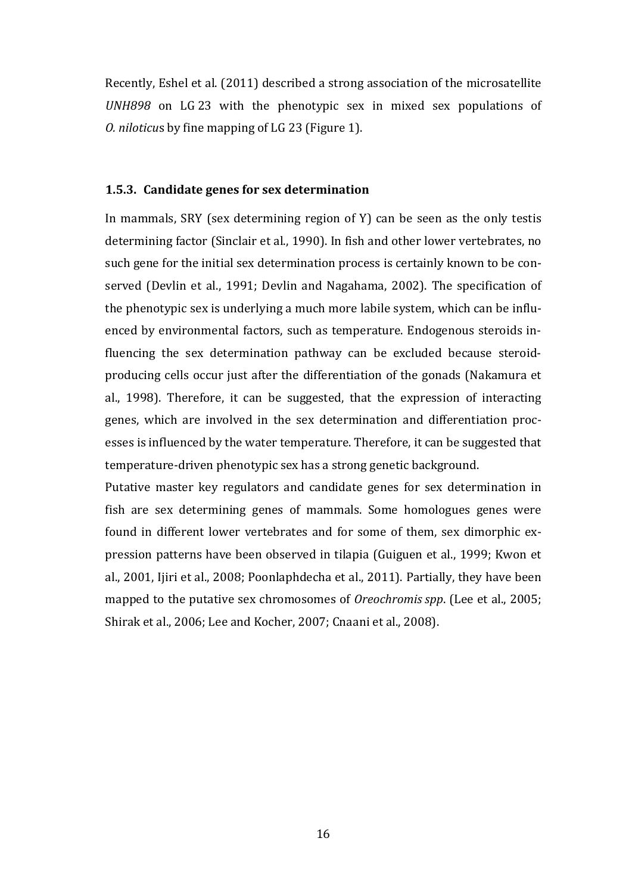Recently, Eshel et al. (2011) described a strong association of the microsatellite *UNH898* on LG 23 with the phenotypic sex in mixed sex populations of *O. niloticus* by fine mapping of LG 23 (Figure 1).

### 1.5.3. Candidate genes for sex determination

In mammals, SRY (sex determining region of Y) can be seen as the only testis determining factor (Sinclair et al., 1990). In fish and other lower vertebrates, no such gene for the initial sex determination process is certainly known to be conserved (Devlin et al., 1991; Devlin and Nagahama, 2002). The specification of the phenotypic sex is underlying a much more labile system, which can be influenced by environmental factors, such as temperature. Endogenous steroids influencing the sex determination pathway can be excluded because steroid-producing cells occur just after the differentiation of the gonads (Nakamura et al., 1998). Therefore, it can be suggested, that the expression of interacting genes, which are involved in the sex determination and differentiation processes is influenced by the water temperature. Therefore, it can be suggested that temperature-driven phenotypic sex has a strong genetic background.

Putative master key regulators and candidate genes for sex determination in fish are sex determining genes of mammals. Some homologues genes were found in different lower vertebrates and for some of them, sex dimorphic expression patterns have been observed in tilapia (Guiguen et al., 1999; Kwon et al., 2001, Ijiri et al., 2008; Poonlaphdecha et al., 2011). Partially, they have been mapped to the putative sex chromosomes of *Oreochromis spp*. (Lee et al., 2005; Shirak et al., 2006; Lee and Kocher, 2007; Cnaani et al., 2008).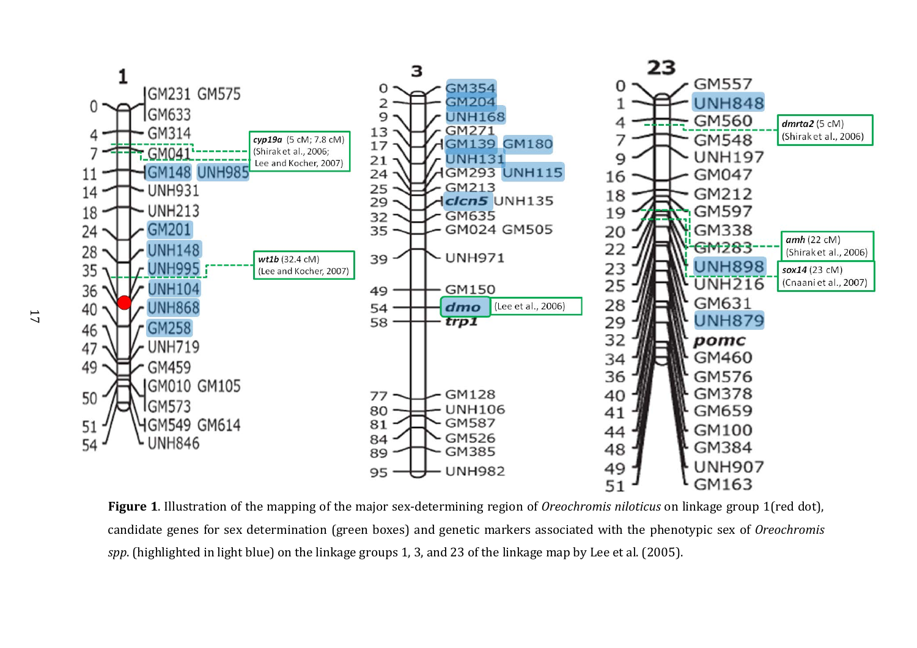**Figure 1**. Illustration of the mapping of the major sex-determining region of *Oreochromis niloticus* on linkage group 1(red dot), candidate genes for sex determination (green boxes) and genetic markers associated with the phenotypic sex of *Oreochromis spp*. (highlighted in light blue) on the linkage groups 1, 3, and 23 of the linkage map by Lee et al. (2005).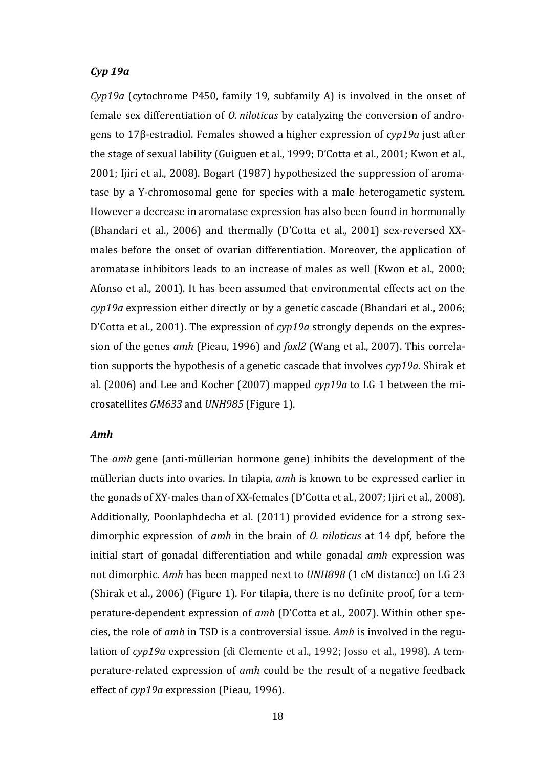### *Cyp 19a*

*Cyp19a* (cytochrome P450, family 19, subfamily A) is involved in the onset of female sex differentiation of *O. niloticus* by catalyzing the conversion of androgens to 17β-estradiol. Females showed a higher expression of *cyp19a* just after the stage of sexual lability (Guiguen et al., 1999; D'Cotta et al., 2001; Kwon et al., 2001; Ijiri et al., 2008). Bogart (1987) hypothesized the suppression of aromatase by a Y-chromosomal gene for species with a male heterogametic system. However a decrease in aromatase expression has also been found in hormonally (Bhandari et al., 2006) and thermally (D'Cotta et al., 2001) sex-reversed XX-males before the onset of ovarian differentiation. Moreover, the application of aromatase inhibitors leads to an increase of males as well (Kwon et al., 2000; Afonso et al., 2001). It has been assumed that environmental effects act on the *cyp19a* expression either directly or by a genetic cascade (Bhandari et al., 2006; D'Cotta et al., 2001). The expression of *cyp19a* strongly depends on the expression of the genes *amh* (Pieau, 1996) and *foxl2* (Wang et al., 2007). This correlation supports the hypothesis of a genetic cascade that involves *cyp19a*. Shirak et al. (2006) and Lee and Kocher (2007) mapped *cyp19a* to LG 1 between the microsatellites *GM633* and *UNH985* (Figure 1).

### *Amh*

The *amh* gene (anti-müllerian hormone gene) inhibits the development of the müllerian ducts into ovaries. In tilapia, *amh* is known to be expressed earlier in the gonads of XY-males than of XX-females (D'Cotta et al., 2007; Ijiri et al., 2008). Additionally, Poonlaphdecha et al. (2011) provided evidence for a strong sex-dimorphic expression of *amh* in the brain of *O. niloticus* at 14 dpf, before the initial start of gonadal differentiation and while gonadal *amh* expression was not dimorphic. *Amh* has been mapped next to *UNH898* (1 cM distance) on LG 23 (Shirak et al., 2006) (Figure 1). For tilapia, there is no definite proof, for a temperature-dependent expression of *amh* (D'Cotta et al., 2007). Within other species, the role of *amh* in TSD is a controversial issue. *Amh* is involved in the regulation of *cyp19a* expression (di Clemente et al., 1992; Josso et al., 1998). A temperature-related expression of *amh* could be the result of a negative feedback effect of *cyp19a* expression (Pieau, 1996).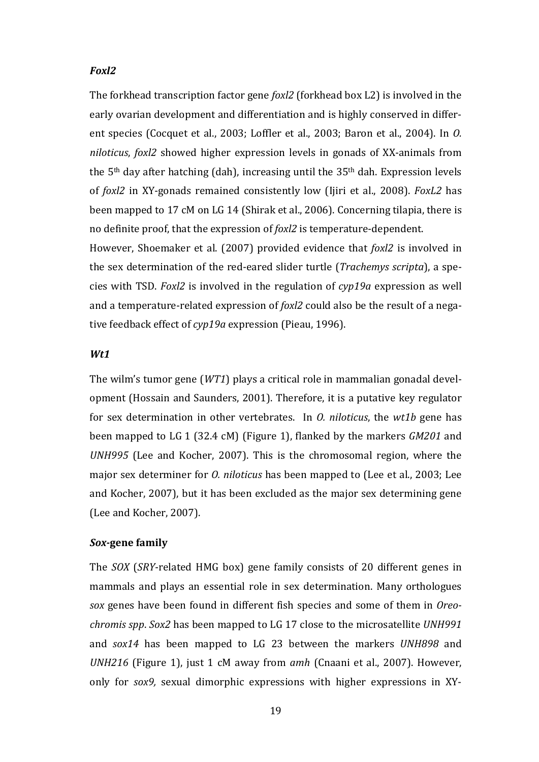### *Foxl2*

The forkhead transcription factor gene *foxl2* (forkhead box L2) is involved in the early ovarian development and differentiation and is highly conserved in different species (Cocquet et al., 2003; Loffler et al., 2003; Baron et al., 2004). In *O. niloticus*, *foxl2* showed higher expression levels in gonads of XX-animals from the 5th day after hatching (dah), increasing until the 35th dah. Expression levels of *foxl2* in XY-gonads remained consistently low (Ijiri et al., 2008). *FoxL2* has been mapped to 17 cM on LG 14 (Shirak et al., 2006). Concerning tilapia, there is no definite proof, that the expression of *foxl2* is temperature-dependent.

However, Shoemaker et al. (2007) provided evidence that *foxl2* is involved in the sex determination of the red-eared slider turtle (*Trachemys scripta*), a species with TSD. *Foxl2* is involved in the regulation of *cyp19a* expression as well and a temperature-related expression of *foxl2* could also be the result of a negative feedback effect of *cyp19a* expression (Pieau, 1996).

### *Wt1*

The wilm's tumor gene (*WT1*) plays a critical role in mammalian gonadal development (Hossain and Saunders, 2001). Therefore, it is a putative key regulator for sex determination in other vertebrates. In *O. niloticus*, the *wt1b* gene has been mapped to LG 1 (32.4 cM) (Figure 1), flanked by the markers *GM201* and *UNH995* (Lee and Kocher, 2007). This is the chromosomal region, where the major sex determiner for *O. niloticus* has been mapped to (Lee et al., 2003; Lee and Kocher, 2007), but it has been excluded as the major sex determining gene (Lee and Kocher, 2007).

### ***Sox*-gene family**

The *SOX* (*SRY*-related HMG box) gene family consists of 20 different genes in mammals and plays an essential role in sex determination. Many orthologues *sox* genes have been found in different fish species and some of them in *Oreochromis spp*. *Sox2* has been mapped to LG 17 close to the microsatellite *UNH991* and *sox14* has been mapped to LG 23 between the markers *UNH898* and *UNH216* (Figure 1), just 1 cM away from *amh* (Cnaani et al., 2007). However, only for *sox9,* sexual dimorphic expressions with higher expressions in XY-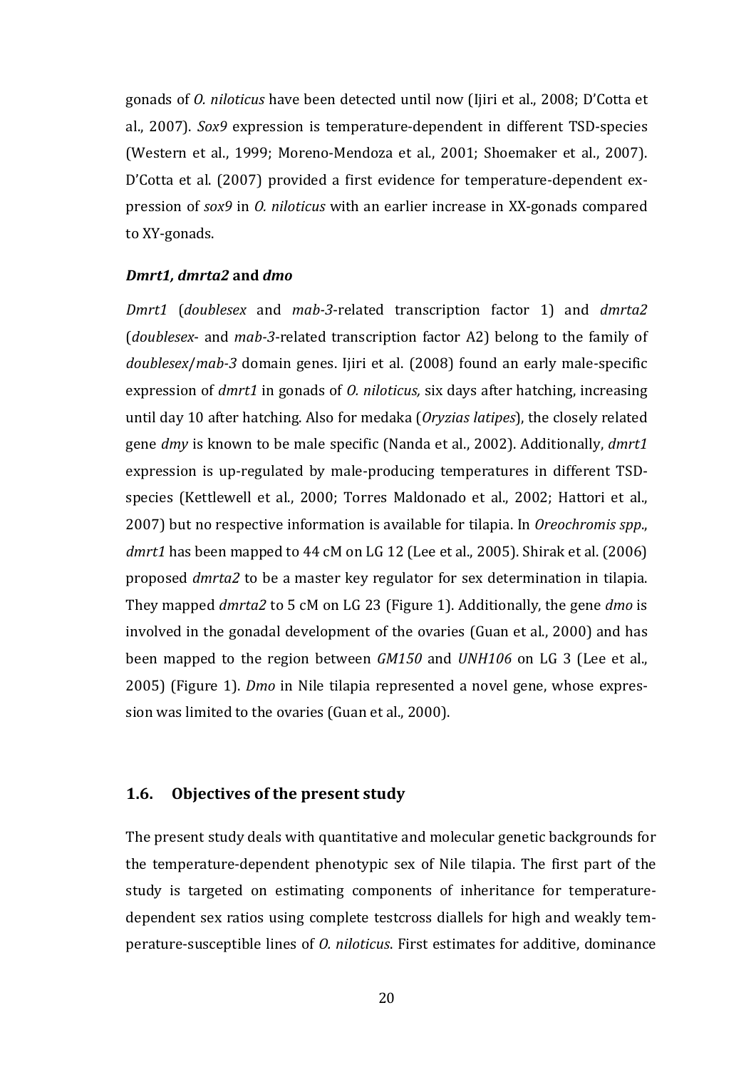gonads of *O. niloticus* have been detected until now (Ijiri et al., 2008; D'Cotta et al., 2007). *Sox9* expression is temperature-dependent in different TSD-species (Western et al., 1999; Moreno-Mendoza et al., 2001; Shoemaker et al., 2007). D'Cotta et al. (2007) provided a first evidence for temperature-dependent expression of *sox9* in *O. niloticus* with an earlier increase in XX-gonads compared to XY-gonads.

### *Dmrt1, dmrta2* and *dmo*

*Dmrt1* (*doublesex* and *mab-3*-related transcription factor 1) and *dmrta2* (*doublesex*- and *mab-3*-related transcription factor A2) belong to the family of *doublesex*/*mab-3* domain genes. Ijiri et al. (2008) found an early male-specific expression of *dmrt1* in gonads of *O. niloticus,* six days after hatching, increasing until day 10 after hatching. Also for medaka (*Oryzias latipes*), the closely related gene *dmy* is known to be male specific (Nanda et al., 2002). Additionally, *dmrt1* expression is up-regulated by male-producing temperatures in different TSD-species (Kettlewell et al., 2000; Torres Maldonado et al., 2002; Hattori et al., 2007) but no respective information is available for tilapia. In *Oreochromis spp*., *dmrt1* has been mapped to 44 cM on LG 12 (Lee et al., 2005). Shirak et al. (2006) proposed *dmrta2* to be a master key regulator for sex determination in tilapia. They mapped *dmrta2* to 5 cM on LG 23 (Figure 1). Additionally, the gene *dmo* is involved in the gonadal development of the ovaries (Guan et al., 2000) and has been mapped to the region between *GM150* and *UNH106* on LG 3 (Lee et al., 2005) (Figure 1). *Dmo* in Nile tilapia represented a novel gene, whose expression was limited to the ovaries (Guan et al., 2000).

## 1.6. Objectives of the present study

The present study deals with quantitative and molecular genetic backgrounds for the temperature-dependent phenotypic sex of Nile tilapia. The first part of the study is targeted on estimating components of inheritance for temperature-dependent sex ratios using complete testcross diallels for high and weakly temperature-susceptible lines of *O. niloticus*. First estimates for additive, dominance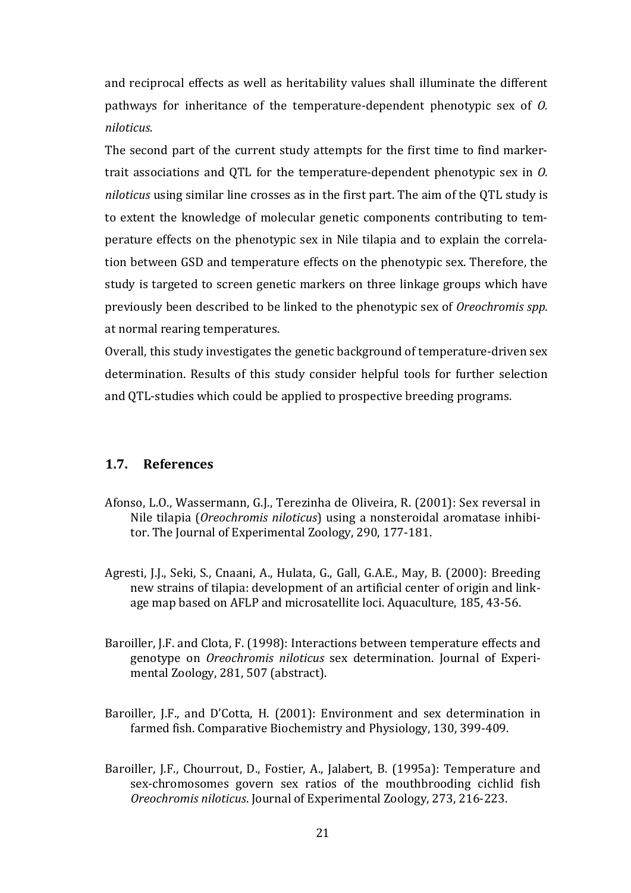and reciprocal effects as well as heritability values shall illuminate the different pathways for inheritance of the temperature-dependent phenotypic sex of *O. niloticus*.

The second part of the current study attempts for the first time to find marker-trait associations and QTL for the temperature-dependent phenotypic sex in *O. niloticus* using similar line crosses as in the first part. The aim of the QTL study is to extent the knowledge of molecular genetic components contributing to temperature effects on the phenotypic sex in Nile tilapia and to explain the correlation between GSD and temperature effects on the phenotypic sex. Therefore, the study is targeted to screen genetic markers on three linkage groups which have previously been described to be linked to the phenotypic sex of *Oreochromis spp.* at normal rearing temperatures.

Overall, this study investigates the genetic background of temperature-driven sex determination. Results of this study consider helpful tools for further selection and QTL-studies which could be applied to prospective breeding programs.

## 1.7. References

Afonso, L.O., Wassermann, G.J., Terezinha de Oliveira, R. (2001): Sex reversal in Nile tilapia (*Oreochromis niloticus*) using a nonsteroidal aromatase inhibitor. The Journal of Experimental Zoology, 290, 177-181.

Agresti, J.J., Seki, S., Cnaani, A., Hulata, G., Gall, G.A.E., May, B. (2000): Breeding new strains of tilapia: development of an artificial center of origin and linkage map based on AFLP and microsatellite loci. Aquaculture, 185, 43-56.

Baroiller, J.F. and Clota, F. (1998): Interactions between temperature effects and genotype on *Oreochromis niloticus* sex determination. Journal of Experimental Zoology, 281, 507 (abstract).

Baroiller, J.F., and D'Cotta, H. (2001): Environment and sex determination in farmed fish. Comparative Biochemistry and Physiology, 130, 399-409.

Baroiller, J.F., Chourrout, D., Fostier, A., Jalabert, B. (1995a): Temperature and sex-chromosomes govern sex ratios of the mouthbrooding cichlid fish *Oreochromis niloticus*. Journal of Experimental Zoology, 273, 216-223.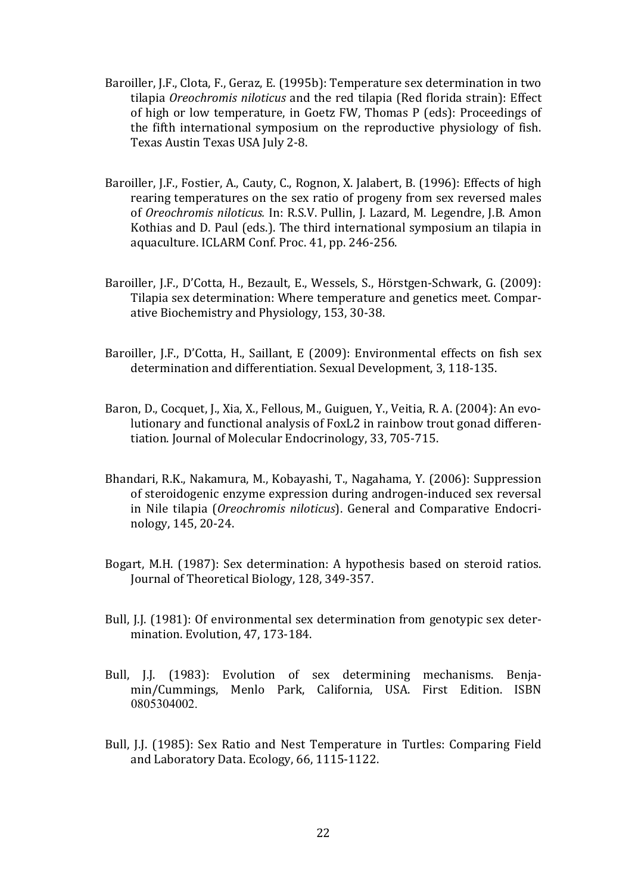Baroiller, J.F., Clota, F., Geraz, E. (1995b): Temperature sex determination in two tilapia *Oreochromis niloticus* and the red tilapia (Red florida strain): Effect of high or low temperature, in Goetz FW, Thomas P (eds): Proceedings of the fifth international symposium on the reproductive physiology of fish. Texas Austin Texas USA July 2-8.

Baroiller, J.F., Fostier, A., Cauty, C., Rognon, X. Jalabert, B. (1996): Effects of high rearing temperatures on the sex ratio of progeny from sex reversed males of *Oreochromis niloticus.* In: R.S.V. Pullin, J. Lazard, M. Legendre, J.B. Amon Kothias and D. Paul (eds.). The third international symposium an tilapia in aquaculture. ICLARM Conf. Proc. 41, pp. 246-256.

Baroiller, J.F., D'Cotta, H., Bezault, E., Wessels, S., Hörstgen-Schwark, G. (2009): Tilapia sex determination: Where temperature and genetics meet. Comparative Biochemistry and Physiology, 153, 30-38.

Baroiller, J.F., D'Cotta, H., Saillant, E (2009): Environmental effects on fish sex determination and differentiation. Sexual Development, 3, 118-135.

Baron, D., Cocquet, J., Xia, X., Fellous, M., Guiguen, Y., Veitia, R. A. (2004): An evolutionary and functional analysis of FoxL2 in rainbow trout gonad differentiation. Journal of Molecular Endocrinology, 33, 705-715.

Bhandari, R.K., Nakamura, M., Kobayashi, T., Nagahama, Y. (2006): Suppression of steroidogenic enzyme expression during androgen-induced sex reversal in Nile tilapia (*Oreochromis niloticus*). General and Comparative Endocrinology, 145, 20-24.

Bogart, M.H. (1987): Sex determination: A hypothesis based on steroid ratios. Journal of Theoretical Biology, 128, 349-357.

Bull, J.J. (1981): Of environmental sex determination from genotypic sex determination. Evolution, 47, 173-184.

Bull, J.J. (1983): Evolution of sex determining mechanisms. Benjamin/Cummings, Menlo Park, California, USA. First Edition. ISBN 0805304002.

Bull, J.J. (1985): Sex Ratio and Nest Temperature in Turtles: Comparing Field and Laboratory Data. Ecology, 66, 1115-1122.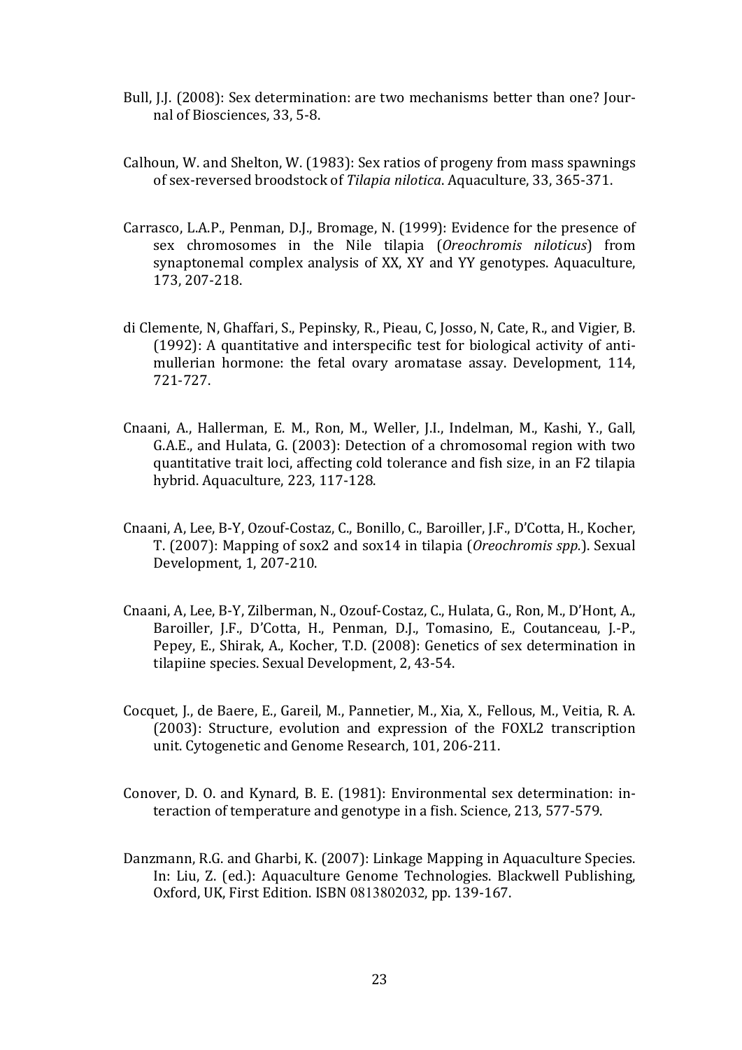Bull, J.J. (2008): Sex determination: are two mechanisms better than one? Journal of Biosciences, 33, 5-8.

Calhoun, W. and Shelton, W. (1983): Sex ratios of progeny from mass spawnings of sex-reversed broodstock of *Tilapia nilotica*. Aquaculture, 33, 365-371.

Carrasco, L.A.P., Penman, D.J., Bromage, N. (1999): Evidence for the presence of sex chromosomes in the Nile tilapia (*Oreochromis niloticus*) from synaptonemal complex analysis of XX, XY and YY genotypes. Aquaculture, 173, 207-218.

di Clemente, N, Ghaffari, S., Pepinsky, R., Pieau, C, Josso, N, Cate, R., and Vigier, B. (1992): A quantitative and interspecific test for biological activity of anti-mullerian hormone: the fetal ovary aromatase assay. Development, 114, 721-727.

Cnaani, A., Hallerman, E. M., Ron, M., Weller, J.I., Indelman, M., Kashi, Y., Gall, G.A.E., and Hulata, G. (2003): Detection of a chromosomal region with two quantitative trait loci, affecting cold tolerance and fish size, in an F2 tilapia hybrid. Aquaculture, 223, 117-128.

Cnaani, A, Lee, B-Y, Ozouf-Costaz, C., Bonillo, C., Baroiller, J.F., D'Cotta, H., Kocher, T. (2007): Mapping of sox2 and sox14 in tilapia (*Oreochromis spp.*). Sexual Development, 1, 207-210.

Cnaani, A, Lee, B-Y, Zilberman, N., Ozouf-Costaz, C., Hulata, G., Ron, M., D'Hont, A., Baroiller, J.F., D'Cotta, H., Penman, D.J., Tomasino, E., Coutanceau, J.-P., Pepey, E., Shirak, A., Kocher, T.D. (2008): Genetics of sex determination in tilapiine species. Sexual Development, 2, 43-54.

Cocquet, J., de Baere, E., Gareil, M., Pannetier, M., Xia, X., Fellous, M., Veitia, R. A. (2003): Structure, evolution and expression of the FOXL2 transcription unit. Cytogenetic and Genome Research, 101, 206-211.

Conover, D. O. and Kynard, B. E. (1981): Environmental sex determination: interaction of temperature and genotype in a fish. Science, 213, 577-579.

Danzmann, R.G. and Gharbi, K. (2007): Linkage Mapping in Aquaculture Species. In: Liu, Z. (ed.): Aquaculture Genome Technologies. Blackwell Publishing, Oxford, UK, First Edition. ISBN 0813802032, pp. 139-167.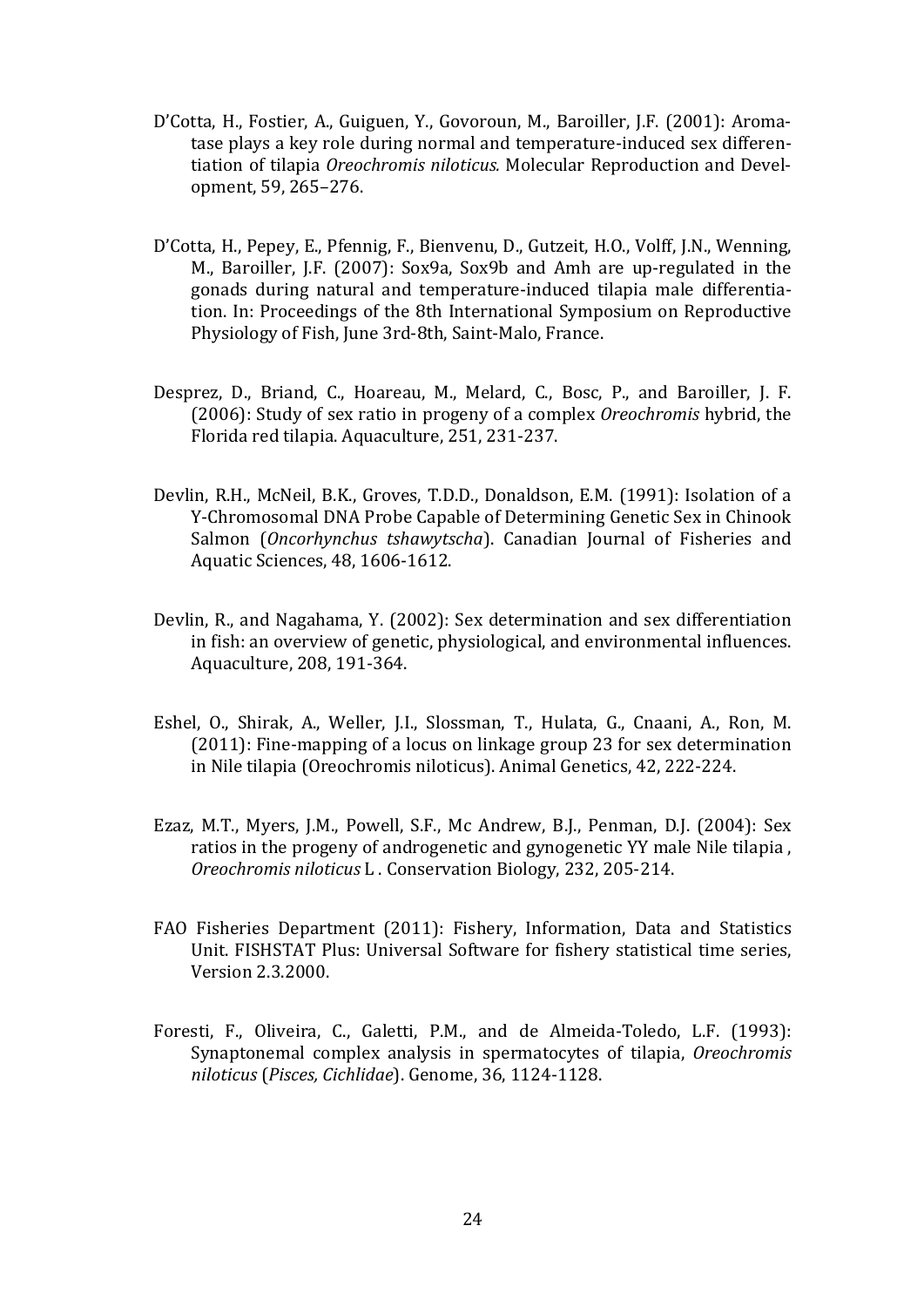D'Cotta, H., Fostier, A., Guiguen, Y., Govoroun, M., Baroiller, J.F. (2001): Aromatase plays a key role during normal and temperature-induced sex differentiation of tilapia *Oreochromis niloticus.* Molecular Reproduction and Development, 59, 265–276.

D'Cotta, H., Pepey, E., Pfennig, F., Bienvenu, D., Gutzeit, H.O., Volff, J.N., Wenning, M., Baroiller, J.F. (2007): Sox9a, Sox9b and Amh are up-regulated in the gonads during natural and temperature-induced tilapia male differentiation. In: Proceedings of the 8th International Symposium on Reproductive Physiology of Fish, June 3rd-8th, Saint-Malo, France.

Desprez, D., Briand, C., Hoareau, M., Melard, C., Bosc, P., and Baroiller, J. F. (2006): Study of sex ratio in progeny of a complex *Oreochromis* hybrid, the Florida red tilapia. Aquaculture, 251, 231-237.

Devlin, R.H., McNeil, B.K., Groves, T.D.D., Donaldson, E.M. (1991): Isolation of a Y-Chromosomal DNA Probe Capable of Determining Genetic Sex in Chinook Salmon (*Oncorhynchus tshawytscha*). Canadian Journal of Fisheries and Aquatic Sciences, 48, 1606-1612.

Devlin, R., and Nagahama, Y. (2002): Sex determination and sex differentiation in fish: an overview of genetic, physiological, and environmental influences. Aquaculture, 208, 191-364.

Eshel, O., Shirak, A., Weller, J.I., Slossman, T., Hulata, G., Cnaani, A., Ron, M. (2011): Fine-mapping of a locus on linkage group 23 for sex determination in Nile tilapia (Oreochromis niloticus). Animal Genetics, 42, 222-224.

Ezaz, M.T., Myers, J.M., Powell, S.F., Mc Andrew, B.J., Penman, D.J. (2004): Sex ratios in the progeny of androgenetic and gynogenetic YY male Nile tilapia , *Oreochromis niloticus* L . Conservation Biology, 232, 205-214.

FAO Fisheries Department (2011): Fishery, Information, Data and Statistics Unit. FISHSTAT Plus: Universal Software for fishery statistical time series, Version 2.3.2000.

Foresti, F., Oliveira, C., Galetti, P.M., and de Almeida-Toledo, L.F. (1993): Synaptonemal complex analysis in spermatocytes of tilapia, *Oreochromis niloticus* (*Pisces, Cichlidae*). Genome, 36, 1124-1128.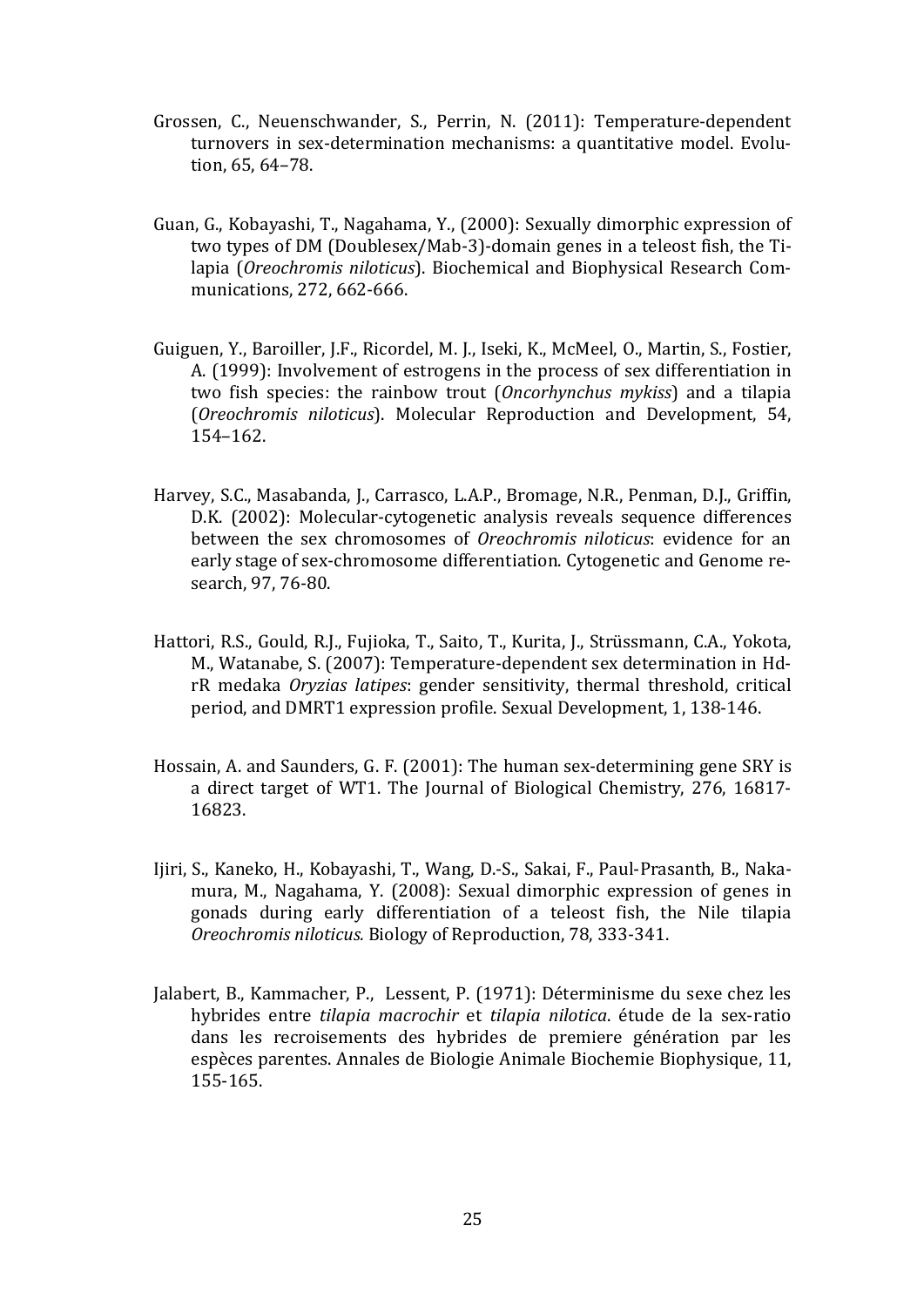Grossen, C., Neuenschwander, S., Perrin, N. (2011): Temperature-dependent turnovers in sex-determination mechanisms: a quantitative model. Evolution, 65, 64–78.

Guan, G., Kobayashi, T., Nagahama, Y., (2000): Sexually dimorphic expression of two types of DM (Doublesex/Mab-3)-domain genes in a teleost fish, the Tilapia (*Oreochromis niloticus*). Biochemical and Biophysical Research Communications, 272, 662-666.

Guiguen, Y., Baroiller, J.F., Ricordel, M. J., Iseki, K., McMeel, O., Martin, S., Fostier, A. (1999): Involvement of estrogens in the process of sex differentiation in two fish species: the rainbow trout (*Oncorhynchus mykiss*) and a tilapia (*Oreochromis niloticus*). Molecular Reproduction and Development, 54, 154–162.

Harvey, S.C., Masabanda, J., Carrasco, L.A.P., Bromage, N.R., Penman, D.J., Griffin, D.K. (2002): Molecular-cytogenetic analysis reveals sequence differences between the sex chromosomes of *Oreochromis niloticus*: evidence for an early stage of sex-chromosome differentiation. Cytogenetic and Genome research, 97, 76-80.

Hattori, R.S., Gould, R.J., Fujioka, T., Saito, T., Kurita, J., Strüssmann, C.A., Yokota, M., Watanabe, S. (2007): Temperature-dependent sex determination in Hd-rR medaka *Oryzias latipes*: gender sensitivity, thermal threshold, critical period, and DMRT1 expression profile. Sexual Development, 1, 138-146.

Hossain, A. and Saunders, G. F. (2001): The human sex-determining gene SRY is a direct target of WT1. The Journal of Biological Chemistry, 276, 16817-16823.

Ijiri, S., Kaneko, H., Kobayashi, T., Wang, D.-S., Sakai, F., Paul-Prasanth, B., Nakamura, M., Nagahama, Y. (2008): Sexual dimorphic expression of genes in gonads during early differentiation of a teleost fish, the Nile tilapia *Oreochromis niloticus.* Biology of Reproduction, 78, 333-341.

Jalabert, B., Kammacher, P., Lessent, P. (1971): Déterminisme du sexe chez les hybrides entre *tilapia macrochir* et *tilapia nilotica*. étude de la sex-ratio dans les recroisements des hybrides de premiere génération par les espèces parentes. Annales de Biologie Animale Biochemie Biophysique, 11, 155-165.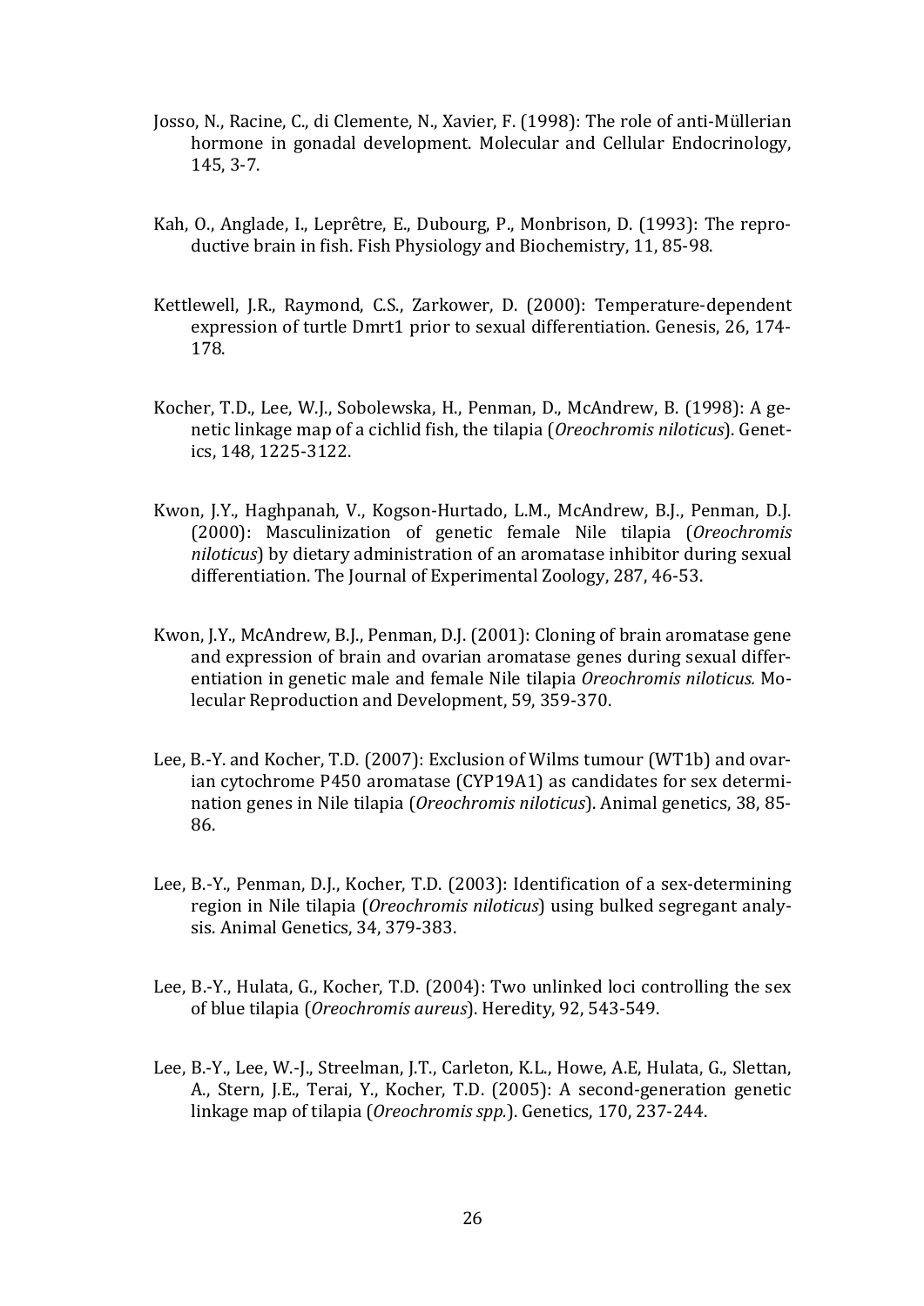Josso, N., Racine, C., di Clemente, N., Xavier, F. (1998): The role of anti-Müllerian hormone in gonadal development. Molecular and Cellular Endocrinology, 145, 3-7.

Kah, O., Anglade, I., Leprêtre, E., Dubourg, P., Monbrison, D. (1993): The reproductive brain in fish. Fish Physiology and Biochemistry, 11, 85-98.

Kettlewell, J.R., Raymond, C.S., Zarkower, D. (2000): Temperature-dependent expression of turtle Dmrt1 prior to sexual differentiation. Genesis, 26, 174-178.

Kocher, T.D., Lee, W.J., Sobolewska, H., Penman, D., McAndrew, B. (1998): A genetic linkage map of a cichlid fish, the tilapia (*Oreochromis niloticus*). Genetics, 148, 1225-3122.

Kwon, J.Y., Haghpanah, V., Kogson-Hurtado, L.M., McAndrew, B.J., Penman, D.J. (2000): Masculinization of genetic female Nile tilapia (*Oreochromis niloticus*) by dietary administration of an aromatase inhibitor during sexual differentiation. The Journal of Experimental Zoology, 287, 46-53.

Kwon, J.Y., McAndrew, B.J., Penman, D.J. (2001): Cloning of brain aromatase gene and expression of brain and ovarian aromatase genes during sexual differentiation in genetic male and female Nile tilapia *Oreochromis niloticus.* Molecular Reproduction and Development, 59, 359-370.

Lee, B.-Y. and Kocher, T.D. (2007): Exclusion of Wilms tumour (WT1b) and ovarian cytochrome P450 aromatase (CYP19A1) as candidates for sex determination genes in Nile tilapia (*Oreochromis niloticus*). Animal genetics, 38, 85-86.

Lee, B.-Y., Penman, D.J., Kocher, T.D. (2003): Identification of a sex-determining region in Nile tilapia (*Oreochromis niloticus*) using bulked segregant analysis. Animal Genetics, 34, 379-383.

Lee, B.-Y., Hulata, G., Kocher, T.D. (2004): Two unlinked loci controlling the sex of blue tilapia (*Oreochromis aureus*). Heredity, 92, 543-549.

Lee, B.-Y., Lee, W.-J., Streelman, J.T., Carleton, K.L., Howe, A.E, Hulata, G., Slettan, A., Stern, J.E., Terai, Y., Kocher, T.D. (2005): A second-generation genetic linkage map of tilapia (*Oreochromis spp.*). Genetics, 170, 237-244.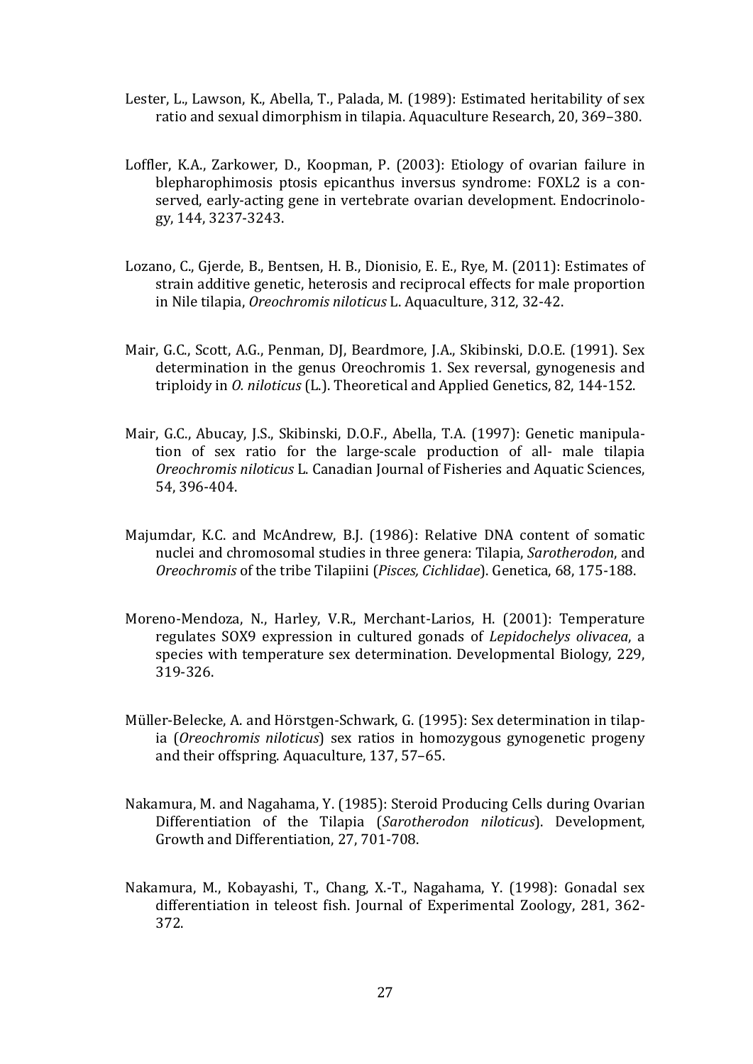Lester, L., Lawson, K., Abella, T., Palada, M. (1989): Estimated heritability of sex ratio and sexual dimorphism in tilapia. Aquaculture Research, 20, 369–380.

Loffler, K.A., Zarkower, D., Koopman, P. (2003): Etiology of ovarian failure in blepharophimosis ptosis epicanthus inversus syndrome: FOXL2 is a conserved, early-acting gene in vertebrate ovarian development. Endocrinology, 144, 3237-3243.

Lozano, C., Gjerde, B., Bentsen, H. B., Dionisio, E. E., Rye, M. (2011): Estimates of strain additive genetic, heterosis and reciprocal effects for male proportion in Nile tilapia, *Oreochromis niloticus* L. Aquaculture, 312, 32-42.

Mair, G.C., Scott, A.G., Penman, DJ, Beardmore, J.A., Skibinski, D.O.E. (1991). Sex determination in the genus Oreochromis 1. Sex reversal, gynogenesis and triploidy in *O. niloticus* (L.). Theoretical and Applied Genetics, 82, 144-152.

Mair, G.C., Abucay, J.S., Skibinski, D.O.F., Abella, T.A. (1997): Genetic manipulation of sex ratio for the large-scale production of all- male tilapia *Oreochromis niloticus* L. Canadian Journal of Fisheries and Aquatic Sciences, 54, 396-404.

Majumdar, K.C. and McAndrew, B.J. (1986): Relative DNA content of somatic nuclei and chromosomal studies in three genera: Tilapia, *Sarotherodon*, and *Oreochromis* of the tribe Tilapiini (*Pisces, Cichlidae*). Genetica, 68, 175-188.

Moreno-Mendoza, N., Harley, V.R., Merchant-Larios, H. (2001): Temperature regulates SOX9 expression in cultured gonads of *Lepidochelys olivacea*, a species with temperature sex determination. Developmental Biology, 229, 319-326.

Müller-Belecke, A. and Hörstgen-Schwark, G. (1995): Sex determination in tilapia (*Oreochromis niloticus*) sex ratios in homozygous gynogenetic progeny and their offspring. Aquaculture, 137, 57–65.

Nakamura, M. and Nagahama, Y. (1985): Steroid Producing Cells during Ovarian Differentiation of the Tilapia (*Sarotherodon niloticus*). Development, Growth and Differentiation, 27, 701-708.

Nakamura, M., Kobayashi, T., Chang, X.-T., Nagahama, Y. (1998): Gonadal sex differentiation in teleost fish. Journal of Experimental Zoology, 281, 362-372.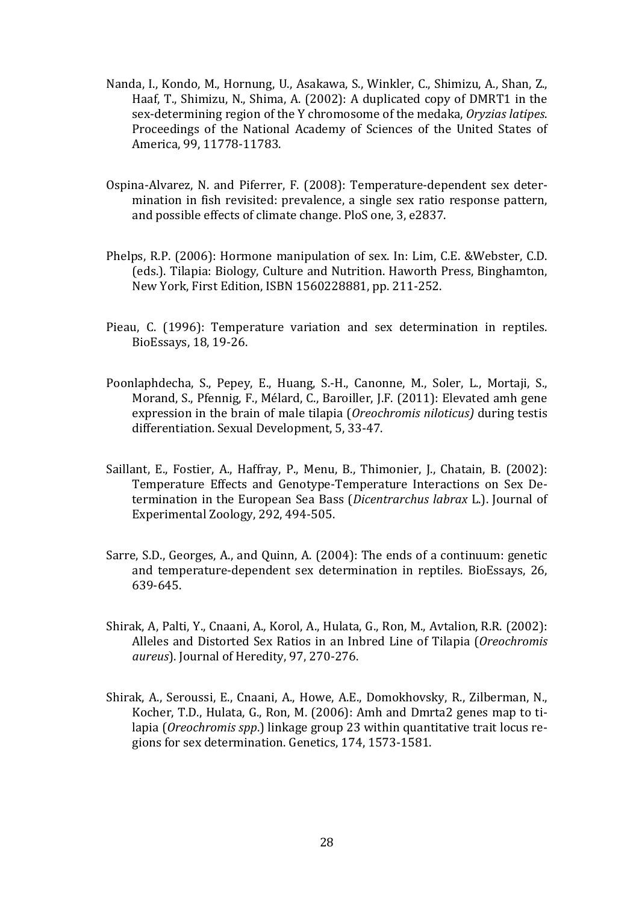Nanda, I., Kondo, M., Hornung, U., Asakawa, S., Winkler, C., Shimizu, A., Shan, Z., Haaf, T., Shimizu, N., Shima, A. (2002): A duplicated copy of DMRT1 in the sex-determining region of the Y chromosome of the medaka, *Oryzias latipes*. Proceedings of the National Academy of Sciences of the United States of America, 99, 11778-11783.

Ospina-Alvarez, N. and Piferrer, F. (2008): Temperature-dependent sex determination in fish revisited: prevalence, a single sex ratio response pattern, and possible effects of climate change. PloS one, 3, e2837.

Phelps, R.P. (2006): Hormone manipulation of sex. In: Lim, C.E. &Webster, C.D. (eds.). Tilapia: Biology, Culture and Nutrition. Haworth Press, Binghamton, New York, First Edition, ISBN 1560228881, pp. 211-252.

Pieau, C. (1996): Temperature variation and sex determination in reptiles. BioEssays, 18, 19-26.

Poonlaphdecha, S., Pepey, E., Huang, S.-H., Canonne, M., Soler, L., Mortaji, S., Morand, S., Pfennig, F., Mélard, C., Baroiller, J.F. (2011): Elevated amh gene expression in the brain of male tilapia (*Oreochromis niloticus)* during testis differentiation. Sexual Development, 5, 33-47.

Saillant, E., Fostier, A., Haffray, P., Menu, B., Thimonier, J., Chatain, B. (2002): Temperature Effects and Genotype-Temperature Interactions on Sex Determination in the European Sea Bass (*Dicentrarchus labrax* L.). Journal of Experimental Zoology, 292, 494-505.

Sarre, S.D., Georges, A., and Quinn, A. (2004): The ends of a continuum: genetic and temperature-dependent sex determination in reptiles. BioEssays, 26, 639-645.

Shirak, A, Palti, Y., Cnaani, A., Korol, A., Hulata, G., Ron, M., Avtalion, R.R. (2002): Alleles and Distorted Sex Ratios in an Inbred Line of Tilapia (*Oreochromis aureus*). Journal of Heredity, 97, 270-276.

Shirak, A., Seroussi, E., Cnaani, A., Howe, A.E., Domokhovsky, R., Zilberman, N., Kocher, T.D., Hulata, G., Ron, M. (2006): Amh and Dmrta2 genes map to tilapia (*Oreochromis spp*.) linkage group 23 within quantitative trait locus regions for sex determination. Genetics, 174, 1573-1581.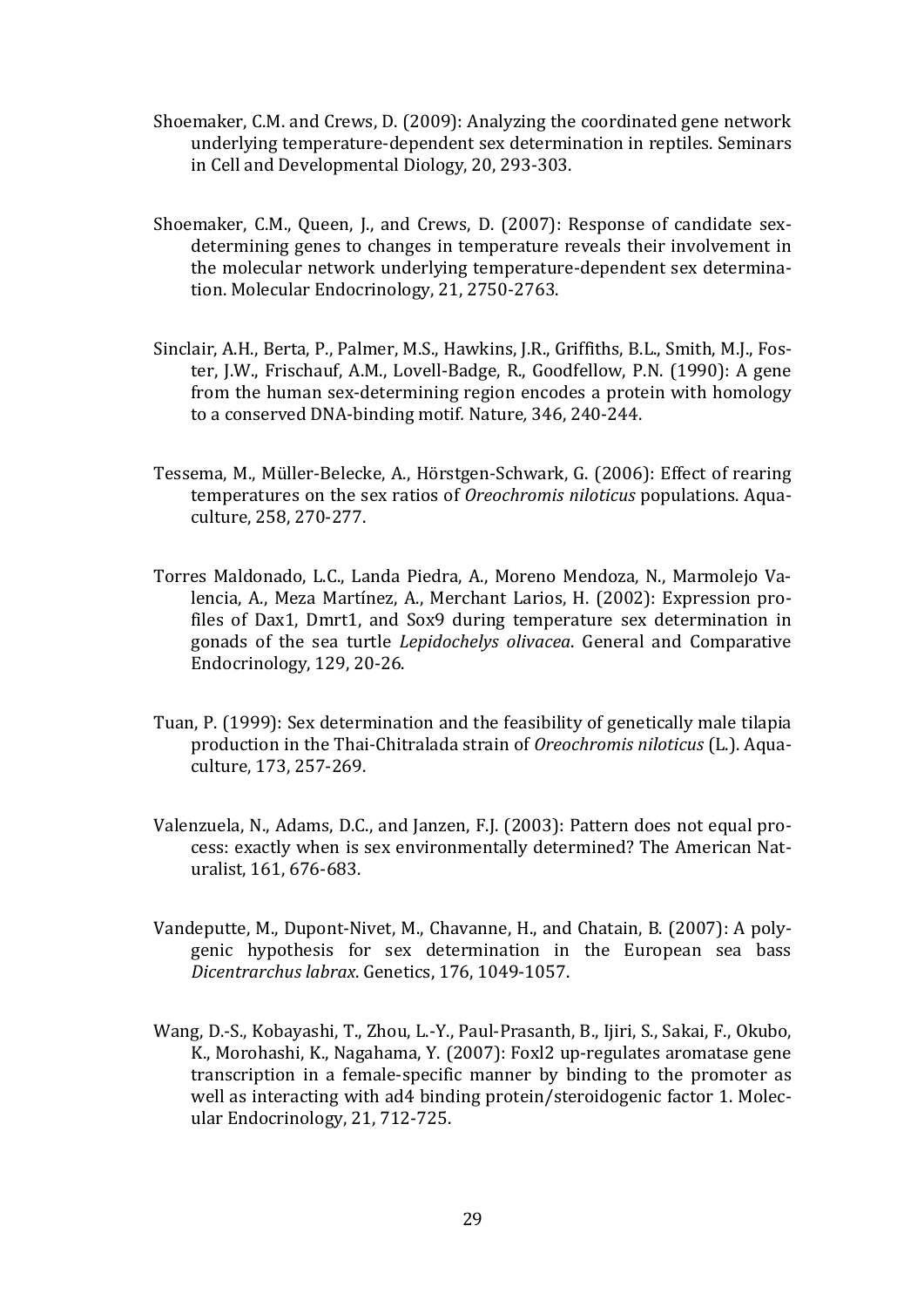Shoemaker, C.M. and Crews, D. (2009): Analyzing the coordinated gene network underlying temperature-dependent sex determination in reptiles. Seminars in Cell and Developmental Diology, 20, 293-303.

Shoemaker, C.M., Queen, J., and Crews, D. (2007): Response of candidate sex-determining genes to changes in temperature reveals their involvement in the molecular network underlying temperature-dependent sex determination. Molecular Endocrinology, 21, 2750-2763.

Sinclair, A.H., Berta, P., Palmer, M.S., Hawkins, J.R., Griffiths, B.L., Smith, M.J., Foster, J.W., Frischauf, A.M., Lovell-Badge, R., Goodfellow, P.N. (1990): A gene from the human sex-determining region encodes a protein with homology to a conserved DNA-binding motif. Nature, 346, 240-244.

Tessema, M., Müller-Belecke, A., Hörstgen-Schwark, G. (2006): Effect of rearing temperatures on the sex ratios of *Oreochromis niloticus* populations. Aquaculture, 258, 270-277.

Torres Maldonado, L.C., Landa Piedra, A., Moreno Mendoza, N., Marmolejo Valencia, A., Meza Martínez, A., Merchant Larios, H. (2002): Expression profiles of Dax1, Dmrt1, and Sox9 during temperature sex determination in gonads of the sea turtle *Lepidochelys olivacea*. General and Comparative Endocrinology, 129, 20-26.

Tuan, P. (1999): Sex determination and the feasibility of genetically male tilapia production in the Thai-Chitralada strain of *Oreochromis niloticus* (L.). Aquaculture, 173, 257-269.

Valenzuela, N., Adams, D.C., and Janzen, F.J. (2003): Pattern does not equal process: exactly when is sex environmentally determined? The American Naturalist, 161, 676-683.

Vandeputte, M., Dupont-Nivet, M., Chavanne, H., and Chatain, B. (2007): A polygenic hypothesis for sex determination in the European sea bass *Dicentrarchus labrax*. Genetics, 176, 1049-1057.

Wang, D.-S., Kobayashi, T., Zhou, L.-Y., Paul-Prasanth, B., Ijiri, S., Sakai, F., Okubo, K., Morohashi, K., Nagahama, Y. (2007): Foxl2 up-regulates aromatase gene transcription in a female-specific manner by binding to the promoter as well as interacting with ad4 binding protein/steroidogenic factor 1. Molecular Endocrinology, 21, 712-725.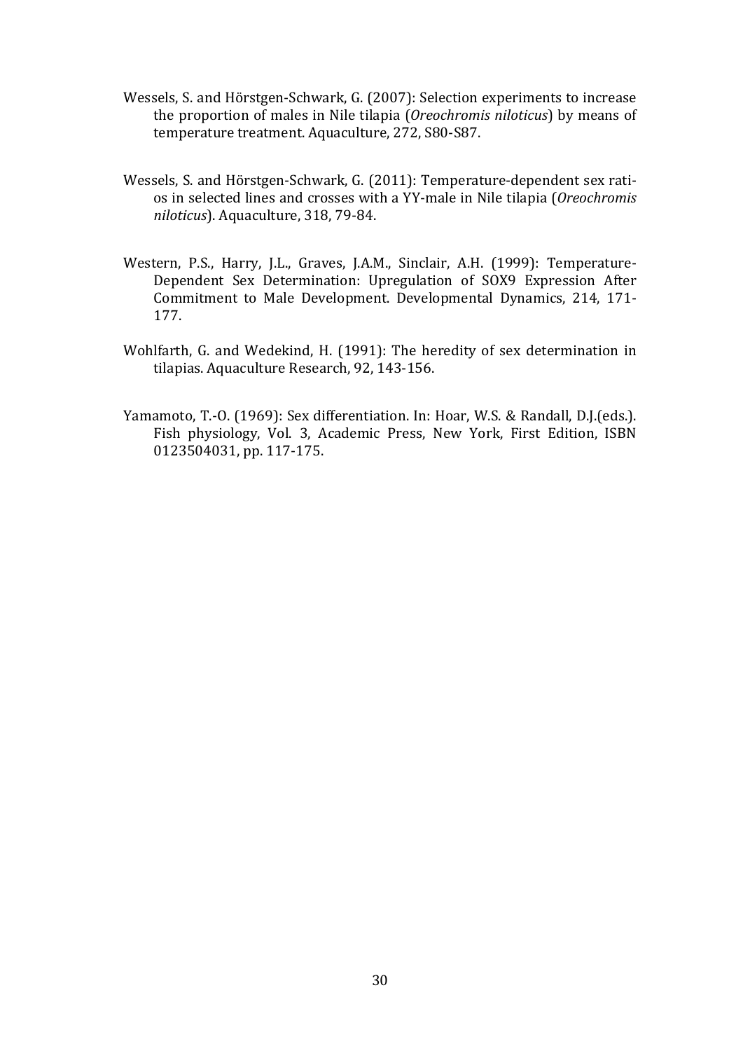Wessels, S. and Hörstgen-Schwark, G. (2007): Selection experiments to increase the proportion of males in Nile tilapia (*Oreochromis niloticus*) by means of temperature treatment. Aquaculture, 272, S80-S87.

Wessels, S. and Hörstgen-Schwark, G. (2011): Temperature-dependent sex ratios in selected lines and crosses with a YY-male in Nile tilapia (*Oreochromis niloticus*). Aquaculture, 318, 79-84.

Western, P.S., Harry, J.L., Graves, J.A.M., Sinclair, A.H. (1999): Temperature-Dependent Sex Determination: Upregulation of SOX9 Expression After Commitment to Male Development. Developmental Dynamics, 214, 171-177.

Wohlfarth, G. and Wedekind, H. (1991): The heredity of sex determination in tilapias. Aquaculture Research, 92, 143-156.

Yamamoto, T.-O. (1969): Sex differentiation. In: Hoar, W.S. & Randall, D.J.(eds.). Fish physiology, Vol. 3, Academic Press, New York, First Edition, ISBN 0123504031, pp. 117-175.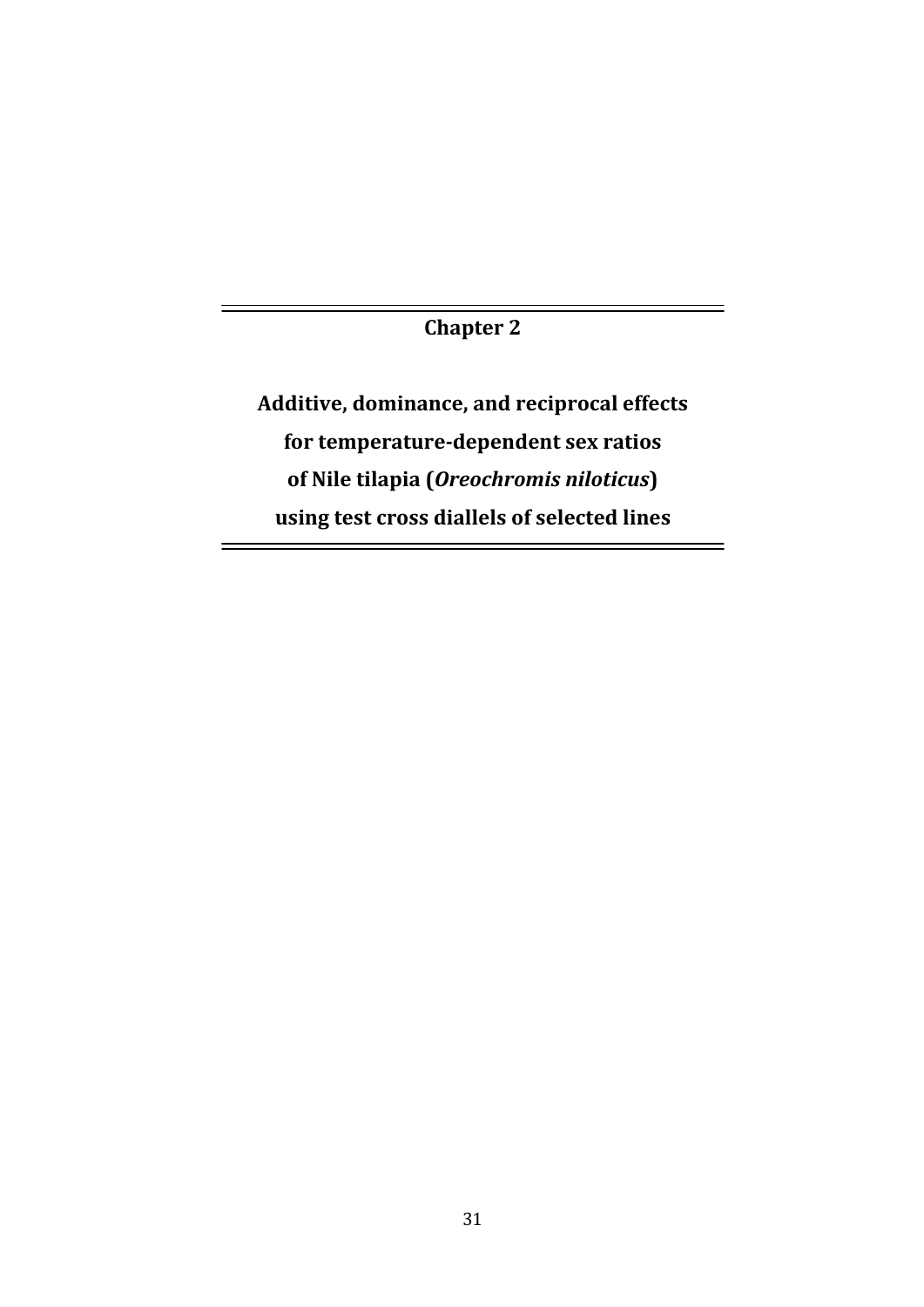# Chapter 2

## Additive, dominance, and reciprocal effects for temperature-dependent sex ratios of Nile tilapia (*Oreochromis niloticus*) using test cross diallels of selected lines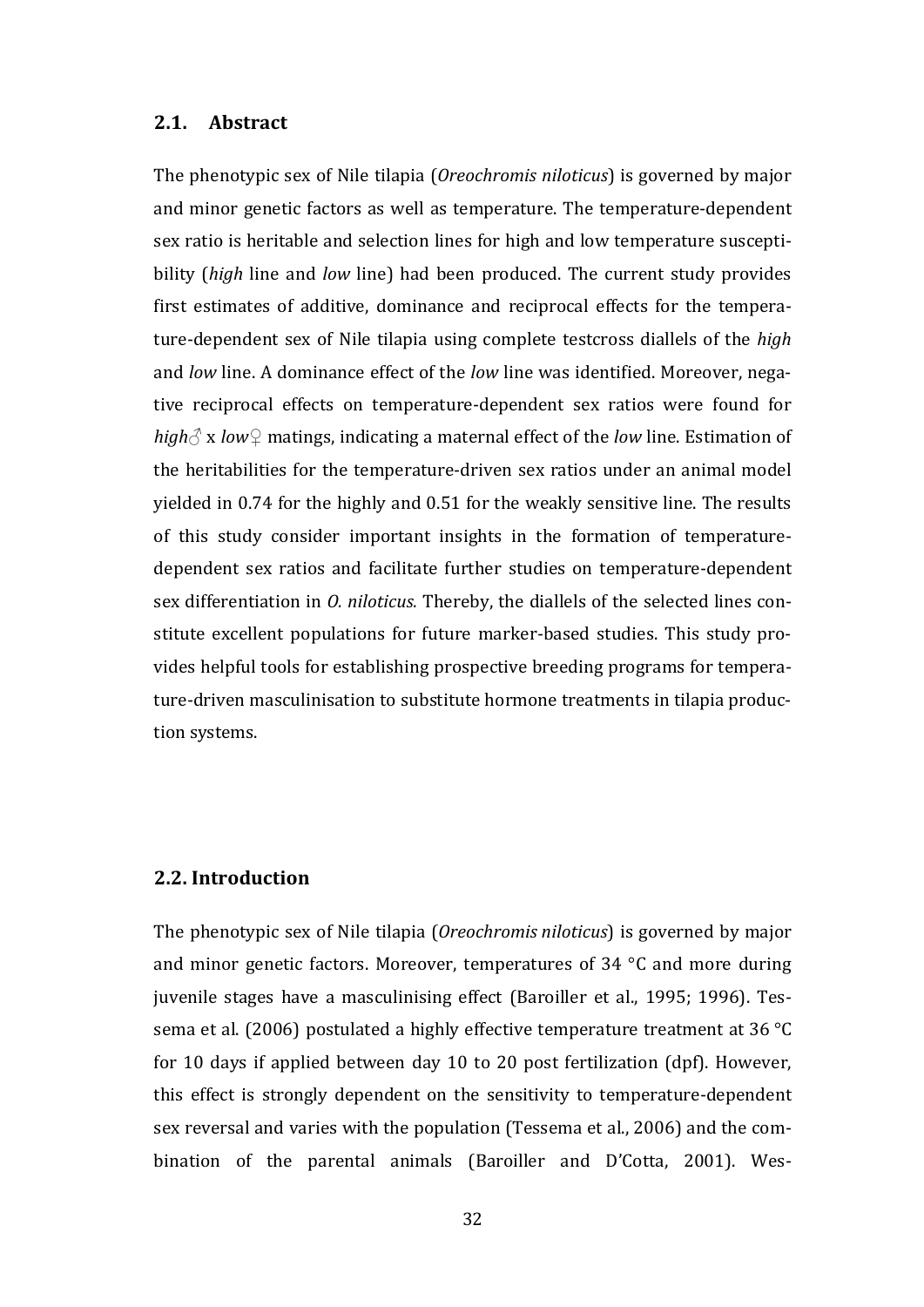## 2.1. Abstract

The phenotypic sex of Nile tilapia (*Oreochromis niloticus*) is governed by major and minor genetic factors as well as temperature. The temperature-dependent sex ratio is heritable and selection lines for high and low temperature susceptibility (*high* line and *low* line) had been produced. The current study provides first estimates of additive, dominance and reciprocal effects for the temperature-dependent sex of Nile tilapia using complete testcross diallels of the *high* and *low* line. A dominance effect of the *low* line was identified. Moreover, negative reciprocal effects on temperature-dependent sex ratios were found for *high*♂ x *low*♀ matings, indicating a maternal effect of the *low* line. Estimation of the heritabilities for the temperature-driven sex ratios under an animal model yielded in 0.74 for the highly and 0.51 for the weakly sensitive line. The results of this study consider important insights in the formation of temperature-dependent sex ratios and facilitate further studies on temperature-dependent sex differentiation in *O. niloticus.* Thereby, the diallels of the selected lines constitute excellent populations for future marker-based studies. This study provides helpful tools for establishing prospective breeding programs for temperature-driven masculinisation to substitute hormone treatments in tilapia production systems.

## 2.2. Introduction

The phenotypic sex of Nile tilapia (*Oreochromis niloticus*) is governed by major and minor genetic factors. Moreover, temperatures of 34 °C and more during juvenile stages have a masculinising effect (Baroiller et al., 1995; 1996). Tessema et al. (2006) postulated a highly effective temperature treatment at 36 °C for 10 days if applied between day 10 to 20 post fertilization (dpf). However, this effect is strongly dependent on the sensitivity to temperature-dependent sex reversal and varies with the population (Tessema et al., 2006) and the combination of the parental animals (Baroiller and D'Cotta, 2001). Wes-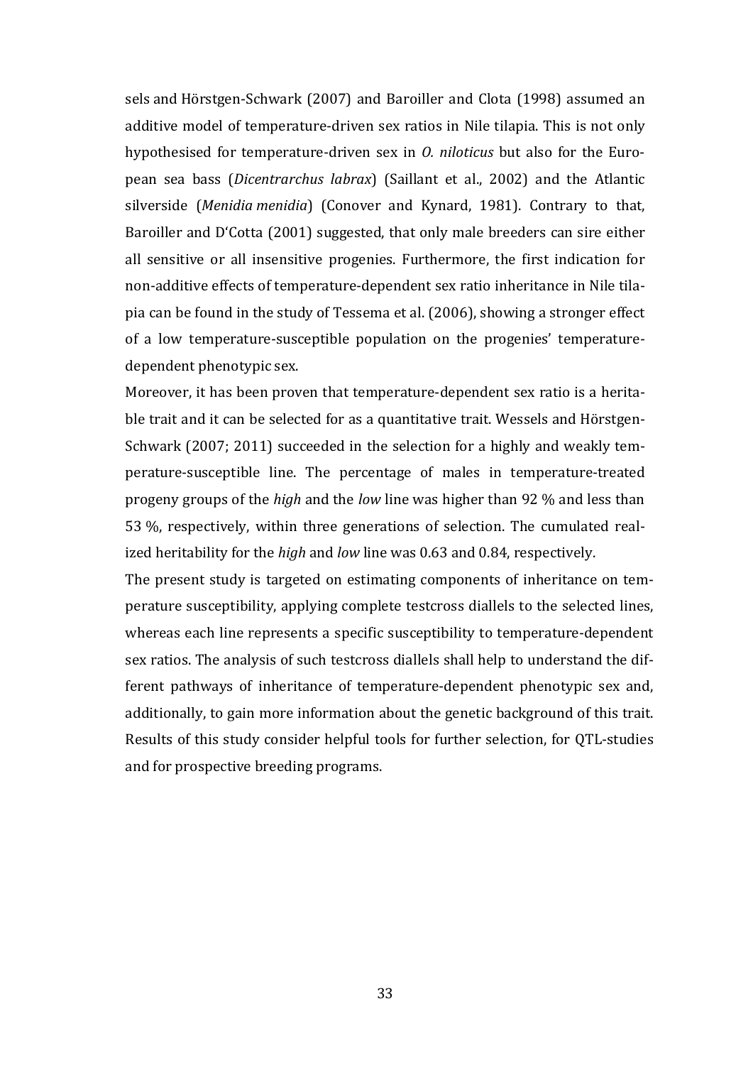sels and Hörstgen-Schwark (2007) and Baroiller and Clota (1998) assumed an additive model of temperature-driven sex ratios in Nile tilapia. This is not only hypothesised for temperature-driven sex in *O. niloticus* but also for the European sea bass (*Dicentrarchus labrax*) (Saillant et al., 2002) and the Atlantic silverside (*Menidia menidia*) (Conover and Kynard, 1981). Contrary to that, Baroiller and D'Cotta (2001) suggested, that only male breeders can sire either all sensitive or all insensitive progenies. Furthermore, the first indication for non-additive effects of temperature-dependent sex ratio inheritance in Nile tilapia can be found in the study of Tessema et al. (2006), showing a stronger effect of a low temperature-susceptible population on the progenies' temperature-dependent phenotypic sex.

Moreover, it has been proven that temperature-dependent sex ratio is a heritable trait and it can be selected for as a quantitative trait. Wessels and Hörstgen-Schwark (2007; 2011) succeeded in the selection for a highly and weakly temperature-susceptible line. The percentage of males in temperature-treated progeny groups of the *high* and the *low* line was higher than 92 % and less than 53 %, respectively, within three generations of selection. The cumulated realized heritability for the *high* and *low* line was 0.63 and 0.84, respectively.

The present study is targeted on estimating components of inheritance on temperature susceptibility, applying complete testcross diallels to the selected lines, whereas each line represents a specific susceptibility to temperature-dependent sex ratios. The analysis of such testcross diallels shall help to understand the different pathways of inheritance of temperature-dependent phenotypic sex and, additionally, to gain more information about the genetic background of this trait. Results of this study consider helpful tools for further selection, for QTL-studies and for prospective breeding programs.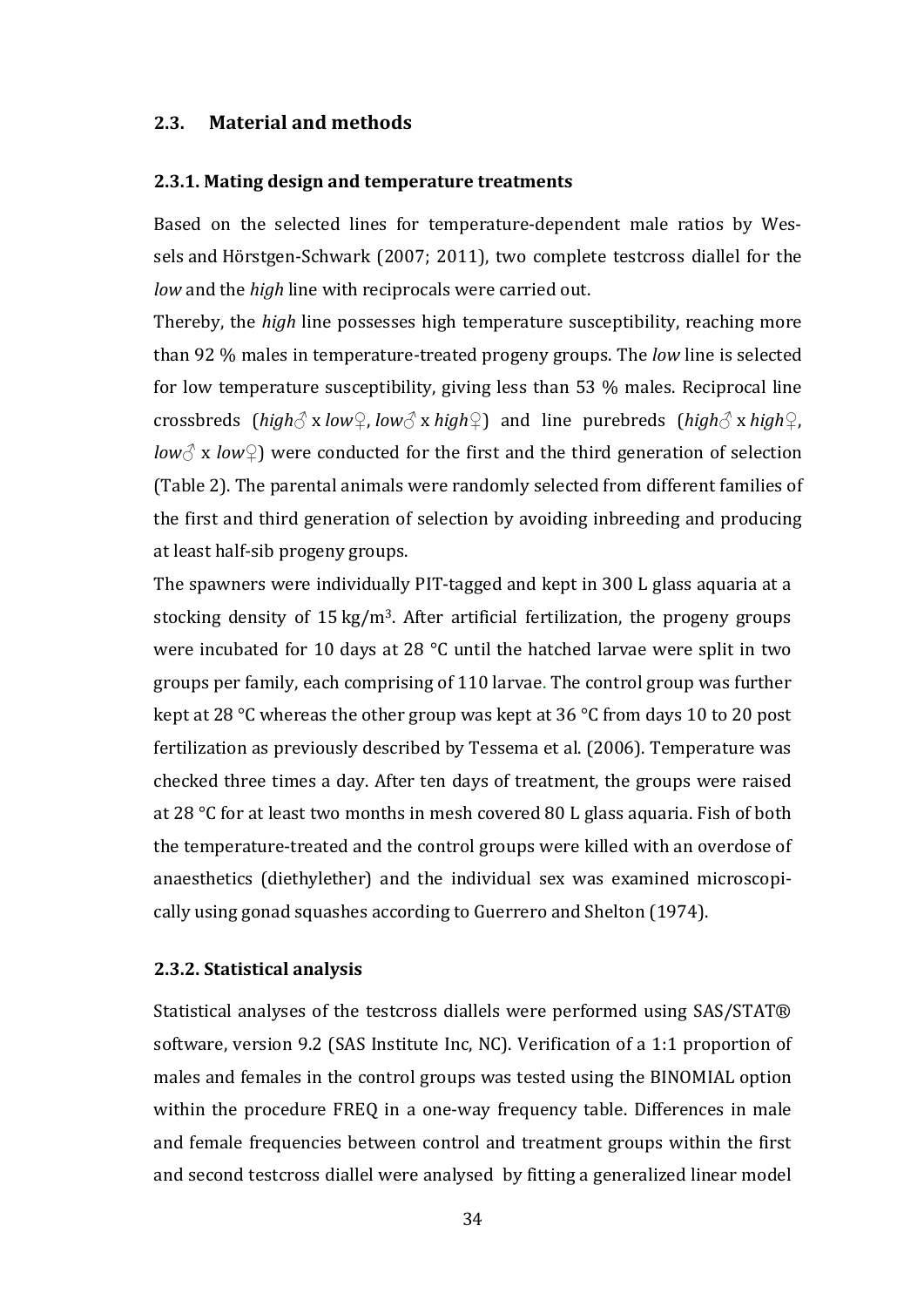## 2.3. Material and methods

### 2.3.1. Mating design and temperature treatments

Based on the selected lines for temperature-dependent male ratios by Wessels and Hörstgen-Schwark (2007; 2011), two complete testcross diallel for the *low* and the *high* line with reciprocals were carried out.

Thereby, the *high* line possesses high temperature susceptibility, reaching more than 92 % males in temperature-treated progeny groups. The *low* line is selected for low temperature susceptibility, giving less than 53 % males. Reciprocal line crossbreds (*high*♂ x *low*♀, *low*♂ x *high*♀) and line purebreds (*high*♂ x *high*♀, *low*♂ x *low*♀) were conducted for the first and the third generation of selection (Table 2). The parental animals were randomly selected from different families of the first and third generation of selection by avoiding inbreeding and producing at least half-sib progeny groups.

The spawners were individually PIT-tagged and kept in 300 L glass aquaria at a stocking density of 15 kg/m$^3$. After artificial fertilization, the progeny groups were incubated for 10 days at 28 °C until the hatched larvae were split in two groups per family, each comprising of 110 larvae. The control group was further kept at 28 °C whereas the other group was kept at 36 °C from days 10 to 20 post fertilization as previously described by Tessema et al. (2006). Temperature was checked three times a day. After ten days of treatment, the groups were raised at 28 °C for at least two months in mesh covered 80 L glass aquaria. Fish of both the temperature-treated and the control groups were killed with an overdose of anaesthetics (diethylether) and the individual sex was examined microscopically using gonad squashes according to Guerrero and Shelton (1974).

### 2.3.2. Statistical analysis

Statistical analyses of the testcross diallels were performed using SAS/STAT® software, version 9.2 (SAS Institute Inc, NC). Verification of a 1:1 proportion of males and females in the control groups was tested using the BINOMIAL option within the procedure FREQ in a one-way frequency table. Differences in male and female frequencies between control and treatment groups within the first and second testcross diallel were analysed by fitting a generalized linear model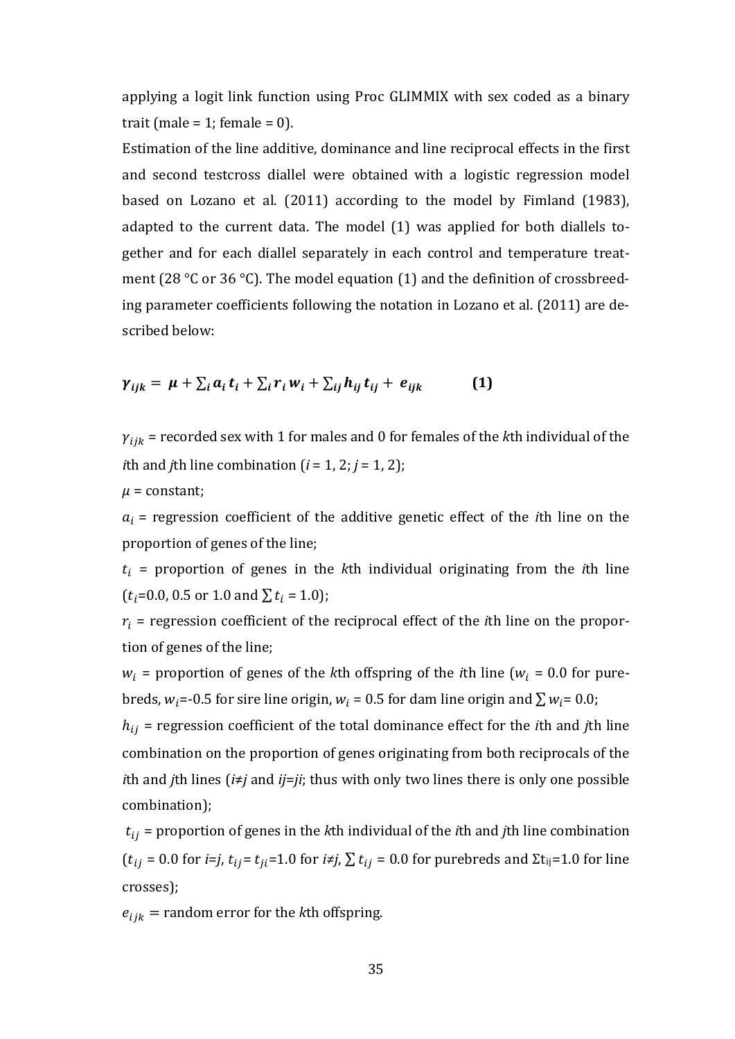applying a logit link function using Proc GLIMMIX with sex coded as a binary trait (male = 1; female = 0).

Estimation of the line additive, dominance and line reciprocal effects in the first and second testcross diallel were obtained with a logistic regression model based on Lozano et al. (2011) according to the model by Fimland (1983), adapted to the current data. The model (1) was applied for both diallels together and for each diallel separately in each control and temperature treatment (28 °C or 36 °C). The model equation (1) and the definition of crossbreeding parameter coefficients following the notation in Lozano et al. (2011) are described below:

$$\boldsymbol{\gamma_{ijk} = \mu + \sum_i a_i t_i + \sum_i r_i w_i + \sum_{ij} h_{ij} t_{ij} + e_{ijk}} \qquad \textbf{(1)}$$

$\gamma_{ijk}$ = recorded sex with 1 for males and 0 for females of the *k*th individual of the *i*th and *j*th line combination (*i* = 1, 2; *j* = 1, 2);

$\mu$ = constant;

$a_i$ = regression coefficient of the additive genetic effect of the *i*th line on the proportion of genes of the line;

$t_i$ = proportion of genes in the *k*th individual originating from the *i*th line ($t_i$=0.0, 0.5 or 1.0 and $\sum t_i$ = 1.0);

$r_i$ = regression coefficient of the reciprocal effect of the *i*th line on the proportion of genes of the line;

$w_i$ = proportion of genes of the *k*th offspring of the *i*th line ($w_i$ = 0.0 for purebreds, $w_i$=-0.5 for sire line origin, $w_i$ = 0.5 for dam line origin and $\sum w_i$= 0.0;

$h_{ij}$ = regression coefficient of the total dominance effect for the *i*th and *j*th line combination on the proportion of genes originating from both reciprocals of the *i*th and *j*th lines (*i≠j* and *ij=ji*; thus with only two lines there is only one possible combination);

$t_{ij}$ = proportion of genes in the *k*th individual of the *i*th and *j*th line combination ($t_{ij}$ = 0.0 for *i=j*, $t_{ij}$= $t_{ji}$=1.0 for *i≠j*, $\sum t_{ij}$ = 0.0 for purebreds and $\Sigma t_{ij}$=1.0 for line crosses);

$e_{ijk}$ = random error for the *k*th offspring.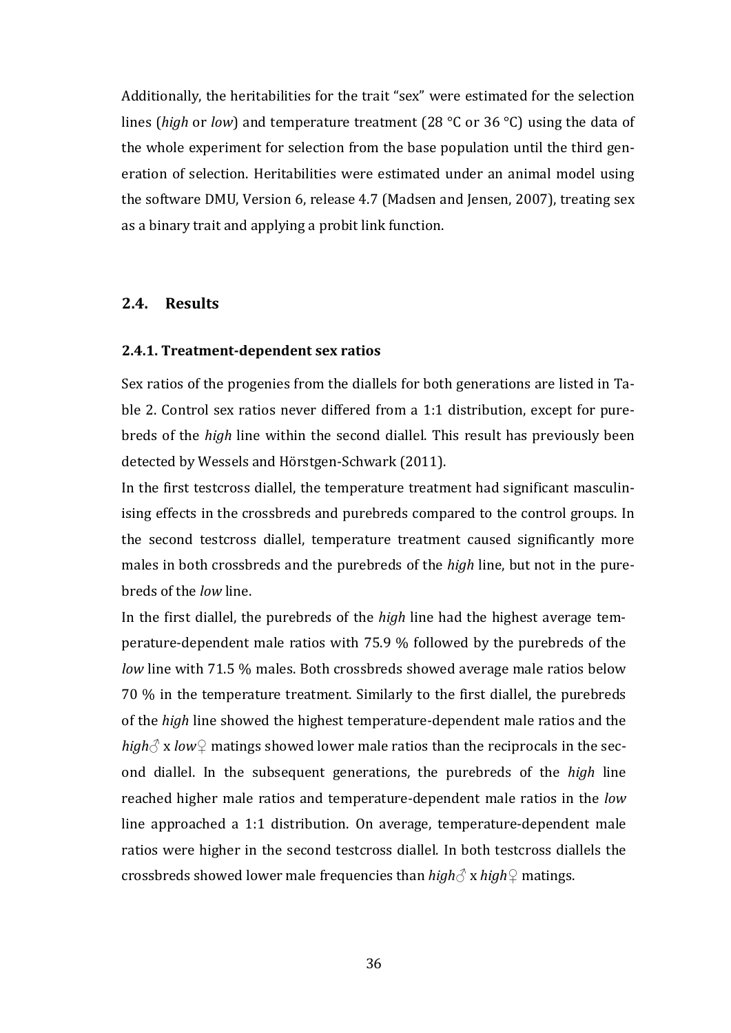Additionally, the heritabilities for the trait "sex" were estimated for the selection lines (*high* or *low*) and temperature treatment (28 °C or 36 °C) using the data of the whole experiment for selection from the base population until the third generation of selection. Heritabilities were estimated under an animal model using the software DMU, Version 6, release 4.7 (Madsen and Jensen, 2007), treating sex as a binary trait and applying a probit link function.

## 2.4. Results

### 2.4.1. Treatment-dependent sex ratios

Sex ratios of the progenies from the diallels for both generations are listed in Table 2. Control sex ratios never differed from a 1:1 distribution, except for purebreds of the *high* line within the second diallel. This result has previously been detected by Wessels and Hörstgen-Schwark (2011).

In the first testcross diallel, the temperature treatment had significant masculinising effects in the crossbreds and purebreds compared to the control groups. In the second testcross diallel, temperature treatment caused significantly more males in both crossbreds and the purebreds of the *high* line, but not in the purebreds of the *low* line.

In the first diallel, the purebreds of the *high* line had the highest average temperature-dependent male ratios with 75.9 % followed by the purebreds of the *low* line with 71.5 % males. Both crossbreds showed average male ratios below 70 % in the temperature treatment. Similarly to the first diallel, the purebreds of the *high* line showed the highest temperature-dependent male ratios and the *high*♂ x *low*♀ matings showed lower male ratios than the reciprocals in the second diallel. In the subsequent generations, the purebreds of the *high* line reached higher male ratios and temperature-dependent male ratios in the *low* line approached a 1:1 distribution. On average, temperature-dependent male ratios were higher in the second testcross diallel. In both testcross diallels the crossbreds showed lower male frequencies than *high*♂ x *high*♀ matings.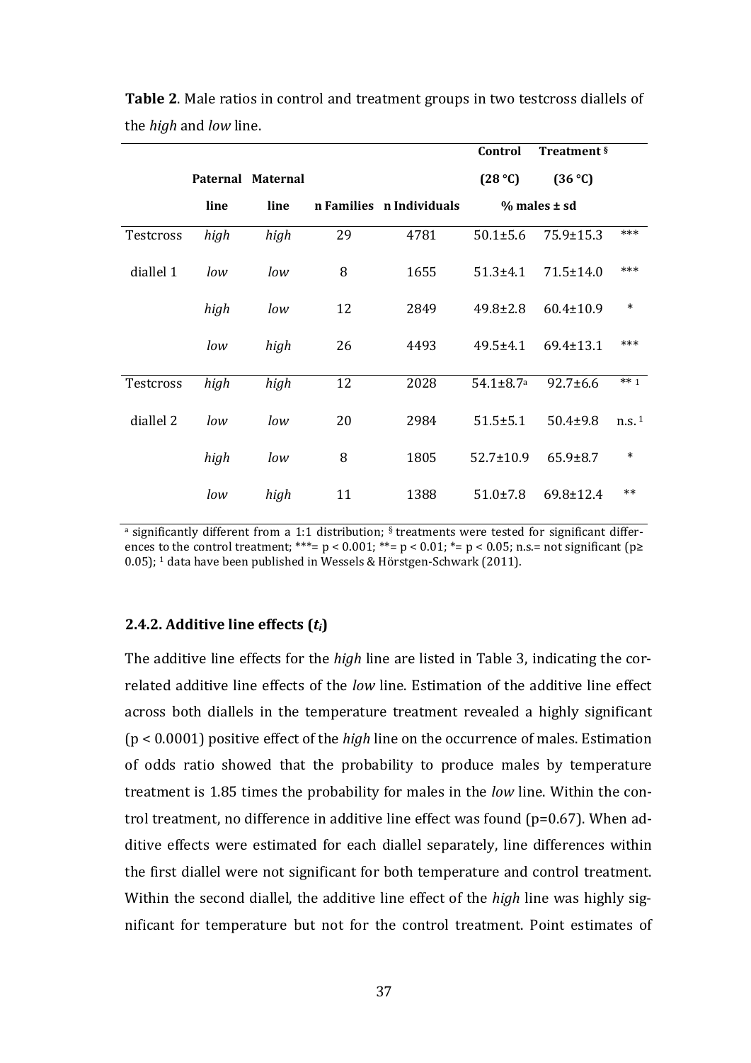**Table 2**. Male ratios in control and treatment groups in two testcross diallels of the *high* and *low* line.

| | Paternal line | Maternal line | n Families | n Individuals | Control (28 °C) | Treatment [§] (36 °C) | |
|---|---|---|---|---|---|---|---|
| | | | | | % males ± sd | | |
| Testcross diallel 1 | *high* | *high* | 29 | 4781 | 50.1±5.6 | 75.9±15.3 | *** |
| | *low* | *low* | 8 | 1655 | 51.3±4.1 | 71.5±14.0 | *** |
| | *high* | *low* | 12 | 2849 | 49.8±2.8 | 60.4±10.9 | * |
| | *low* | *high* | 26 | 4493 | 49.5±4.1 | 69.4±13.1 | *** |
| Testcross diallel 2 | *high* | *high* | 12 | 2028 | 54.1±8.7[a] | 92.7±6.6 | ** [1] |
| | *low* | *low* | 20 | 2984 | 51.5±5.1 | 50.4±9.8 | n.s. [1] |
| | *high* | *low* | 8 | 1805 | 52.7±10.9 | 65.9±8.7 | * |
| | *low* | *high* | 11 | 1388 | 51.0±7.8 | 69.8±12.4 | ** |

[a] significantly different from a 1:1 distribution; [§] treatments were tested for significant differences to the control treatment; ***= $p < 0.001$; **= $p < 0.01$; *= $p < 0.05$; n.s.= not significant ($p \geq 0.05$); [1] data have been published in Wessels & Hörstgen-Schwark (2011).

### 2.4.2. Additive line effects ($t_i$)

The additive line effects for the *high* line are listed in Table 3, indicating the correlated additive line effects of the *low* line. Estimation of the additive line effect across both diallels in the temperature treatment revealed a highly significant ($p < 0.0001$) positive effect of the *high* line on the occurrence of males. Estimation of odds ratio showed that the probability to produce males by temperature treatment is 1.85 times the probability for males in the *low* line. Within the control treatment, no difference in additive line effect was found ($p=0.67$). When additive effects were estimated for each diallel separately, line differences within the first diallel were not significant for both temperature and control treatment. Within the second diallel, the additive line effect of the *high* line was highly significant for temperature but not for the control treatment. Point estimates of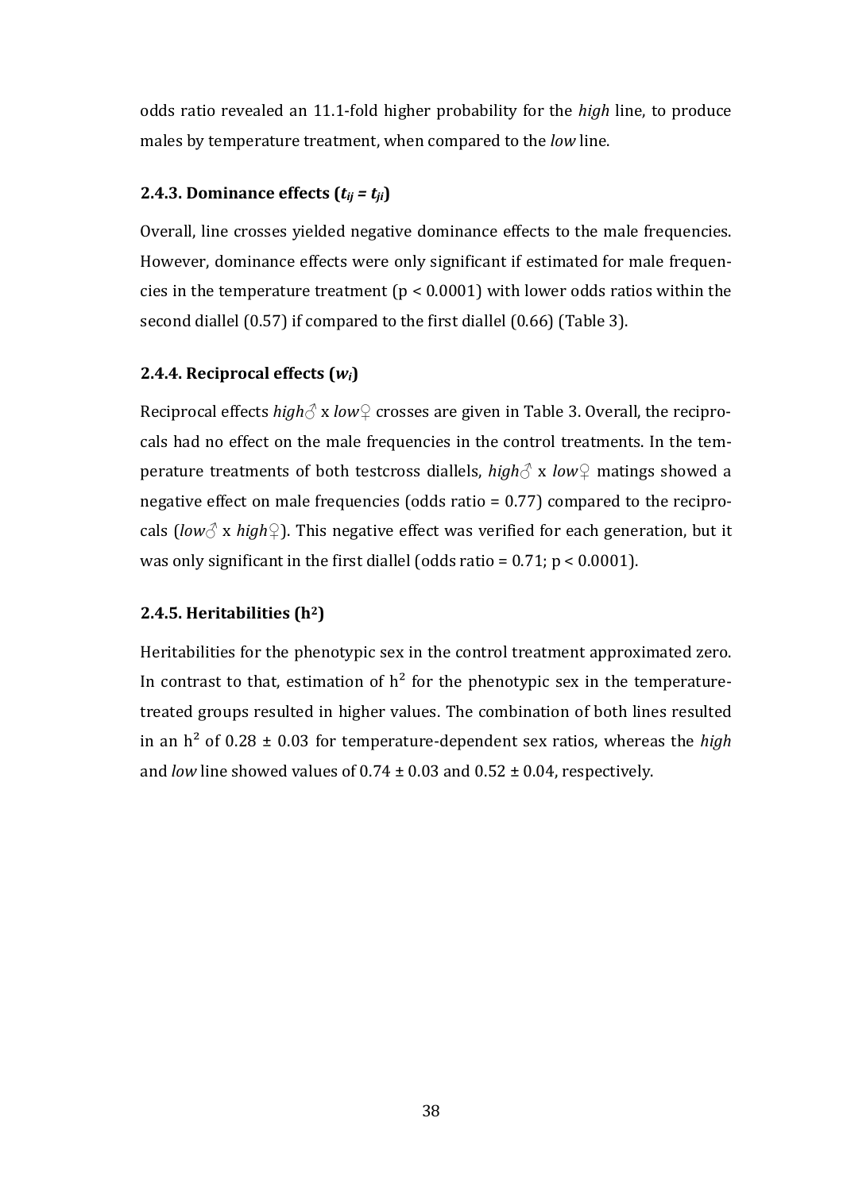odds ratio revealed an 11.1-fold higher probability for the *high* line, to produce males by temperature treatment, when compared to the *low* line.

### 2.4.3. Dominance effects ($t_{ij} = t_{ji}$)

Overall, line crosses yielded negative dominance effects to the male frequencies. However, dominance effects were only significant if estimated for male frequencies in the temperature treatment ($p < 0.0001$) with lower odds ratios within the second diallel (0.57) if compared to the first diallel (0.66) (Table 3).

### 2.4.4. Reciprocal effects ($w_i$)

Reciprocal effects *high*♂ x *low*♀ crosses are given in Table 3. Overall, the reciprocals had no effect on the male frequencies in the control treatments. In the temperature treatments of both testcross diallels, *high*♂ x *low*♀ matings showed a negative effect on male frequencies (odds ratio = 0.77) compared to the reciprocals (*low*♂ x *high*♀). This negative effect was verified for each generation, but it was only significant in the first diallel (odds ratio = 0.71; $p < 0.0001$).

### 2.4.5. Heritabilities ($h^2$)

Heritabilities for the phenotypic sex in the control treatment approximated zero. In contrast to that, estimation of $h^2$ for the phenotypic sex in the temperature-treated groups resulted in higher values. The combination of both lines resulted in an $h^2$ of 0.28 ± 0.03 for temperature-dependent sex ratios, whereas the *high* and *low* line showed values of 0.74 ± 0.03 and 0.52 ± 0.04, respectively.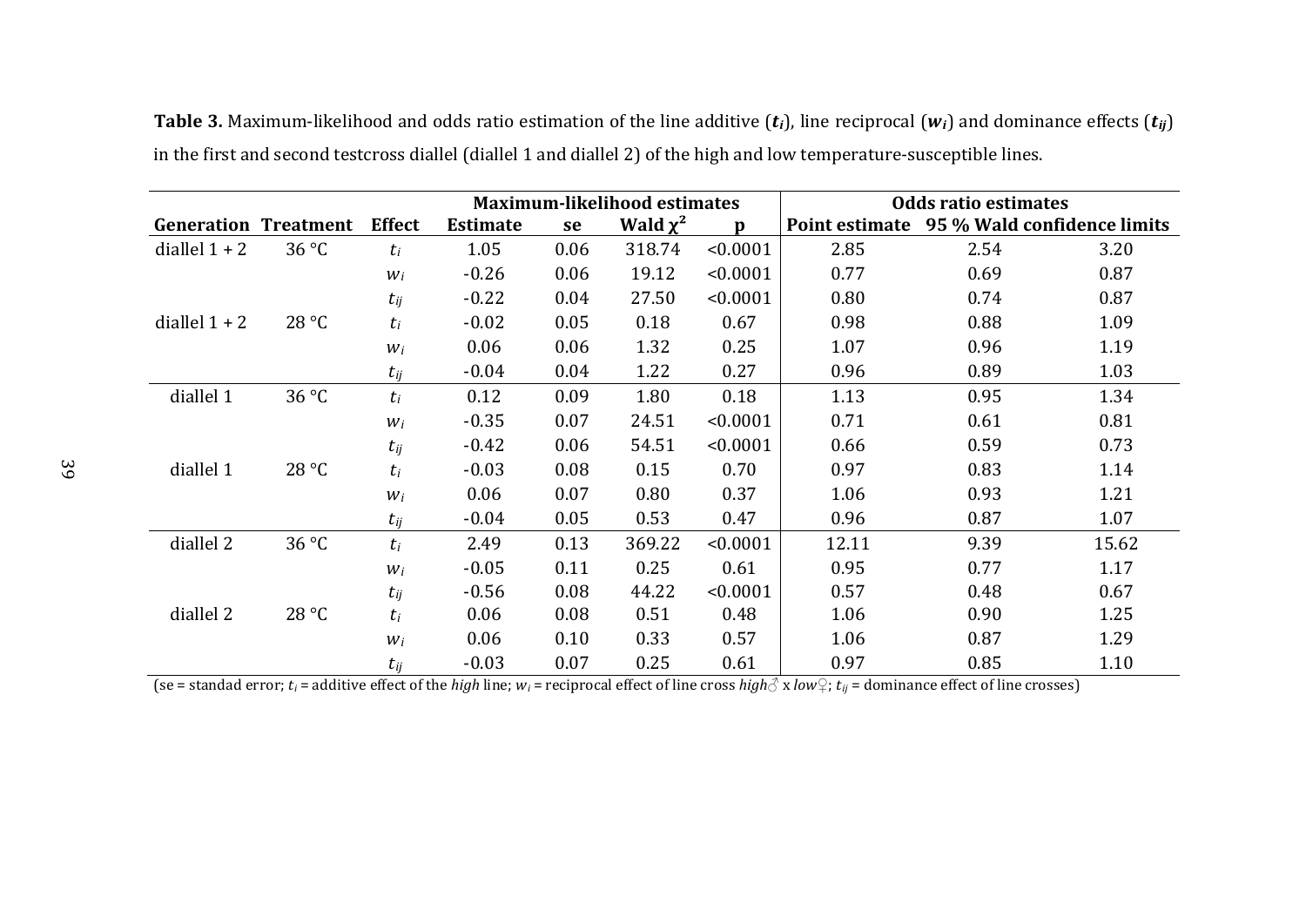**Table 3.** Maximum-likelihood and odds ratio estimation of the line additive ($\boldsymbol{t_i}$), line reciprocal ($\boldsymbol{w_i}$) and dominance effects ($\boldsymbol{t_{ij}}$) in the first and second testcross diallel (diallel 1 and diallel 2) of the high and low temperature-susceptible lines.

| | | | Maximum-likelihood estimates | | | | Odds ratio estimates | | |
|---|---|---|---|---|---|---|---|---|---|
| **Generation** | **Treatment** | **Effect** | **Estimate** | **se** | **Wald $\chi^2$** | **p** | **Point estimate** | **95 % Wald confidence limits** | |
| diallel 1 + 2 | 36 °C | $t_i$ | 1.05 | 0.06 | 318.74 | <0.0001 | 2.85 | 2.54 | 3.20 |
| | | $w_i$ | -0.26 | 0.06 | 19.12 | <0.0001 | 0.77 | 0.69 | 0.87 |
| | | $t_{ij}$ | -0.22 | 0.04 | 27.50 | <0.0001 | 0.80 | 0.74 | 0.87 |
| diallel 1 + 2 | 28 °C | $t_i$ | -0.02 | 0.05 | 0.18 | 0.67 | 0.98 | 0.88 | 1.09 |
| | | $w_i$ | 0.06 | 0.06 | 1.32 | 0.25 | 1.07 | 0.96 | 1.19 |
| | | $t_{ij}$ | -0.04 | 0.04 | 1.22 | 0.27 | 0.96 | 0.89 | 1.03 |
| diallel 1 | 36 °C | $t_i$ | 0.12 | 0.09 | 1.80 | 0.18 | 1.13 | 0.95 | 1.34 |
| | | $w_i$ | -0.35 | 0.07 | 24.51 | <0.0001 | 0.71 | 0.61 | 0.81 |
| | | $t_{ij}$ | -0.42 | 0.06 | 54.51 | <0.0001 | 0.66 | 0.59 | 0.73 |
| diallel 1 | 28 °C | $t_i$ | -0.03 | 0.08 | 0.15 | 0.70 | 0.97 | 0.83 | 1.14 |
| | | $w_i$ | 0.06 | 0.07 | 0.80 | 0.37 | 1.06 | 0.93 | 1.21 |
| | | $t_{ij}$ | -0.04 | 0.05 | 0.53 | 0.47 | 0.96 | 0.87 | 1.07 |
| diallel 2 | 36 °C | $t_i$ | 2.49 | 0.13 | 369.22 | <0.0001 | 12.11 | 9.39 | 15.62 |
| | | $w_i$ | -0.05 | 0.11 | 0.25 | 0.61 | 0.95 | 0.77 | 1.17 |
| | | $t_{ij}$ | -0.56 | 0.08 | 44.22 | <0.0001 | 0.57 | 0.48 | 0.67 |
| diallel 2 | 28 °C | $t_i$ | 0.06 | 0.08 | 0.51 | 0.48 | 1.06 | 0.90 | 1.25 |
| | | $w_i$ | 0.06 | 0.10 | 0.33 | 0.57 | 1.06 | 0.87 | 1.29 |
| | | $t_{ij}$ | -0.03 | 0.07 | 0.25 | 0.61 | 0.97 | 0.85 | 1.10 |

(se = standad error; $t_i$ = additive effect of the *high* line; $w_i$ = reciprocal effect of line cross *high*♂ x *low*♀; $t_{ij}$ = dominance effect of line crosses)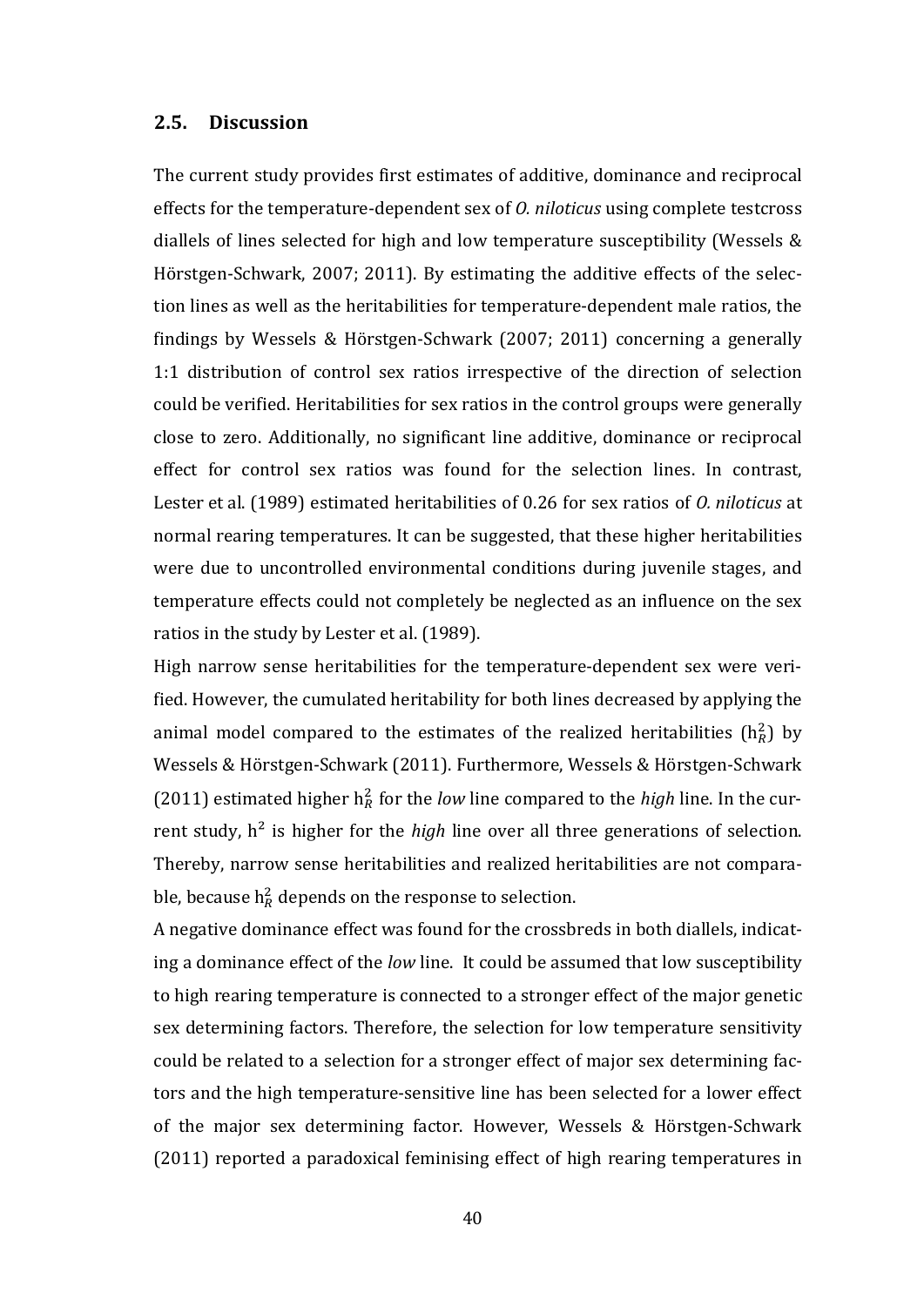## 2.5. Discussion

The current study provides first estimates of additive, dominance and reciprocal effects for the temperature-dependent sex of *O. niloticus* using complete testcross diallels of lines selected for high and low temperature susceptibility (Wessels & Hörstgen-Schwark, 2007; 2011). By estimating the additive effects of the selection lines as well as the heritabilities for temperature-dependent male ratios, the findings by Wessels & Hörstgen-Schwark (2007; 2011) concerning a generally 1:1 distribution of control sex ratios irrespective of the direction of selection could be verified. Heritabilities for sex ratios in the control groups were generally close to zero. Additionally, no significant line additive, dominance or reciprocal effect for control sex ratios was found for the selection lines. In contrast, Lester et al. (1989) estimated heritabilities of 0.26 for sex ratios of *O. niloticus* at normal rearing temperatures. It can be suggested, that these higher heritabilities were due to uncontrolled environmental conditions during juvenile stages, and temperature effects could not completely be neglected as an influence on the sex ratios in the study by Lester et al. (1989).

High narrow sense heritabilities for the temperature-dependent sex were verified. However, the cumulated heritability for both lines decreased by applying the animal model compared to the estimates of the realized heritabilities ($h^2_R$) by Wessels & Hörstgen-Schwark (2011). Furthermore, Wessels & Hörstgen-Schwark (2011) estimated higher $h^2_R$ for the *low* line compared to the *high* line. In the current study, $h^2$ is higher for the *high* line over all three generations of selection. Thereby, narrow sense heritabilities and realized heritabilities are not comparable, because $h^2_R$ depends on the response to selection.

A negative dominance effect was found for the crossbreds in both diallels, indicating a dominance effect of the *low* line. It could be assumed that low susceptibility to high rearing temperature is connected to a stronger effect of the major genetic sex determining factors. Therefore, the selection for low temperature sensitivity could be related to a selection for a stronger effect of major sex determining factors and the high temperature-sensitive line has been selected for a lower effect of the major sex determining factor. However, Wessels & Hörstgen-Schwark (2011) reported a paradoxical feminising effect of high rearing temperatures in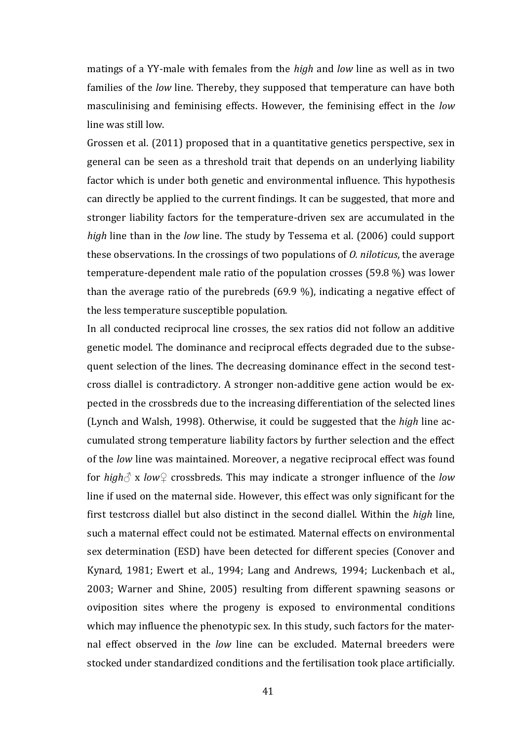matings of a YY-male with females from the *high* and *low* line as well as in two families of the *low* line. Thereby, they supposed that temperature can have both masculinising and feminising effects. However, the feminising effect in the *low* line was still low.

Grossen et al. (2011) proposed that in a quantitative genetics perspective, sex in general can be seen as a threshold trait that depends on an underlying liability factor which is under both genetic and environmental influence. This hypothesis can directly be applied to the current findings. It can be suggested, that more and stronger liability factors for the temperature-driven sex are accumulated in the *high* line than in the *low* line. The study by Tessema et al. (2006) could support these observations. In the crossings of two populations of *O. niloticus*, the average temperature-dependent male ratio of the population crosses (59.8 %) was lower than the average ratio of the purebreds (69.9 %), indicating a negative effect of the less temperature susceptible population.

In all conducted reciprocal line crosses, the sex ratios did not follow an additive genetic model. The dominance and reciprocal effects degraded due to the subsequent selection of the lines. The decreasing dominance effect in the second testcross diallel is contradictory. A stronger non-additive gene action would be expected in the crossbreds due to the increasing differentiation of the selected lines (Lynch and Walsh, 1998). Otherwise, it could be suggested that the *high* line accumulated strong temperature liability factors by further selection and the effect of the *low* line was maintained. Moreover, a negative reciprocal effect was found for *high*♂ x *low*♀ crossbreds. This may indicate a stronger influence of the *low* line if used on the maternal side. However, this effect was only significant for the first testcross diallel but also distinct in the second diallel. Within the *high* line, such a maternal effect could not be estimated. Maternal effects on environmental sex determination (ESD) have been detected for different species (Conover and Kynard, 1981; Ewert et al., 1994; Lang and Andrews, 1994; Luckenbach et al., 2003; Warner and Shine, 2005) resulting from different spawning seasons or oviposition sites where the progeny is exposed to environmental conditions which may influence the phenotypic sex. In this study, such factors for the maternal effect observed in the *low* line can be excluded. Maternal breeders were stocked under standardized conditions and the fertilisation took place artificially.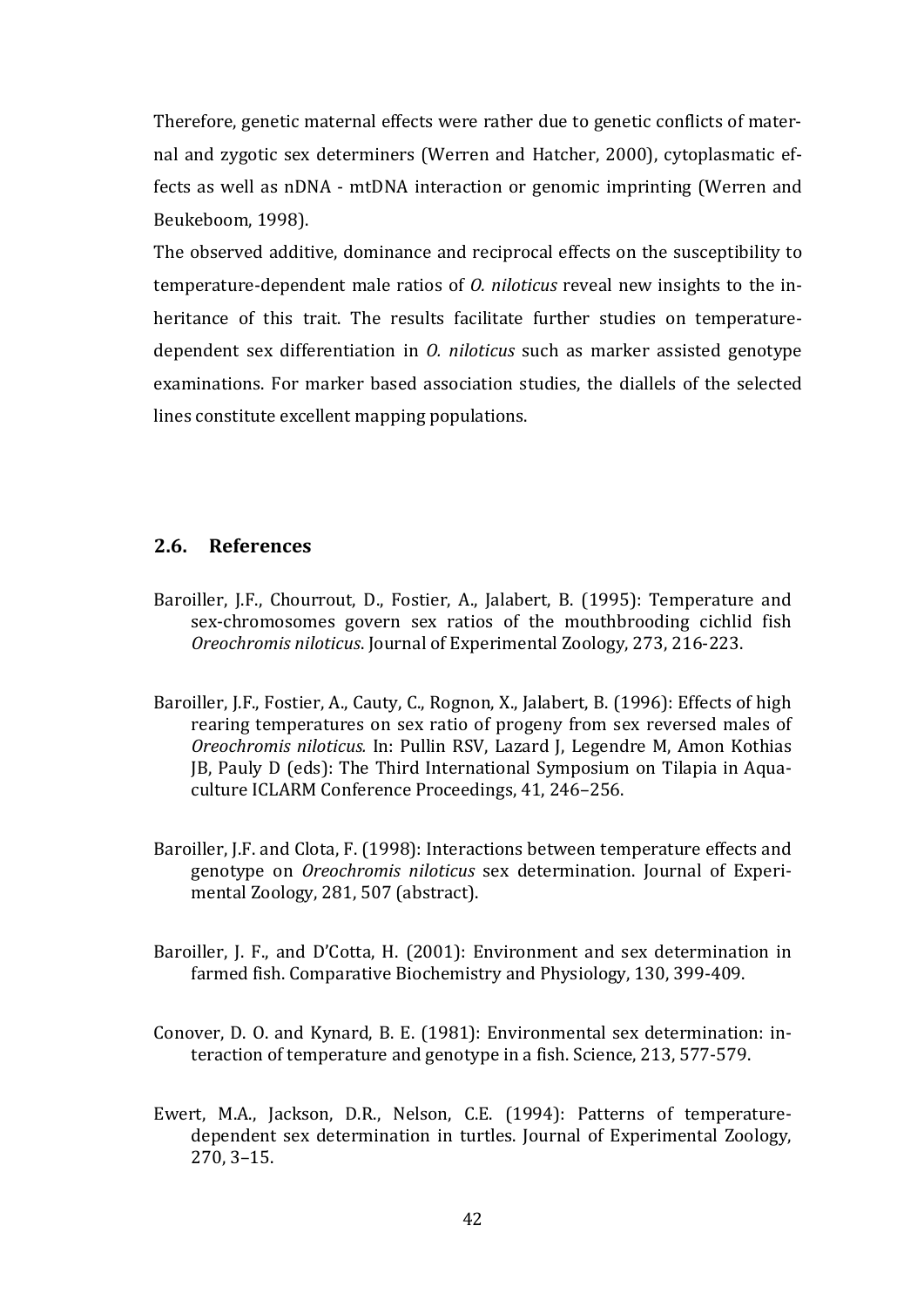Therefore, genetic maternal effects were rather due to genetic conflicts of maternal and zygotic sex determiners (Werren and Hatcher, 2000), cytoplasmatic effects as well as nDNA - mtDNA interaction or genomic imprinting (Werren and Beukeboom, 1998).

The observed additive, dominance and reciprocal effects on the susceptibility to temperature-dependent male ratios of *O. niloticus* reveal new insights to the inheritance of this trait. The results facilitate further studies on temperature-dependent sex differentiation in *O. niloticus* such as marker assisted genotype examinations. For marker based association studies, the diallels of the selected lines constitute excellent mapping populations.

## 2.6. References

Baroiller, J.F., Chourrout, D., Fostier, A., Jalabert, B. (1995): Temperature and sex-chromosomes govern sex ratios of the mouthbrooding cichlid fish *Oreochromis niloticus*. Journal of Experimental Zoology, 273, 216-223.

Baroiller, J.F., Fostier, A., Cauty, C., Rognon, X., Jalabert, B. (1996): Effects of high rearing temperatures on sex ratio of progeny from sex reversed males of *Oreochromis niloticus.* In: Pullin RSV, Lazard J, Legendre M, Amon Kothias JB, Pauly D (eds): The Third International Symposium on Tilapia in Aquaculture ICLARM Conference Proceedings, 41, 246–256.

Baroiller, J.F. and Clota, F. (1998): Interactions between temperature effects and genotype on *Oreochromis niloticus* sex determination. Journal of Experimental Zoology, 281, 507 (abstract).

Baroiller, J. F., and D'Cotta, H. (2001): Environment and sex determination in farmed fish. Comparative Biochemistry and Physiology, 130, 399-409.

Conover, D. O. and Kynard, B. E. (1981): Environmental sex determination: interaction of temperature and genotype in a fish. Science, 213, 577-579.

Ewert, M.A., Jackson, D.R., Nelson, C.E. (1994): Patterns of temperature-dependent sex determination in turtles. Journal of Experimental Zoology, 270, 3–15.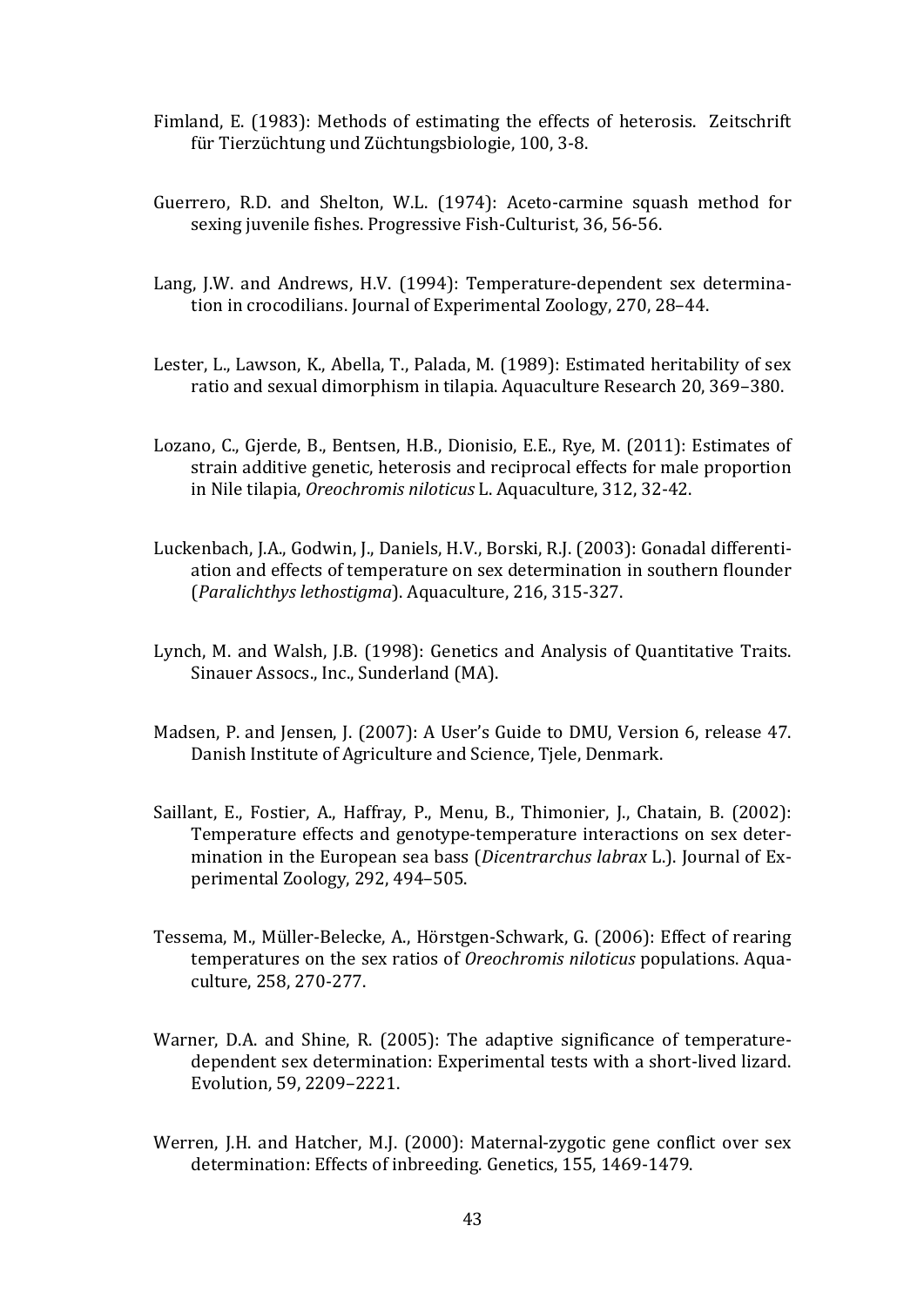Fimland, E. (1983): Methods of estimating the effects of heterosis. Zeitschrift für Tierzüchtung und Züchtungsbiologie, 100, 3-8.

Guerrero, R.D. and Shelton, W.L. (1974): Aceto-carmine squash method for sexing juvenile fishes. Progressive Fish-Culturist, 36, 56-56.

Lang, J.W. and Andrews, H.V. (1994): Temperature-dependent sex determination in crocodilians. Journal of Experimental Zoology, 270, 28–44.

Lester, L., Lawson, K., Abella, T., Palada, M. (1989): Estimated heritability of sex ratio and sexual dimorphism in tilapia. Aquaculture Research 20, 369–380.

Lozano, C., Gjerde, B., Bentsen, H.B., Dionisio, E.E., Rye, M. (2011): Estimates of strain additive genetic, heterosis and reciprocal effects for male proportion in Nile tilapia, *Oreochromis niloticus* L. Aquaculture, 312, 32-42.

Luckenbach, J.A., Godwin, J., Daniels, H.V., Borski, R.J. (2003): Gonadal differentiation and effects of temperature on sex determination in southern flounder (*Paralichthys lethostigma*). Aquaculture, 216, 315-327.

Lynch, M. and Walsh, J.B. (1998): Genetics and Analysis of Quantitative Traits. Sinauer Assocs., Inc., Sunderland (MA).

Madsen, P. and Jensen, J. (2007): A User's Guide to DMU, Version 6, release 47. Danish Institute of Agriculture and Science, Tjele, Denmark.

Saillant, E., Fostier, A., Haffray, P., Menu, B., Thimonier, J., Chatain, B. (2002): Temperature effects and genotype-temperature interactions on sex determination in the European sea bass (*Dicentrarchus labrax* L.). Journal of Experimental Zoology, 292, 494–505.

Tessema, M., Müller-Belecke, A., Hörstgen-Schwark, G. (2006): Effect of rearing temperatures on the sex ratios of *Oreochromis niloticus* populations. Aquaculture, 258, 270-277.

Warner, D.A. and Shine, R. (2005): The adaptive significance of temperature-dependent sex determination: Experimental tests with a short-lived lizard. Evolution, 59, 2209–2221.

Werren, J.H. and Hatcher, M.J. (2000): Maternal-zygotic gene conflict over sex determination: Effects of inbreeding. Genetics, 155, 1469-1479.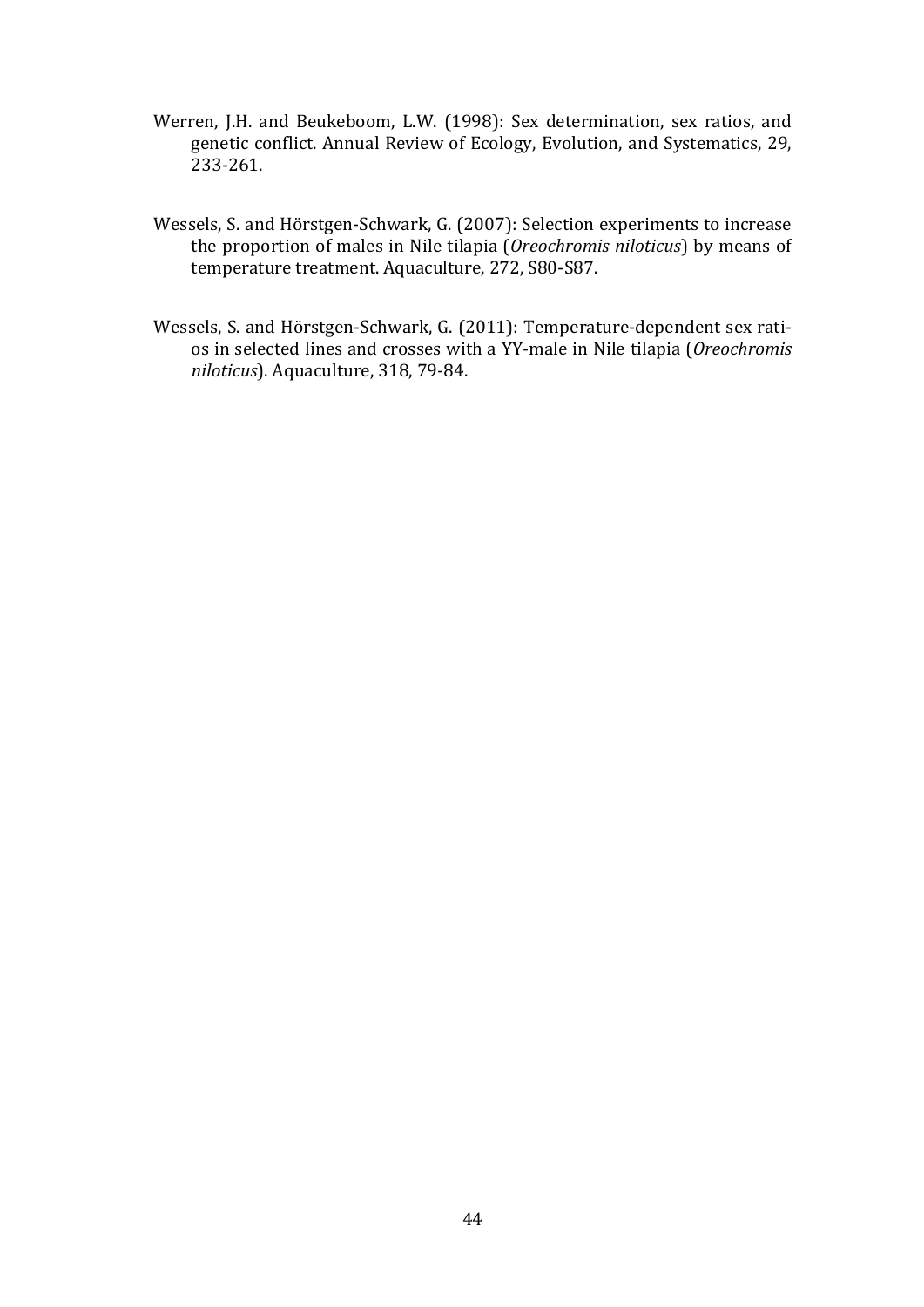Werren, J.H. and Beukeboom, L.W. (1998): Sex determination, sex ratios, and genetic conflict. Annual Review of Ecology, Evolution, and Systematics, 29, 233-261.

Wessels, S. and Hörstgen-Schwark, G. (2007): Selection experiments to increase the proportion of males in Nile tilapia (*Oreochromis niloticus*) by means of temperature treatment. Aquaculture, 272, S80-S87.

Wessels, S. and Hörstgen-Schwark, G. (2011): Temperature-dependent sex ratios in selected lines and crosses with a YY-male in Nile tilapia (*Oreochromis niloticus*). Aquaculture, 318, 79-84.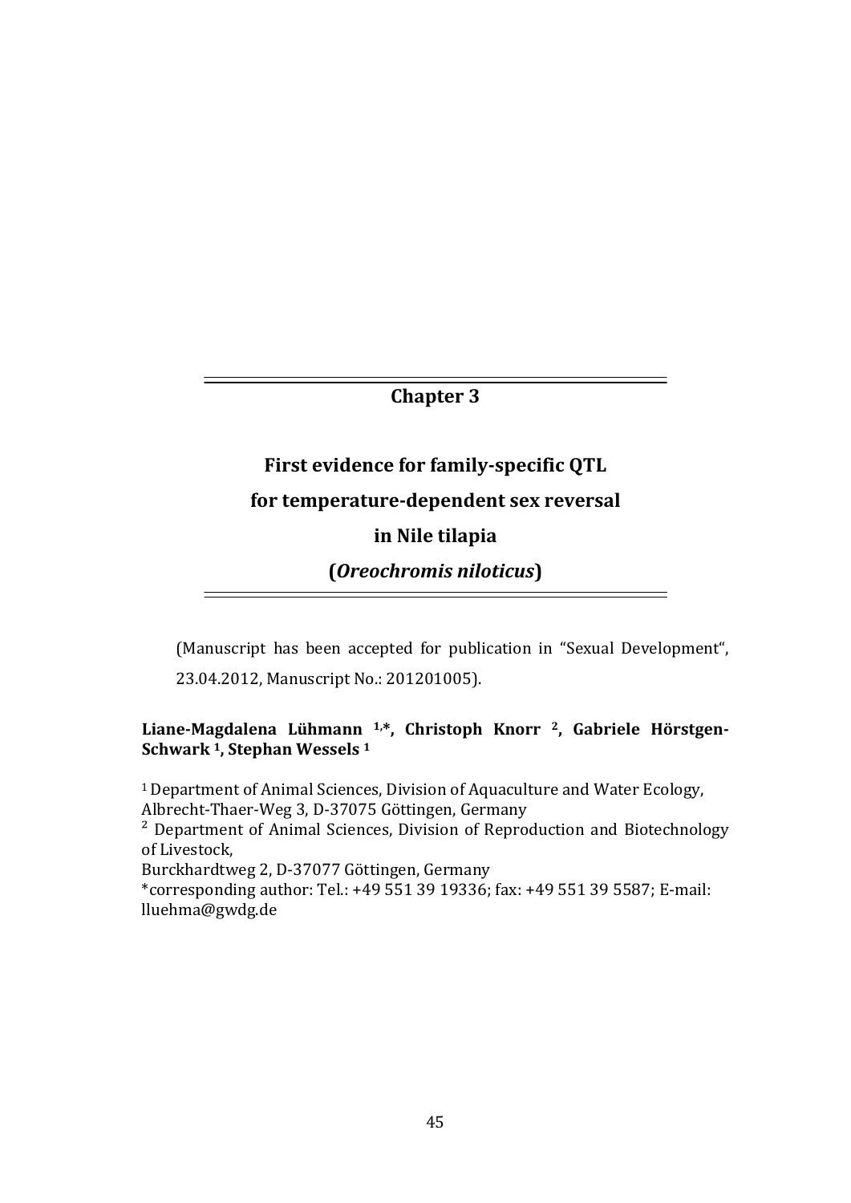# Chapter 3

## First evidence for family-specific QTL for temperature-dependent sex reversal in Nile tilapia (*Oreochromis niloticus*)

(Manuscript has been accepted for publication in "Sexual Development", 23.04.2012, Manuscript No.: 201201005).

**Liane-Magdalena Lühmann [1,*], Christoph Knorr [2], Gabriele Hörstgen-Schwark [1], Stephan Wessels [1]**

[1] Department of Animal Sciences, Division of Aquaculture and Water Ecology, Albrecht-Thaer-Weg 3, D-37075 Göttingen, Germany

[2] Department of Animal Sciences, Division of Reproduction and Biotechnology of Livestock, Burckhardtweg 2, D-37077 Göttingen, Germany

*corresponding author: Tel.: +49 551 39 19336; fax: +49 551 39 5587; E-mail: lluehma@gwdg.de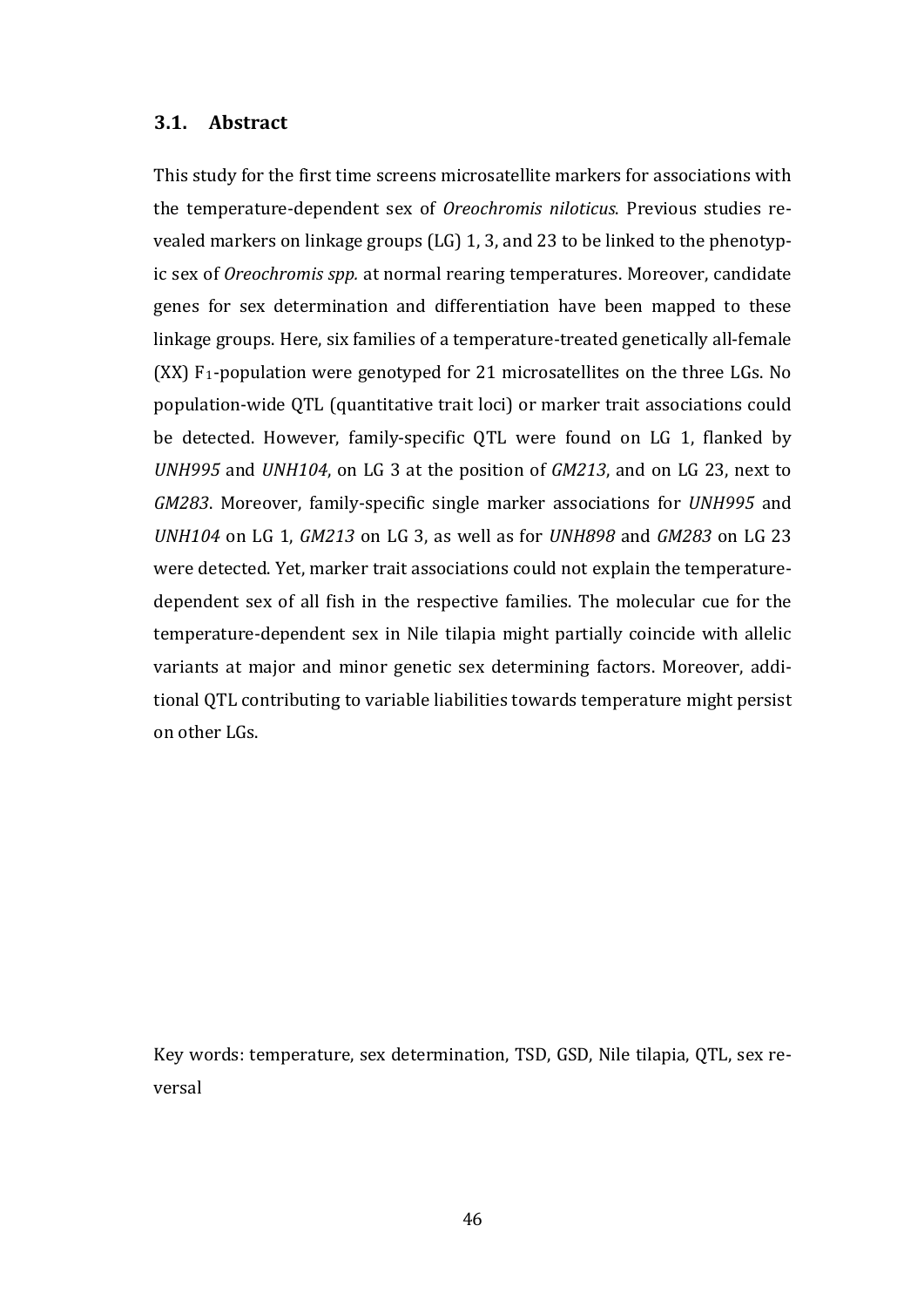### 3.1. Abstract

This study for the first time screens microsatellite markers for associations with the temperature-dependent sex of *Oreochromis niloticus*. Previous studies revealed markers on linkage groups (LG) 1, 3, and 23 to be linked to the phenotypic sex of *Oreochromis spp.* at normal rearing temperatures. Moreover, candidate genes for sex determination and differentiation have been mapped to these linkage groups. Here, six families of a temperature-treated genetically all-female (XX) $F_1$-population were genotyped for 21 microsatellites on the three LGs. No population-wide QTL (quantitative trait loci) or marker trait associations could be detected. However, family-specific QTL were found on LG 1, flanked by *UNH995* and *UNH104*, on LG 3 at the position of *GM213*, and on LG 23, next to *GM283*. Moreover, family-specific single marker associations for *UNH995* and *UNH104* on LG 1, *GM213* on LG 3, as well as for *UNH898* and *GM283* on LG 23 were detected. Yet, marker trait associations could not explain the temperature-dependent sex of all fish in the respective families. The molecular cue for the temperature-dependent sex in Nile tilapia might partially coincide with allelic variants at major and minor genetic sex determining factors. Moreover, additional QTL contributing to variable liabilities towards temperature might persist on other LGs.

Key words: temperature, sex determination, TSD, GSD, Nile tilapia, QTL, sex reversal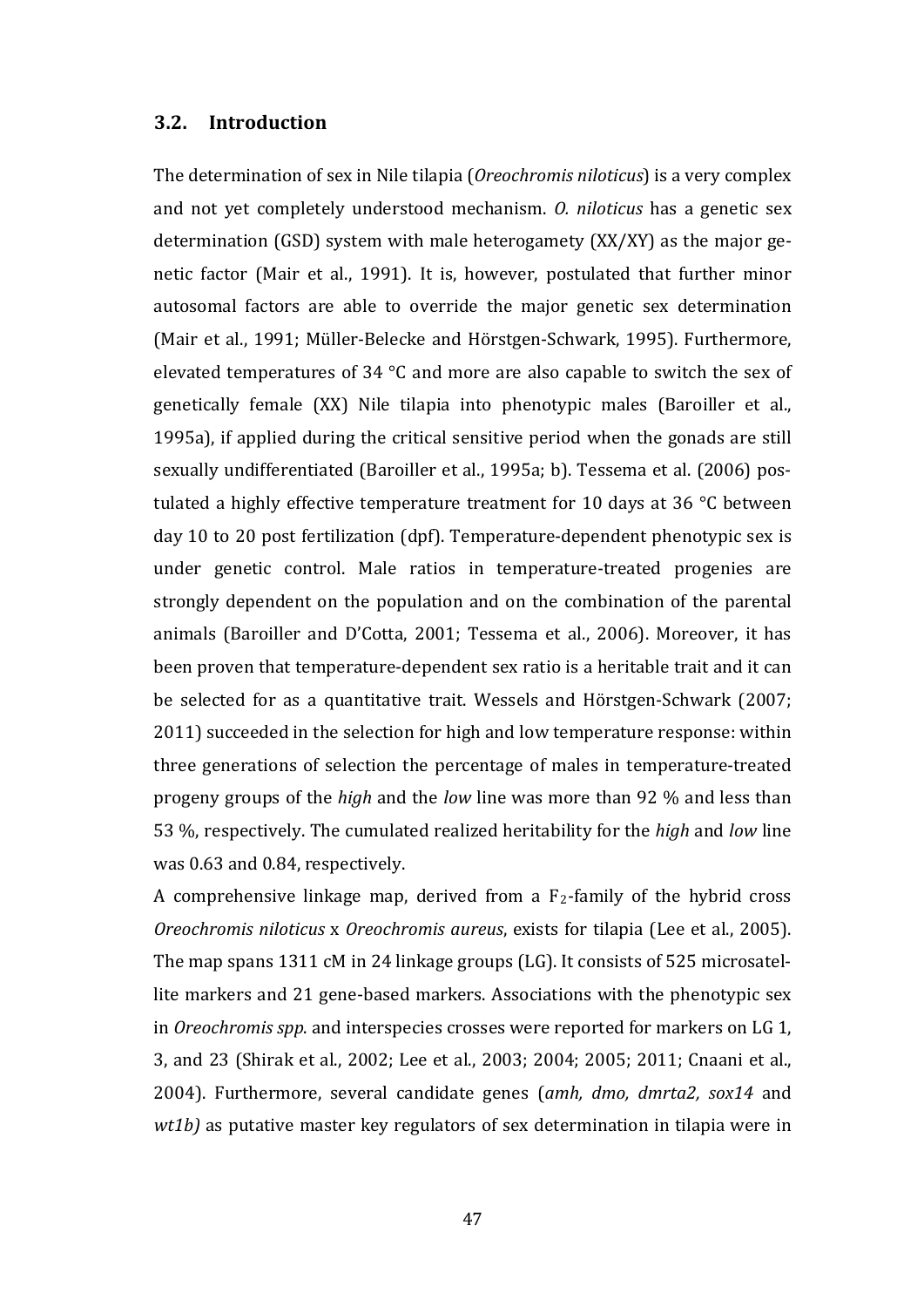## 3.2. Introduction

The determination of sex in Nile tilapia (*Oreochromis niloticus*) is a very complex and not yet completely understood mechanism. *O. niloticus* has a genetic sex determination (GSD) system with male heterogamety (XX/XY) as the major genetic factor (Mair et al., 1991). It is, however, postulated that further minor autosomal factors are able to override the major genetic sex determination (Mair et al., 1991; Müller-Belecke and Hörstgen-Schwark, 1995). Furthermore, elevated temperatures of 34 °C and more are also capable to switch the sex of genetically female (XX) Nile tilapia into phenotypic males (Baroiller et al., 1995a), if applied during the critical sensitive period when the gonads are still sexually undifferentiated (Baroiller et al., 1995a; b). Tessema et al. (2006) postulated a highly effective temperature treatment for 10 days at 36 °C between day 10 to 20 post fertilization (dpf). Temperature-dependent phenotypic sex is under genetic control. Male ratios in temperature-treated progenies are strongly dependent on the population and on the combination of the parental animals (Baroiller and D'Cotta, 2001; Tessema et al., 2006). Moreover, it has been proven that temperature-dependent sex ratio is a heritable trait and it can be selected for as a quantitative trait. Wessels and Hörstgen-Schwark (2007; 2011) succeeded in the selection for high and low temperature response: within three generations of selection the percentage of males in temperature-treated progeny groups of the *high* and the *low* line was more than 92 % and less than 53 %, respectively. The cumulated realized heritability for the *high* and *low* line was 0.63 and 0.84, respectively.

A comprehensive linkage map, derived from a $F_2$-family of the hybrid cross *Oreochromis niloticus* x *Oreochromis aureus*, exists for tilapia (Lee et al., 2005). The map spans 1311 cM in 24 linkage groups (LG). It consists of 525 microsatellite markers and 21 gene-based markers. Associations with the phenotypic sex in *Oreochromis spp.* and interspecies crosses were reported for markers on LG 1, 3, and 23 (Shirak et al., 2002; Lee et al., 2003; 2004; 2005; 2011; Cnaani et al., 2004). Furthermore, several candidate genes (*amh, dmo, dmrta2, sox14* and *wt1b)* as putative master key regulators of sex determination in tilapia were in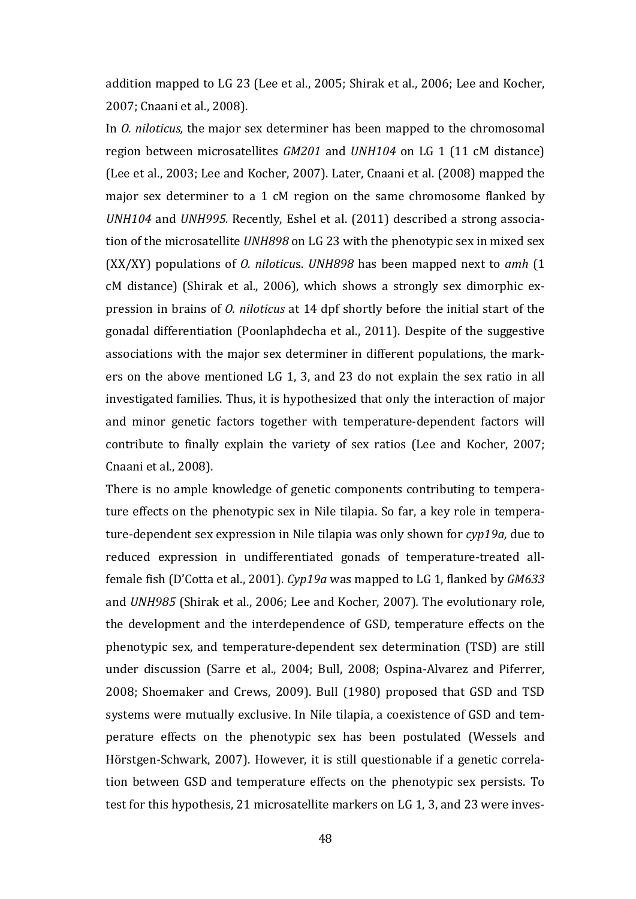addition mapped to LG 23 (Lee et al., 2005; Shirak et al., 2006; Lee and Kocher, 2007; Cnaani et al., 2008).

In *O. niloticus,* the major sex determiner has been mapped to the chromosomal region between microsatellites *GM201* and *UNH104* on LG 1 (11 cM distance) (Lee et al., 2003; Lee and Kocher, 2007). Later, Cnaani et al. (2008) mapped the major sex determiner to a 1 cM region on the same chromosome flanked by *UNH104* and *UNH995.* Recently, Eshel et al. (2011) described a strong association of the microsatellite *UNH898* on LG 23 with the phenotypic sex in mixed sex (XX/XY) populations of *O. niloticu*s. *UNH898* has been mapped next to *amh* (1 cM distance) (Shirak et al., 2006), which shows a strongly sex dimorphic expression in brains of *O. niloticus* at 14 dpf shortly before the initial start of the gonadal differentiation (Poonlaphdecha et al., 2011). Despite of the suggestive associations with the major sex determiner in different populations, the markers on the above mentioned LG 1, 3, and 23 do not explain the sex ratio in all investigated families. Thus, it is hypothesized that only the interaction of major and minor genetic factors together with temperature-dependent factors will contribute to finally explain the variety of sex ratios (Lee and Kocher, 2007; Cnaani et al., 2008).

There is no ample knowledge of genetic components contributing to temperature effects on the phenotypic sex in Nile tilapia. So far, a key role in temperature-dependent sex expression in Nile tilapia was only shown for *cyp19a,* due to reduced expression in undifferentiated gonads of temperature-treated all-female fish (D'Cotta et al., 2001). *Cyp19a* was mapped to LG 1, flanked by *GM633* and *UNH985* (Shirak et al., 2006; Lee and Kocher, 2007)*.* The evolutionary role, the development and the interdependence of GSD, temperature effects on the phenotypic sex, and temperature-dependent sex determination (TSD) are still under discussion (Sarre et al., 2004; Bull, 2008; Ospina-Alvarez and Piferrer, 2008; Shoemaker and Crews, 2009). Bull (1980) proposed that GSD and TSD systems were mutually exclusive. In Nile tilapia, a coexistence of GSD and temperature effects on the phenotypic sex has been postulated (Wessels and Hörstgen-Schwark, 2007). However, it is still questionable if a genetic correlation between GSD and temperature effects on the phenotypic sex persists. To test for this hypothesis, 21 microsatellite markers on LG 1, 3, and 23 were inves-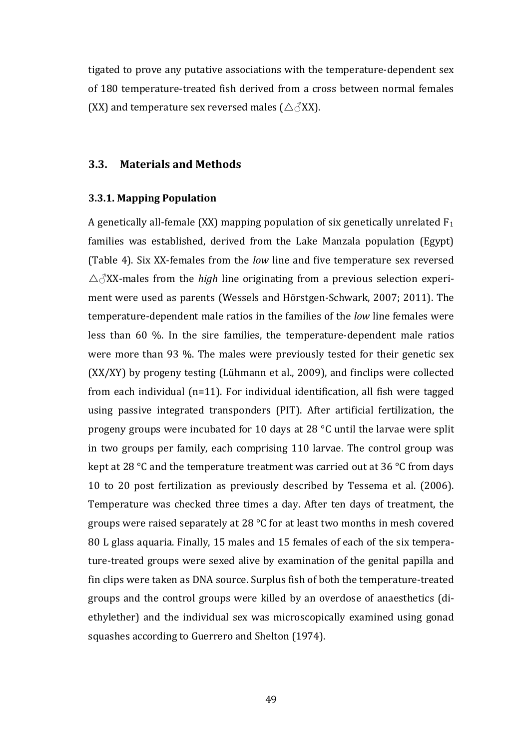tigated to prove any putative associations with the temperature-dependent sex of 180 temperature-treated fish derived from a cross between normal females (XX) and temperature sex reversed males (△♂XX).

## 3.3. Materials and Methods

### 3.3.1. Mapping Population

A genetically all-female (XX) mapping population of six genetically unrelated $F_1$ families was established, derived from the Lake Manzala population (Egypt) (Table 4). Six XX-females from the *low* line and five temperature sex reversed △♂XX-males from the *high* line originating from a previous selection experiment were used as parents (Wessels and Hörstgen-Schwark, 2007; 2011). The temperature-dependent male ratios in the families of the *low* line females were less than 60 %. In the sire families, the temperature-dependent male ratios were more than 93 %. The males were previously tested for their genetic sex (XX/XY) by progeny testing (Lühmann et al., 2009), and finclips were collected from each individual (n=11). For individual identification, all fish were tagged using passive integrated transponders (PIT). After artificial fertilization, the progeny groups were incubated for 10 days at 28 °C until the larvae were split in two groups per family, each comprising 110 larvae. The control group was kept at 28 °C and the temperature treatment was carried out at 36 °C from days 10 to 20 post fertilization as previously described by Tessema et al. (2006). Temperature was checked three times a day. After ten days of treatment, the groups were raised separately at 28 °C for at least two months in mesh covered 80 L glass aquaria. Finally, 15 males and 15 females of each of the six temperature-treated groups were sexed alive by examination of the genital papilla and fin clips were taken as DNA source. Surplus fish of both the temperature-treated groups and the control groups were killed by an overdose of anaesthetics (diethylether) and the individual sex was microscopically examined using gonad squashes according to Guerrero and Shelton (1974).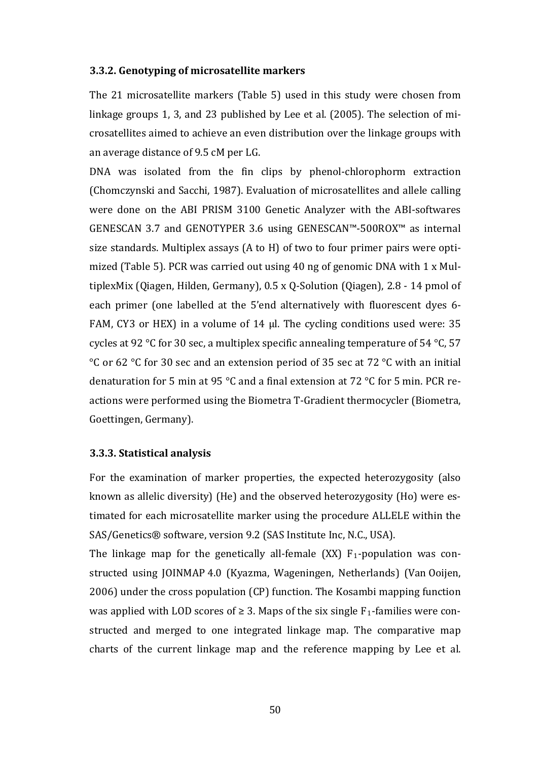### 3.3.2. Genotyping of microsatellite markers

The 21 microsatellite markers (Table 5) used in this study were chosen from linkage groups 1, 3, and 23 published by Lee et al. (2005). The selection of microsatellites aimed to achieve an even distribution over the linkage groups with an average distance of 9.5 cM per LG.

DNA was isolated from the fin clips by phenol-chlorophorm extraction (Chomczynski and Sacchi, 1987). Evaluation of microsatellites and allele calling were done on the ABI PRISM 3100 Genetic Analyzer with the ABI-softwares GENESCAN 3.7 and GENOTYPER 3.6 using GENESCAN™-500ROX™ as internal size standards. Multiplex assays (A to H) of two to four primer pairs were optimized (Table 5). PCR was carried out using 40 ng of genomic DNA with 1 x MultiplexMix (Qiagen, Hilden, Germany), 0.5 x Q-Solution (Qiagen), 2.8 - 14 pmol of each primer (one labelled at the 5'end alternatively with fluorescent dyes 6-FAM, CY3 or HEX) in a volume of 14 µl. The cycling conditions used were: 35 cycles at 92 °C for 30 sec, a multiplex specific annealing temperature of 54 °C, 57 °C or 62 °C for 30 sec and an extension period of 35 sec at 72 °C with an initial denaturation for 5 min at 95 °C and a final extension at 72 °C for 5 min. PCR reactions were performed using the Biometra T-Gradient thermocycler (Biometra, Goettingen, Germany).

### 3.3.3. Statistical analysis

For the examination of marker properties, the expected heterozygosity (also known as allelic diversity) (He) and the observed heterozygosity (Ho) were estimated for each microsatellite marker using the procedure ALLELE within the SAS/Genetics® software, version 9.2 (SAS Institute Inc, N.C., USA).

The linkage map for the genetically all-female (XX) $F_1$-population was constructed using JOINMAP 4.0 (Kyazma, Wageningen, Netherlands) (Van Ooijen, 2006) under the cross population (CP) function. The Kosambi mapping function was applied with LOD scores of ≥ 3. Maps of the six single $F_1$-families were constructed and merged to one integrated linkage map. The comparative map charts of the current linkage map and the reference mapping by Lee et al.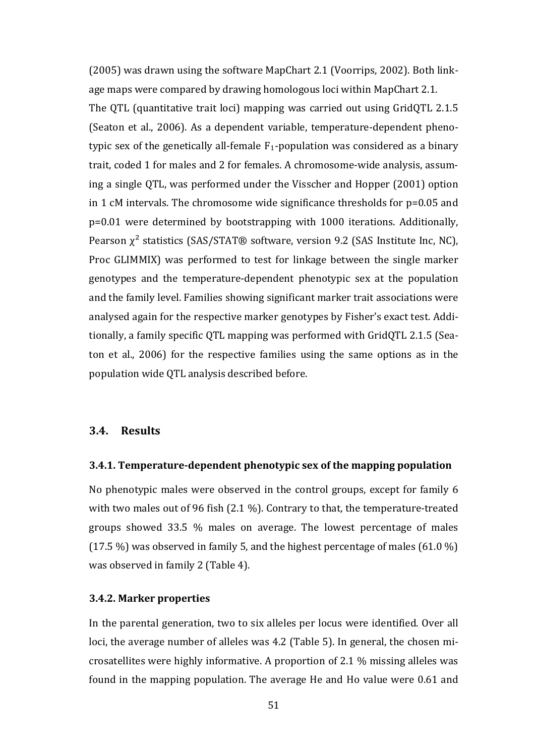(2005) was drawn using the software MapChart 2.1 (Voorrips, 2002). Both linkage maps were compared by drawing homologous loci within MapChart 2.1.

The QTL (quantitative trait loci) mapping was carried out using GridQTL 2.1.5 (Seaton et al., 2006). As a dependent variable, temperature-dependent phenotypic sex of the genetically all-female $F_1$-population was considered as a binary trait, coded 1 for males and 2 for females. A chromosome-wide analysis, assuming a single QTL, was performed under the Visscher and Hopper (2001) option in 1 cM intervals. The chromosome wide significance thresholds for $p=0.05$ and $p=0.01$ were determined by bootstrapping with 1000 iterations. Additionally, Pearson $\chi^2$ statistics (SAS/STAT® software, version 9.2 (SAS Institute Inc, NC), Proc GLIMMIX) was performed to test for linkage between the single marker genotypes and the temperature-dependent phenotypic sex at the population and the family level. Families showing significant marker trait associations were analysed again for the respective marker genotypes by Fisher's exact test. Additionally, a family specific QTL mapping was performed with GridQTL 2.1.5 (Seaton et al., 2006) for the respective families using the same options as in the population wide QTL analysis described before.

## 3.4. Results

### 3.4.1. Temperature-dependent phenotypic sex of the mapping population

No phenotypic males were observed in the control groups, except for family 6 with two males out of 96 fish (2.1 %). Contrary to that, the temperature-treated groups showed 33.5 % males on average. The lowest percentage of males (17.5 %) was observed in family 5, and the highest percentage of males (61.0 %) was observed in family 2 (Table 4).

### 3.4.2. Marker properties

In the parental generation, two to six alleles per locus were identified. Over all loci, the average number of alleles was 4.2 (Table 5). In general, the chosen microsatellites were highly informative. A proportion of 2.1 % missing alleles was found in the mapping population. The average He and Ho value were 0.61 and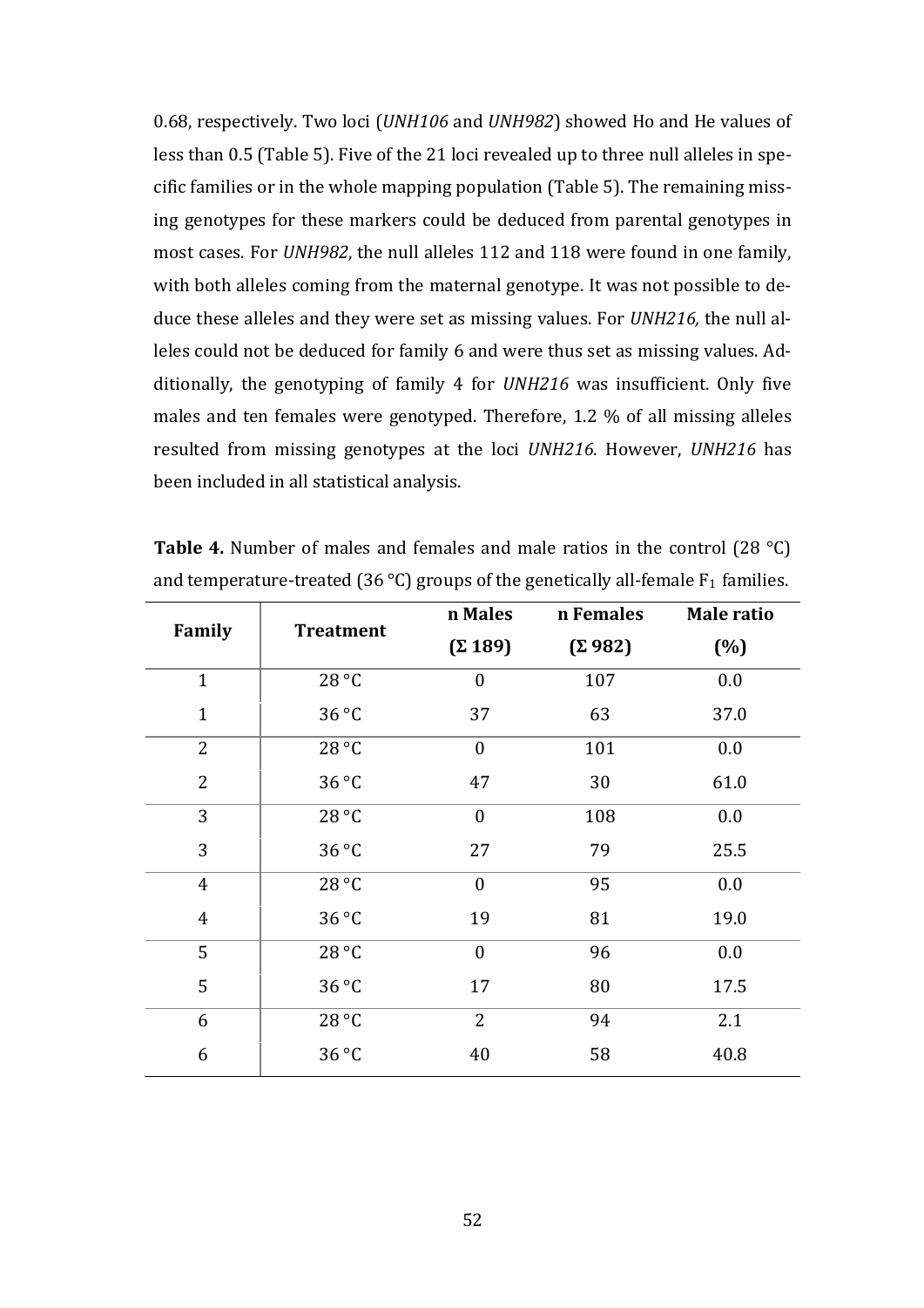0.68, respectively. Two loci (*UNH106* and *UNH982*) showed Ho and He values of less than 0.5 (Table 5). Five of the 21 loci revealed up to three null alleles in specific families or in the whole mapping population (Table 5). The remaining missing genotypes for these markers could be deduced from parental genotypes in most cases. For *UNH982*, the null alleles 112 and 118 were found in one family, with both alleles coming from the maternal genotype. It was not possible to deduce these alleles and they were set as missing values. For *UNH216,* the null alleles could not be deduced for family 6 and were thus set as missing values. Additionally, the genotyping of family 4 for *UNH216* was insufficient. Only five males and ten females were genotyped. Therefore, 1.2 % of all missing alleles resulted from missing genotypes at the loci *UNH216.* However, *UNH216* has been included in all statistical analysis.

**Table 4.** Number of males and females and male ratios in the control (28 °C) and temperature-treated (36 °C) groups of the genetically all-female $F_1$ families.

| Family | Treatment | n Males (Σ 189) | n Females (Σ 982) | Male ratio (%) |
|---|---|---|---|---|
| 1 | 28 °C | 0 | 107 | 0.0 |
| 1 | 36 °C | 37 | 63 | 37.0 |
| 2 | 28 °C | 0 | 101 | 0.0 |
| 2 | 36 °C | 47 | 30 | 61.0 |
| 3 | 28 °C | 0 | 108 | 0.0 |
| 3 | 36 °C | 27 | 79 | 25.5 |
| 4 | 28 °C | 0 | 95 | 0.0 |
| 4 | 36 °C | 19 | 81 | 19.0 |
| 5 | 28 °C | 0 | 96 | 0.0 |
| 5 | 36 °C | 17 | 80 | 17.5 |
| 6 | 28 °C | 2 | 94 | 2.1 |
| 6 | 36 °C | 40 | 58 | 40.8 |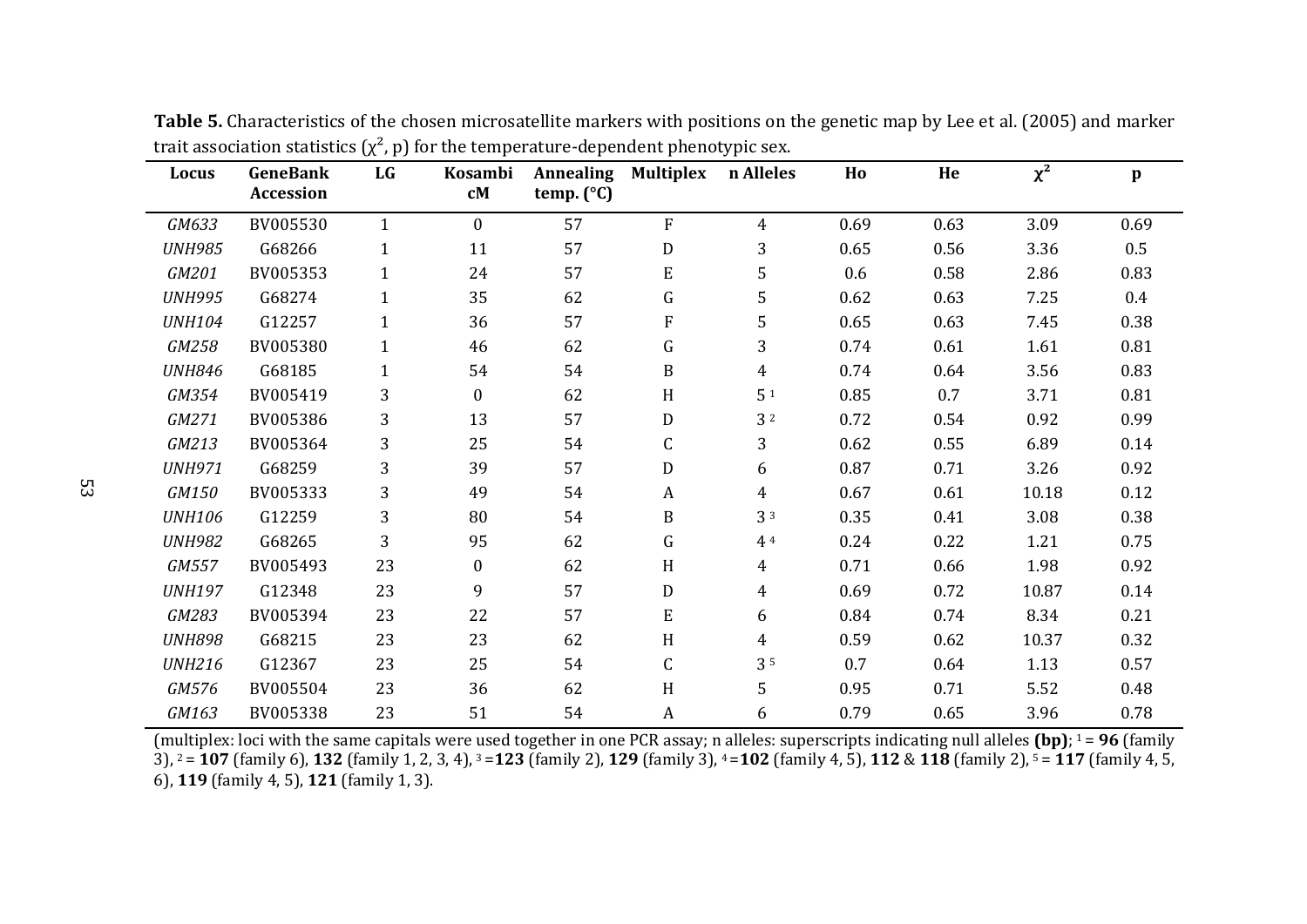**Table 5.** Characteristics of the chosen microsatellite markers with positions on the genetic map by Lee et al. (2005) and marker trait association statistics ($\chi^2$, p) for the temperature-dependent phenotypic sex.

| Locus | GeneBank Accession | LG | Kosambi cM | Annealing temp. (°C) | Multiplex | n Alleles | Ho | He | $\chi^2$ | p |
|---|---|---|---|---|---|---|---|---|---|---|
| *GM633* | BV005530 | 1 | 0 | 57 | F | 4 | 0.69 | 0.63 | 3.09 | 0.69 |
| *UNH985* | G68266 | 1 | 11 | 57 | D | 3 | 0.65 | 0.56 | 3.36 | 0.5 |
| *GM201* | BV005353 | 1 | 24 | 57 | E | 5 | 0.6 | 0.58 | 2.86 | 0.83 |
| *UNH995* | G68274 | 1 | 35 | 62 | G | 5 | 0.62 | 0.63 | 7.25 | 0.4 |
| *UNH104* | G12257 | 1 | 36 | 57 | F | 5 | 0.65 | 0.63 | 7.45 | 0.38 |
| *GM258* | BV005380 | 1 | 46 | 62 | G | 3 | 0.74 | 0.61 | 1.61 | 0.81 |
| *UNH846* | G68185 | 1 | 54 | 54 | B | 4 | 0.74 | 0.64 | 3.56 | 0.83 |
| *GM354* | BV005419 | 3 | 0 | 62 | H | 5 [1] | 0.85 | 0.7 | 3.71 | 0.81 |
| *GM271* | BV005386 | 3 | 13 | 57 | D | 3 [2] | 0.72 | 0.54 | 0.92 | 0.99 |
| *GM213* | BV005364 | 3 | 25 | 54 | C | 3 | 0.62 | 0.55 | 6.89 | 0.14 |
| *UNH971* | G68259 | 3 | 39 | 57 | D | 6 | 0.87 | 0.71 | 3.26 | 0.92 |
| *GM150* | BV005333 | 3 | 49 | 54 | A | 4 | 0.67 | 0.61 | 10.18 | 0.12 |
| *UNH106* | G12259 | 3 | 80 | 54 | B | 3 [3] | 0.35 | 0.41 | 3.08 | 0.38 |
| *UNH982* | G68265 | 3 | 95 | 62 | G | 4 [4] | 0.24 | 0.22 | 1.21 | 0.75 |
| *GM557* | BV005493 | 23 | 0 | 62 | H | 4 | 0.71 | 0.66 | 1.98 | 0.92 |
| *UNH197* | G12348 | 23 | 9 | 57 | D | 4 | 0.69 | 0.72 | 10.87 | 0.14 |
| *GM283* | BV005394 | 23 | 22 | 57 | E | 6 | 0.84 | 0.74 | 8.34 | 0.21 |
| *UNH898* | G68215 | 23 | 23 | 62 | H | 4 | 0.59 | 0.62 | 10.37 | 0.32 |
| *UNH216* | G12367 | 23 | 25 | 54 | C | 3 [5] | 0.7 | 0.64 | 1.13 | 0.57 |
| *GM576* | BV005504 | 23 | 36 | 62 | H | 5 | 0.95 | 0.71 | 5.52 | 0.48 |
| *GM163* | BV005338 | 23 | 51 | 54 | A | 6 | 0.79 | 0.65 | 3.96 | 0.78 |

(multiplex: loci with the same capitals were used together in one PCR assay; n alleles: superscripts indicating null alleles **(bp)**; [1] = **96** (family 3), [2] = **107** (family 6), **132** (family 1, 2, 3, 4), [3] =**123** (family 2), **129** (family 3), [4] =**102** (family 4, 5), **112** & **118** (family 2), [5] = **117** (family 4, 5, 6), **119** (family 4, 5), **121** (family 1, 3).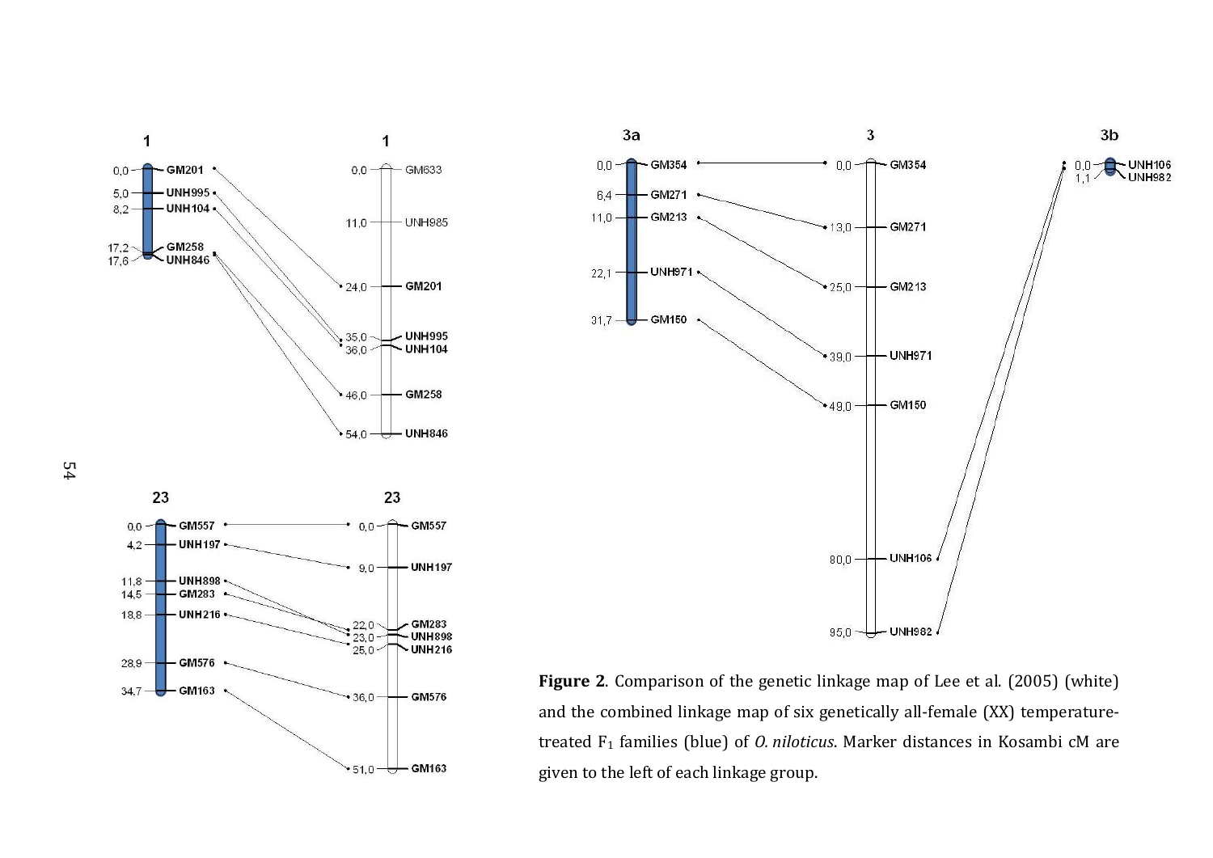**Figure 2**. Comparison of the genetic linkage map of Lee et al. (2005) (white) and the combined linkage map of six genetically all-female (XX) temperature-treated $F_1$ families (blue) of *O. niloticus*. Marker distances in Kosambi cM are given to the left of each linkage group.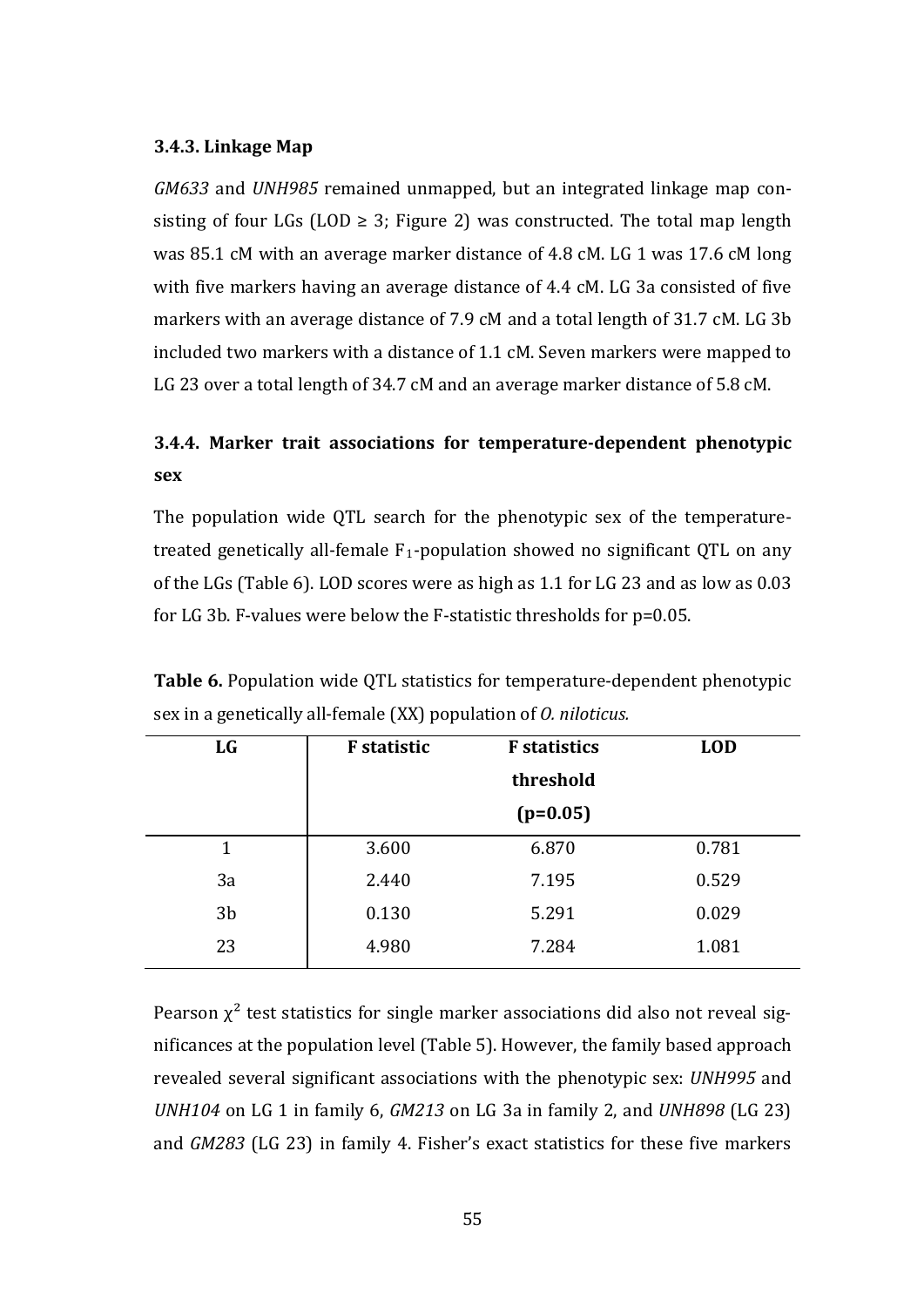### 3.4.3. Linkage Map

*GM633* and *UNH985* remained unmapped, but an integrated linkage map consisting of four LGs (LOD ≥ 3; Figure 2) was constructed. The total map length was 85.1 cM with an average marker distance of 4.8 cM. LG 1 was 17.6 cM long with five markers having an average distance of 4.4 cM. LG 3a consisted of five markers with an average distance of 7.9 cM and a total length of 31.7 cM. LG 3b included two markers with a distance of 1.1 cM. Seven markers were mapped to LG 23 over a total length of 34.7 cM and an average marker distance of 5.8 cM.

### 3.4.4. Marker trait associations for temperature-dependent phenotypic sex

The population wide QTL search for the phenotypic sex of the temperature-treated genetically all-female $F_1$-population showed no significant QTL on any of the LGs (Table 6). LOD scores were as high as 1.1 for LG 23 and as low as 0.03 for LG 3b. F-values were below the F-statistic thresholds for p=0.05.

**Table 6.** Population wide QTL statistics for temperature-dependent phenotypic sex in a genetically all-female (XX) population of *O. niloticus.*

| LG | F statistic | F statistics threshold (p=0.05) | LOD |
|---|---|---|---|
| 1 | 3.600 | 6.870 | 0.781 |
| 3a | 2.440 | 7.195 | 0.529 |
| 3b | 0.130 | 5.291 | 0.029 |
| 23 | 4.980 | 7.284 | 1.081 |

Pearson $\chi^2$ test statistics for single marker associations did also not reveal significances at the population level (Table 5). However, the family based approach revealed several significant associations with the phenotypic sex: *UNH995* and *UNH104* on LG 1 in family 6, *GM213* on LG 3a in family 2, and *UNH898* (LG 23) and *GM283* (LG 23) in family 4. Fisher's exact statistics for these five markers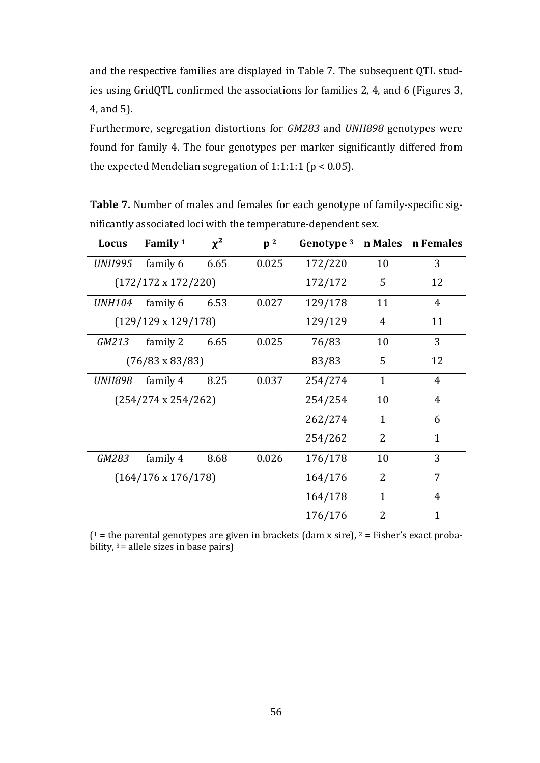and the respective families are displayed in Table 7. The subsequent QTL studies using GridQTL confirmed the associations for families 2, 4, and 6 (Figures 3, 4, and 5).

Furthermore, segregation distortions for *GM283* and *UNH898* genotypes were found for family 4. The four genotypes per marker significantly differed from the expected Mendelian segregation of 1:1:1:1 ($p < 0.05$).

**Table 7.** Number of males and females for each genotype of family-specific significantly associated loci with the temperature-dependent sex.

| Locus | Family [1] | $\chi^2$ | p [2] | Genotype [3] | n Males | n Females |
|---|---|---|---|---|---|---|
| *UNH995* | family 6 | 6.65 | 0.025 | 172/220 | 10 | 3 |
| (172/172 x 172/220) | | | | 172/172 | 5 | 12 |
| *UNH104* | family 6 | 6.53 | 0.027 | 129/178 | 11 | 4 |
| (129/129 x 129/178) | | | | 129/129 | 4 | 11 |
| *GM213* | family 2 | 6.65 | 0.025 | 76/83 | 10 | 3 |
| (76/83 x 83/83) | | | | 83/83 | 5 | 12 |
| *UNH898* | family 4 | 8.25 | 0.037 | 254/274 | 1 | 4 |
| (254/274 x 254/262) | | | | 254/254 | 10 | 4 |
| | | | | 262/274 | 1 | 6 |
| | | | | 254/262 | 2 | 1 |
| *GM283* | family 4 | 8.68 | 0.026 | 176/178 | 10 | 3 |
| (164/176 x 176/178) | | | | 164/176 | 2 | 7 |
| | | | | 164/178 | 1 | 4 |
| | | | | 176/176 | 2 | 1 |

([1] = the parental genotypes are given in brackets (dam x sire), [2] = Fisher's exact probability, [3] = allele sizes in base pairs)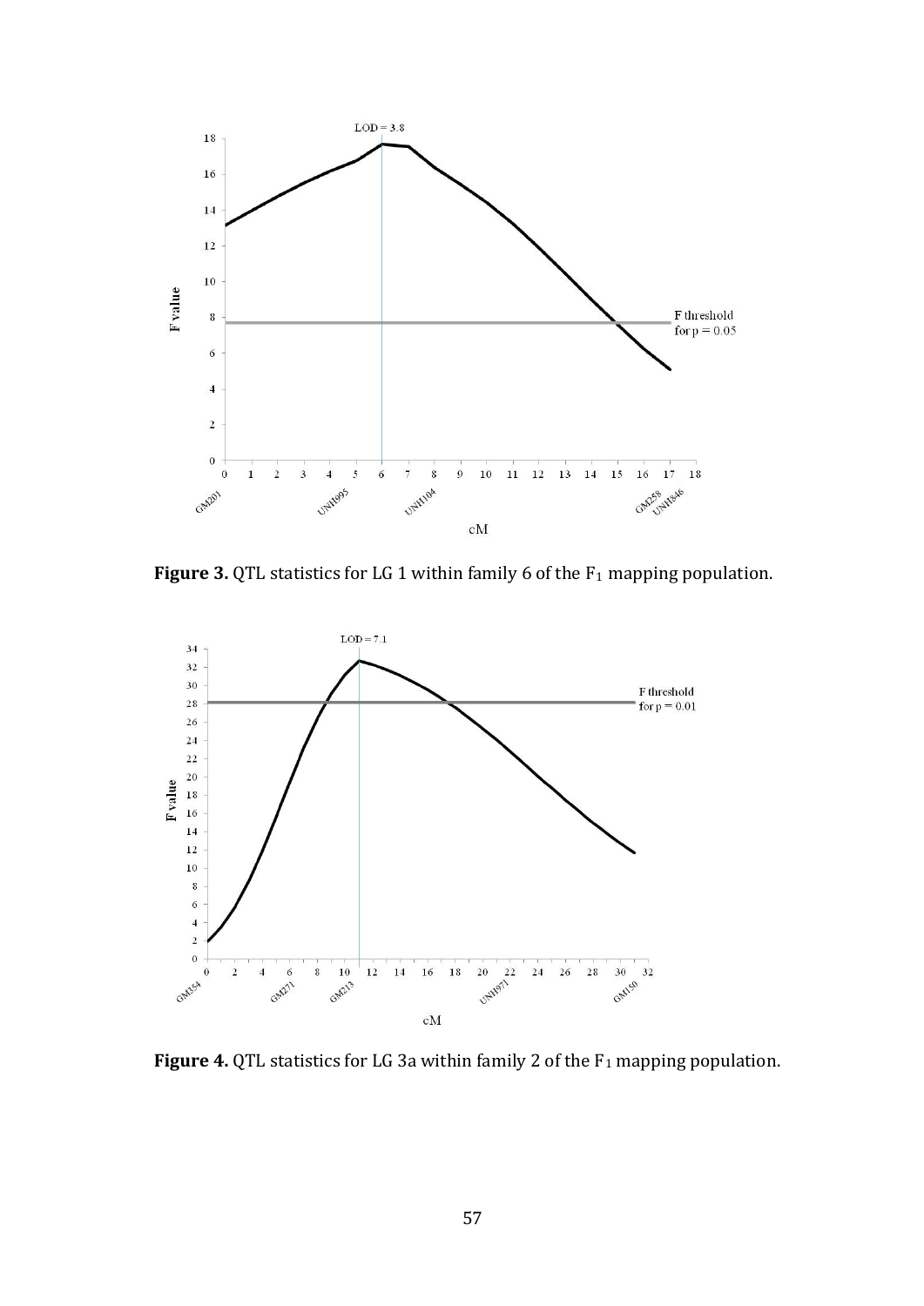**Figure 3.** QTL statistics for LG 1 within family 6 of the $F_1$ mapping population.

**Figure 4.** QTL statistics for LG 3a within family 2 of the $F_1$ mapping population.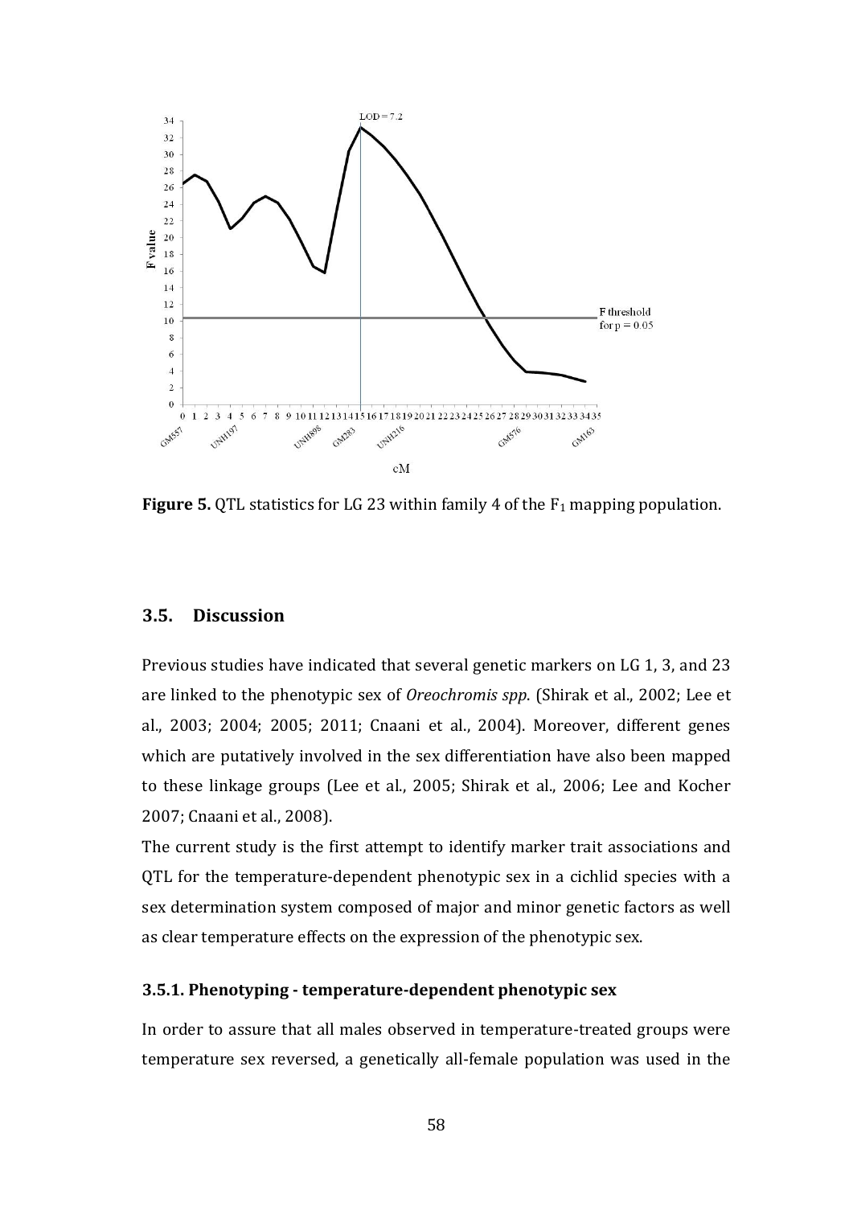**Figure 5.** QTL statistics for LG 23 within family 4 of the $F_1$ mapping population.

### 3.5. Discussion

Previous studies have indicated that several genetic markers on LG 1, 3, and 23 are linked to the phenotypic sex of *Oreochromis spp*. (Shirak et al., 2002; Lee et al., 2003; 2004; 2005; 2011; Cnaani et al., 2004). Moreover, different genes which are putatively involved in the sex differentiation have also been mapped to these linkage groups (Lee et al., 2005; Shirak et al., 2006; Lee and Kocher 2007; Cnaani et al., 2008).

The current study is the first attempt to identify marker trait associations and QTL for the temperature-dependent phenotypic sex in a cichlid species with a sex determination system composed of major and minor genetic factors as well as clear temperature effects on the expression of the phenotypic sex.

#### 3.5.1. Phenotyping - temperature-dependent phenotypic sex

In order to assure that all males observed in temperature-treated groups were temperature sex reversed, a genetically all-female population was used in the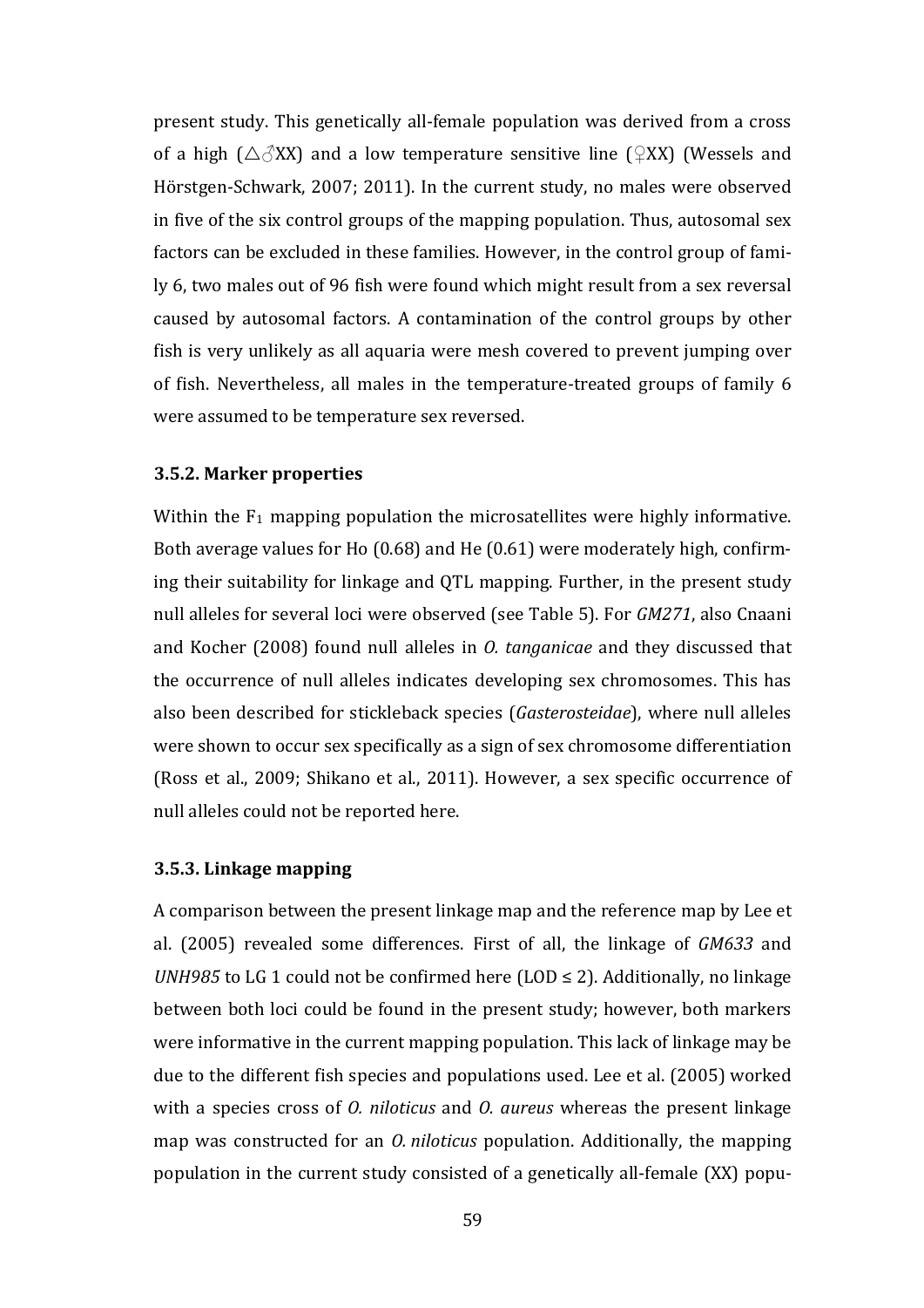present study. This genetically all-female population was derived from a cross of a high (△♂XX) and a low temperature sensitive line (♀XX) (Wessels and Hörstgen-Schwark, 2007; 2011). In the current study, no males were observed in five of the six control groups of the mapping population. Thus, autosomal sex factors can be excluded in these families. However, in the control group of family 6, two males out of 96 fish were found which might result from a sex reversal caused by autosomal factors. A contamination of the control groups by other fish is very unlikely as all aquaria were mesh covered to prevent jumping over of fish. Nevertheless, all males in the temperature-treated groups of family 6 were assumed to be temperature sex reversed.

### 3.5.2. Marker properties

Within the $F_1$ mapping population the microsatellites were highly informative. Both average values for Ho (0.68) and He (0.61) were moderately high, confirming their suitability for linkage and QTL mapping. Further, in the present study null alleles for several loci were observed (see Table 5). For *GM271*, also Cnaani and Kocher (2008) found null alleles in *O. tanganicae* and they discussed that the occurrence of null alleles indicates developing sex chromosomes. This has also been described for stickleback species (*Gasterosteidae*), where null alleles were shown to occur sex specifically as a sign of sex chromosome differentiation (Ross et al., 2009; Shikano et al., 2011). However, a sex specific occurrence of null alleles could not be reported here.

### 3.5.3. Linkage mapping

A comparison between the present linkage map and the reference map by Lee et al. (2005) revealed some differences. First of all, the linkage of *GM633* and *UNH985* to LG 1 could not be confirmed here (LOD ≤ 2). Additionally, no linkage between both loci could be found in the present study; however, both markers were informative in the current mapping population. This lack of linkage may be due to the different fish species and populations used. Lee et al. (2005) worked with a species cross of *O. niloticus* and *O. aureus* whereas the present linkage map was constructed for an *O. niloticus* population. Additionally, the mapping population in the current study consisted of a genetically all-female (XX) popu-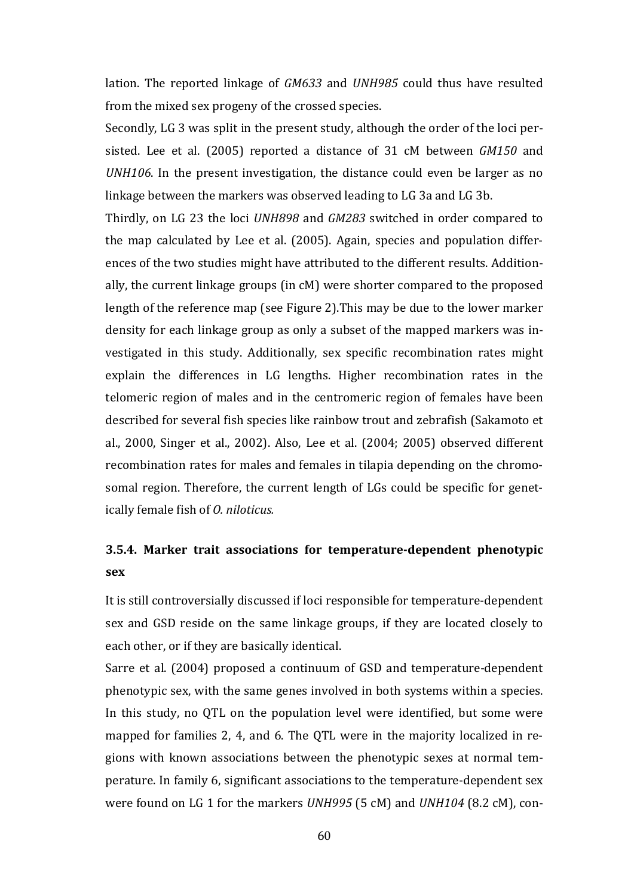lation. The reported linkage of *GM633* and *UNH985* could thus have resulted from the mixed sex progeny of the crossed species.

Secondly, LG 3 was split in the present study, although the order of the loci persisted. Lee et al. (2005) reported a distance of 31 cM between *GM150* and *UNH106*. In the present investigation, the distance could even be larger as no linkage between the markers was observed leading to LG 3a and LG 3b.

Thirdly, on LG 23 the loci *UNH898* and *GM283* switched in order compared to the map calculated by Lee et al. (2005). Again, species and population differences of the two studies might have attributed to the different results. Additionally, the current linkage groups (in cM) were shorter compared to the proposed length of the reference map (see Figure 2).This may be due to the lower marker density for each linkage group as only a subset of the mapped markers was investigated in this study. Additionally, sex specific recombination rates might explain the differences in LG lengths. Higher recombination rates in the telomeric region of males and in the centromeric region of females have been described for several fish species like rainbow trout and zebrafish (Sakamoto et al., 2000, Singer et al., 2002). Also, Lee et al. (2004; 2005) observed different recombination rates for males and females in tilapia depending on the chromosomal region. Therefore, the current length of LGs could be specific for genetically female fish of *O. niloticus.*

### 3.5.4. Marker trait associations for temperature-dependent phenotypic sex

It is still controversially discussed if loci responsible for temperature-dependent sex and GSD reside on the same linkage groups, if they are located closely to each other, or if they are basically identical.

Sarre et al. (2004) proposed a continuum of GSD and temperature-dependent phenotypic sex, with the same genes involved in both systems within a species. In this study, no QTL on the population level were identified, but some were mapped for families 2, 4, and 6. The QTL were in the majority localized in regions with known associations between the phenotypic sexes at normal temperature. In family 6, significant associations to the temperature-dependent sex were found on LG 1 for the markers *UNH995* (5 cM) and *UNH104* (8.2 cM), con-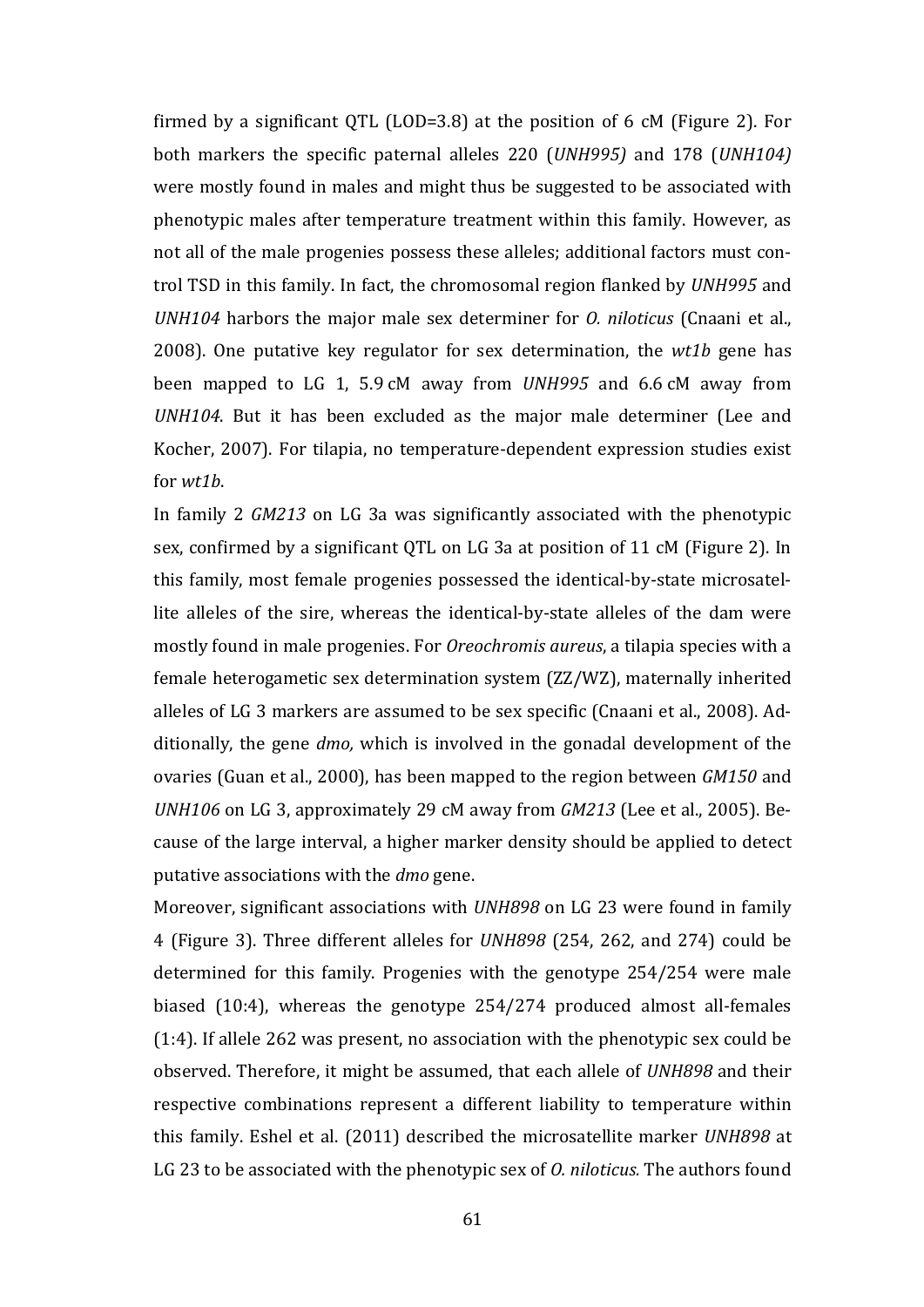firmed by a significant QTL (LOD=3.8) at the position of 6 cM (Figure 2). For both markers the specific paternal alleles 220 (*UNH995)* and 178 (*UNH104)* were mostly found in males and might thus be suggested to be associated with phenotypic males after temperature treatment within this family. However, as not all of the male progenies possess these alleles; additional factors must control TSD in this family. In fact, the chromosomal region flanked by *UNH995* and *UNH104* harbors the major male sex determiner for *O. niloticus* (Cnaani et al., 2008). One putative key regulator for sex determination, the *wt1b* gene has been mapped to LG 1, 5.9 cM away from *UNH995* and 6.6 cM away from *UNH104*. But it has been excluded as the major male determiner (Lee and Kocher, 2007). For tilapia, no temperature-dependent expression studies exist for *wt1b*.

In family 2 *GM213* on LG 3a was significantly associated with the phenotypic sex, confirmed by a significant QTL on LG 3a at position of 11 cM (Figure 2). In this family, most female progenies possessed the identical-by-state microsatellite alleles of the sire, whereas the identical-by-state alleles of the dam were mostly found in male progenies. For *Oreochromis aureus*, a tilapia species with a female heterogametic sex determination system (ZZ/WZ), maternally inherited alleles of LG 3 markers are assumed to be sex specific (Cnaani et al., 2008). Additionally, the gene *dmo,* which is involved in the gonadal development of the ovaries (Guan et al., 2000), has been mapped to the region between *GM150* and *UNH106* on LG 3, approximately 29 cM away from *GM213* (Lee et al., 2005). Because of the large interval, a higher marker density should be applied to detect putative associations with the *dmo* gene.

Moreover, significant associations with *UNH898* on LG 23 were found in family 4 (Figure 3). Three different alleles for *UNH898* (254, 262, and 274) could be determined for this family. Progenies with the genotype 254/254 were male biased (10:4), whereas the genotype 254/274 produced almost all-females (1:4). If allele 262 was present, no association with the phenotypic sex could be observed. Therefore, it might be assumed, that each allele of *UNH898* and their respective combinations represent a different liability to temperature within this family. Eshel et al. (2011) described the microsatellite marker *UNH898* at LG 23 to be associated with the phenotypic sex of *O. niloticus.* The authors found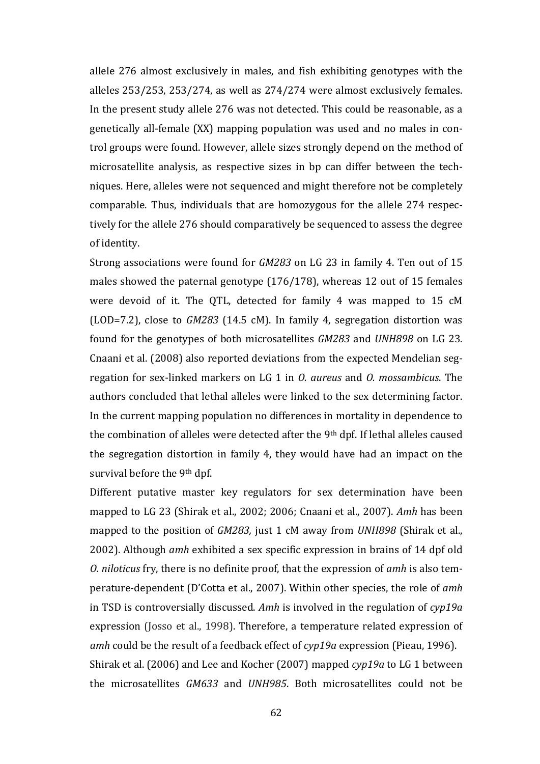allele 276 almost exclusively in males, and fish exhibiting genotypes with the alleles 253/253, 253/274, as well as 274/274 were almost exclusively females. In the present study allele 276 was not detected. This could be reasonable, as a genetically all-female (XX) mapping population was used and no males in control groups were found. However, allele sizes strongly depend on the method of microsatellite analysis, as respective sizes in bp can differ between the techniques. Here, alleles were not sequenced and might therefore not be completely comparable. Thus, individuals that are homozygous for the allele 274 respectively for the allele 276 should comparatively be sequenced to assess the degree of identity.

Strong associations were found for *GM283* on LG 23 in family 4. Ten out of 15 males showed the paternal genotype (176/178), whereas 12 out of 15 females were devoid of it. The QTL, detected for family 4 was mapped to 15 cM (LOD=7.2), close to *GM283* (14.5 cM). In family 4, segregation distortion was found for the genotypes of both microsatellites *GM283* and *UNH898* on LG 23. Cnaani et al. (2008) also reported deviations from the expected Mendelian segregation for sex-linked markers on LG 1 in *O. aureus* and *O. mossambicus*. The authors concluded that lethal alleles were linked to the sex determining factor. In the current mapping population no differences in mortality in dependence to the combination of alleles were detected after the 9th dpf. If lethal alleles caused the segregation distortion in family 4, they would have had an impact on the survival before the 9th dpf.

Different putative master key regulators for sex determination have been mapped to LG 23 (Shirak et al., 2002; 2006; Cnaani et al., 2007). *Amh* has been mapped to the position of *GM283,* just 1 cM away from *UNH898* (Shirak et al., 2002). Although *amh* exhibited a sex specific expression in brains of 14 dpf old *O. niloticus* fry, there is no definite proof, that the expression of *amh* is also temperature-dependent (D'Cotta et al., 2007). Within other species, the role of *amh* in TSD is controversially discussed. *Amh* is involved in the regulation of *cyp19a* expression (Josso et al., 1998). Therefore, a temperature related expression of *amh* could be the result of a feedback effect of *cyp19a* expression (Pieau, 1996).

Shirak et al. (2006) and Lee and Kocher (2007) mapped *cyp19a* to LG 1 between the microsatellites *GM633* and *UNH985*. Both microsatellites could not be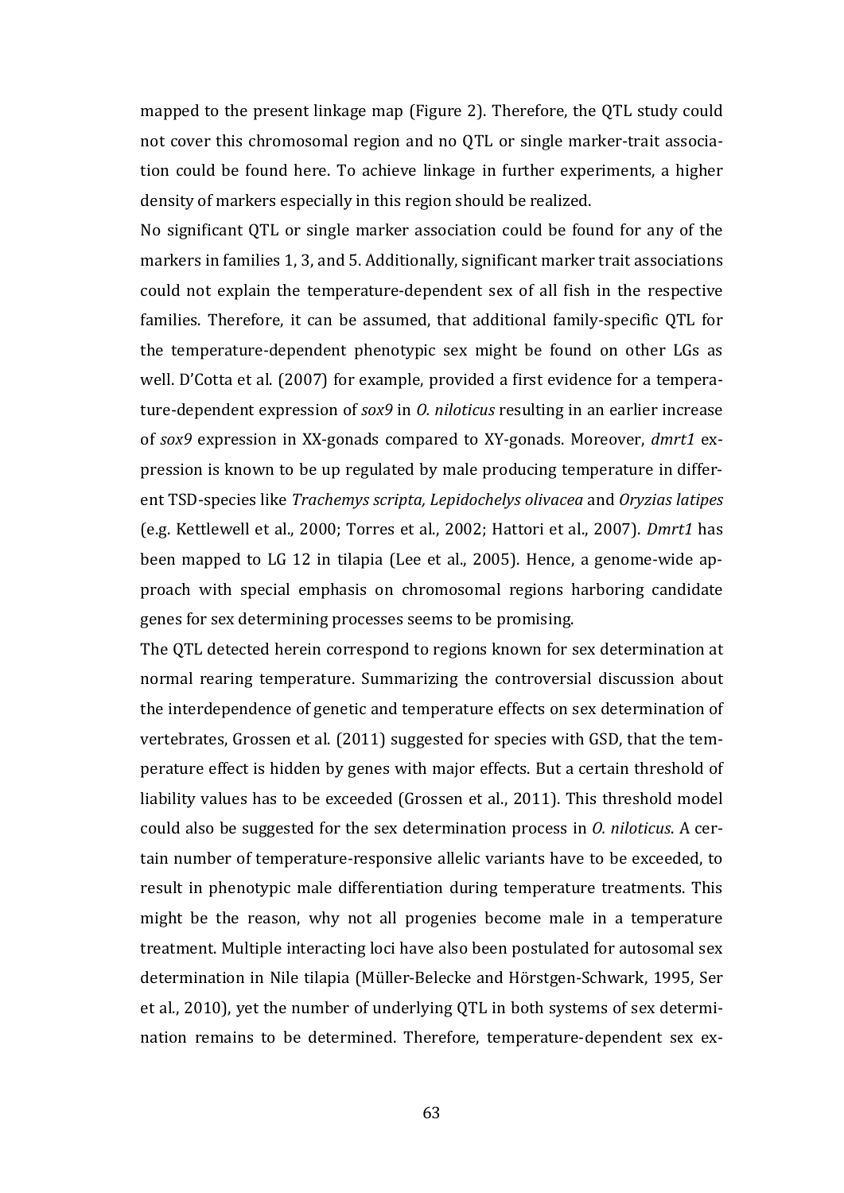mapped to the present linkage map (Figure 2). Therefore, the QTL study could not cover this chromosomal region and no QTL or single marker-trait association could be found here. To achieve linkage in further experiments, a higher density of markers especially in this region should be realized.

No significant QTL or single marker association could be found for any of the markers in families 1, 3, and 5. Additionally, significant marker trait associations could not explain the temperature-dependent sex of all fish in the respective families. Therefore, it can be assumed, that additional family-specific QTL for the temperature-dependent phenotypic sex might be found on other LGs as well. D'Cotta et al. (2007) for example, provided a first evidence for a temperature-dependent expression of *sox9* in *O. niloticus* resulting in an earlier increase of *sox9* expression in XX-gonads compared to XY-gonads. Moreover, *dmrt1* expression is known to be up regulated by male producing temperature in different TSD-species like *Trachemys scripta, Lepidochelys olivacea* and *Oryzias latipes* (e.g. Kettlewell et al., 2000; Torres et al., 2002; Hattori et al., 2007). *Dmrt1* has been mapped to LG 12 in tilapia (Lee et al., 2005). Hence, a genome-wide approach with special emphasis on chromosomal regions harboring candidate genes for sex determining processes seems to be promising.

The QTL detected herein correspond to regions known for sex determination at normal rearing temperature. Summarizing the controversial discussion about the interdependence of genetic and temperature effects on sex determination of vertebrates, Grossen et al. (2011) suggested for species with GSD, that the temperature effect is hidden by genes with major effects. But a certain threshold of liability values has to be exceeded (Grossen et al., 2011). This threshold model could also be suggested for the sex determination process in *O. niloticus*. A certain number of temperature-responsive allelic variants have to be exceeded, to result in phenotypic male differentiation during temperature treatments. This might be the reason, why not all progenies become male in a temperature treatment. Multiple interacting loci have also been postulated for autosomal sex determination in Nile tilapia (Müller-Belecke and Hörstgen-Schwark, 1995, Ser et al., 2010), yet the number of underlying QTL in both systems of sex determination remains to be determined. Therefore, temperature-dependent sex ex-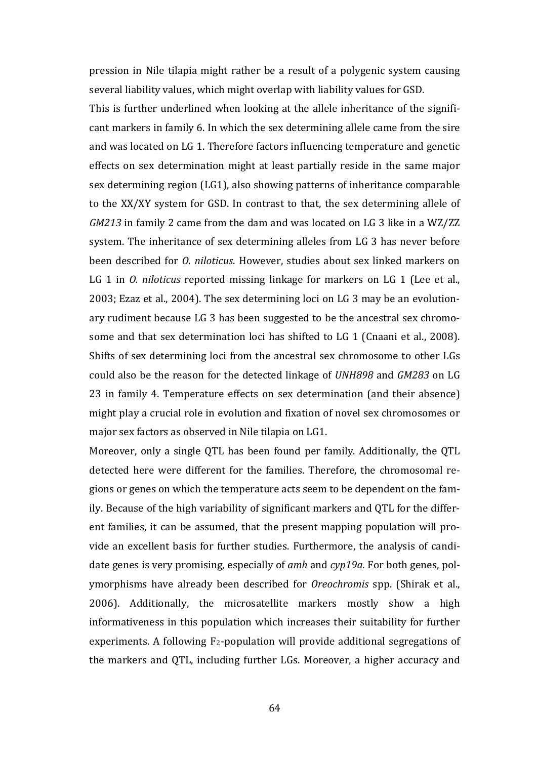pression in Nile tilapia might rather be a result of a polygenic system causing several liability values, which might overlap with liability values for GSD.

This is further underlined when looking at the allele inheritance of the significant markers in family 6. In which the sex determining allele came from the sire and was located on LG 1. Therefore factors influencing temperature and genetic effects on sex determination might at least partially reside in the same major sex determining region (LG1), also showing patterns of inheritance comparable to the XX/XY system for GSD. In contrast to that, the sex determining allele of *GM213* in family 2 came from the dam and was located on LG 3 like in a WZ/ZZ system. The inheritance of sex determining alleles from LG 3 has never before been described for *O. niloticus*. However, studies about sex linked markers on LG 1 in *O. niloticus* reported missing linkage for markers on LG 1 (Lee et al., 2003; Ezaz et al., 2004). The sex determining loci on LG 3 may be an evolutionary rudiment because LG 3 has been suggested to be the ancestral sex chromosome and that sex determination loci has shifted to LG 1 (Cnaani et al., 2008). Shifts of sex determining loci from the ancestral sex chromosome to other LGs could also be the reason for the detected linkage of *UNH898* and *GM283* on LG 23 in family 4. Temperature effects on sex determination (and their absence) might play a crucial role in evolution and fixation of novel sex chromosomes or major sex factors as observed in Nile tilapia on LG1.

Moreover, only a single QTL has been found per family. Additionally, the QTL detected here were different for the families. Therefore, the chromosomal regions or genes on which the temperature acts seem to be dependent on the family. Because of the high variability of significant markers and QTL for the different families, it can be assumed, that the present mapping population will provide an excellent basis for further studies. Furthermore, the analysis of candidate genes is very promising, especially of *amh* and *cyp19a.* For both genes, polymorphisms have already been described for *Oreochromis* spp. (Shirak et al., 2006). Additionally, the microsatellite markers mostly show a high informativeness in this population which increases their suitability for further experiments. A following $F_2$-population will provide additional segregations of the markers and QTL, including further LGs. Moreover, a higher accuracy and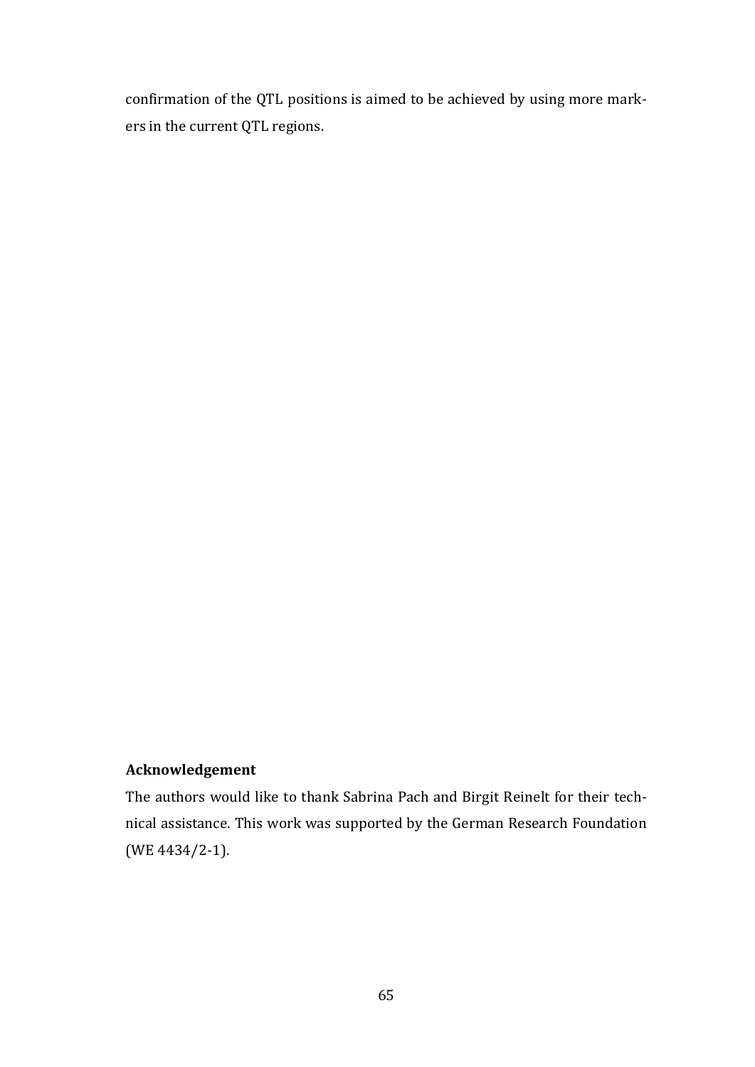confirmation of the QTL positions is aimed to be achieved by using more markers in the current QTL regions.

**Acknowledgement**

The authors would like to thank Sabrina Pach and Birgit Reinelt for their technical assistance. This work was supported by the German Research Foundation (WE 4434/2-1).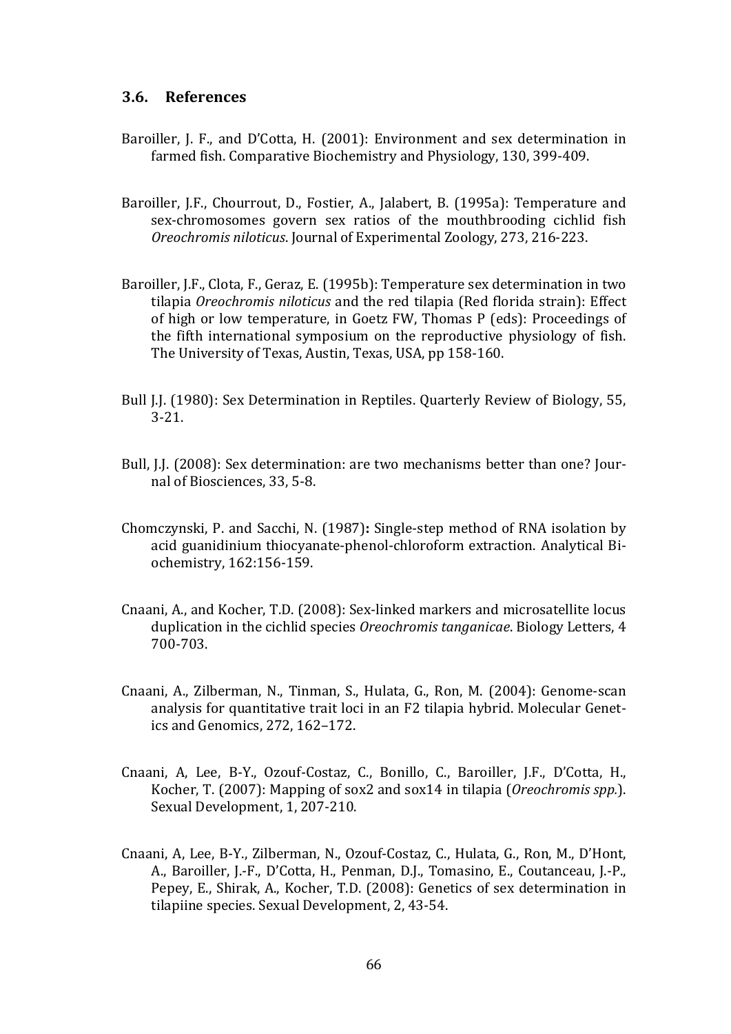### 3.6. References

Baroiller, J. F., and D'Cotta, H. (2001): Environment and sex determination in farmed fish. Comparative Biochemistry and Physiology, 130, 399-409.

Baroiller, J.F., Chourrout, D., Fostier, A., Jalabert, B. (1995a): Temperature and sex-chromosomes govern sex ratios of the mouthbrooding cichlid fish *Oreochromis niloticus*. Journal of Experimental Zoology, 273, 216-223.

Baroiller, J.F., Clota, F., Geraz, E. (1995b): Temperature sex determination in two tilapia *Oreochromis niloticus* and the red tilapia (Red florida strain): Effect of high or low temperature, in Goetz FW, Thomas P (eds): Proceedings of the fifth international symposium on the reproductive physiology of fish. The University of Texas, Austin, Texas, USA, pp 158-160.

Bull J.J. (1980): Sex Determination in Reptiles. Quarterly Review of Biology, 55, 3-21.

Bull, J.J. (2008): Sex determination: are two mechanisms better than one? Journal of Biosciences, 33, 5-8.

Chomczynski, P. and Sacchi, N. (1987)**:** Single-step method of RNA isolation by acid guanidinium thiocyanate-phenol-chloroform extraction. Analytical Biochemistry, 162:156-159.

Cnaani, A., and Kocher, T.D. (2008): Sex-linked markers and microsatellite locus duplication in the cichlid species *Oreochromis tanganicae*. Biology Letters, 4 700-703.

Cnaani, A., Zilberman, N., Tinman, S., Hulata, G., Ron, M. (2004): Genome-scan analysis for quantitative trait loci in an F2 tilapia hybrid. Molecular Genetics and Genomics, 272, 162–172.

Cnaani, A, Lee, B-Y., Ozouf-Costaz, C., Bonillo, C., Baroiller, J.F., D'Cotta, H., Kocher, T. (2007): Mapping of sox2 and sox14 in tilapia (*Oreochromis spp.*). Sexual Development, 1, 207-210.

Cnaani, A, Lee, B-Y., Zilberman, N., Ozouf-Costaz, C., Hulata, G., Ron, M., D'Hont, A., Baroiller, J.-F., D'Cotta, H., Penman, D.J., Tomasino, E., Coutanceau, J.-P., Pepey, E., Shirak, A., Kocher, T.D. (2008): Genetics of sex determination in tilapiine species. Sexual Development, 2, 43-54.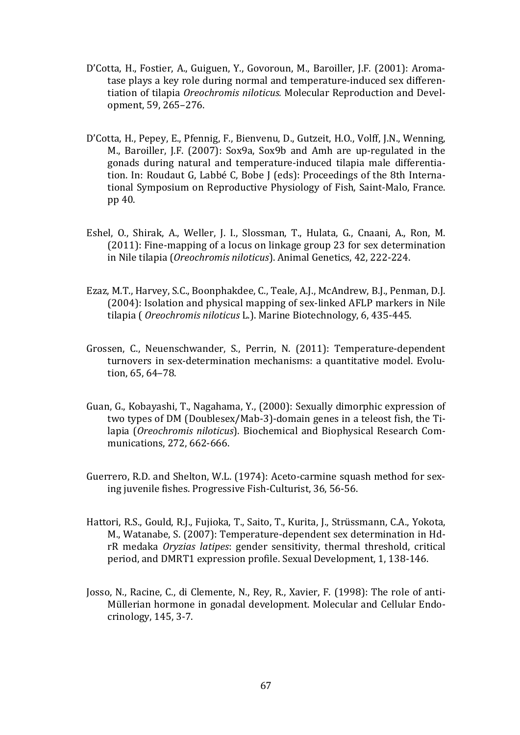D'Cotta, H., Fostier, A., Guiguen, Y., Govoroun, M., Baroiller, J.F. (2001): Aromatase plays a key role during normal and temperature-induced sex differentiation of tilapia *Oreochromis niloticus.* Molecular Reproduction and Development, 59, 265–276.

D'Cotta, H., Pepey, E., Pfennig, F., Bienvenu, D., Gutzeit, H.O., Volff, J.N., Wenning, M., Baroiller, J.F. (2007): Sox9a, Sox9b and Amh are up-regulated in the gonads during natural and temperature-induced tilapia male differentiation. In: Roudaut G, Labbé C, Bobe J (eds): Proceedings of the 8th International Symposium on Reproductive Physiology of Fish, Saint-Malo, France. pp 40.

Eshel, O., Shirak, A., Weller, J. I., Slossman, T., Hulata, G., Cnaani, A., Ron, M. (2011): Fine-mapping of a locus on linkage group 23 for sex determination in Nile tilapia (*Oreochromis niloticus*). Animal Genetics, 42, 222-224.

Ezaz, M.T., Harvey, S.C., Boonphakdee, C., Teale, A.J., McAndrew, B.J., Penman, D.J. (2004): Isolation and physical mapping of sex-linked AFLP markers in Nile tilapia ( *Oreochromis niloticus* L.). Marine Biotechnology, 6, 435-445.

Grossen, C., Neuenschwander, S., Perrin, N. (2011): Temperature-dependent turnovers in sex-determination mechanisms: a quantitative model. Evolution, 65, 64–78.

Guan, G., Kobayashi, T., Nagahama, Y., (2000): Sexually dimorphic expression of two types of DM (Doublesex/Mab-3)-domain genes in a teleost fish, the Tilapia (*Oreochromis niloticus*). Biochemical and Biophysical Research Communications, 272, 662-666.

Guerrero, R.D. and Shelton, W.L. (1974): Aceto-carmine squash method for sexing juvenile fishes. Progressive Fish-Culturist, 36, 56-56.

Hattori, R.S., Gould, R.J., Fujioka, T., Saito, T., Kurita, J., Strüssmann, C.A., Yokota, M., Watanabe, S. (2007): Temperature-dependent sex determination in Hd-rR medaka *Oryzias latipes*: gender sensitivity, thermal threshold, critical period, and DMRT1 expression profile. Sexual Development, 1, 138-146.

Josso, N., Racine, C., di Clemente, N., Rey, R., Xavier, F. (1998): The role of anti-Müllerian hormone in gonadal development. Molecular and Cellular Endocrinology, 145, 3-7.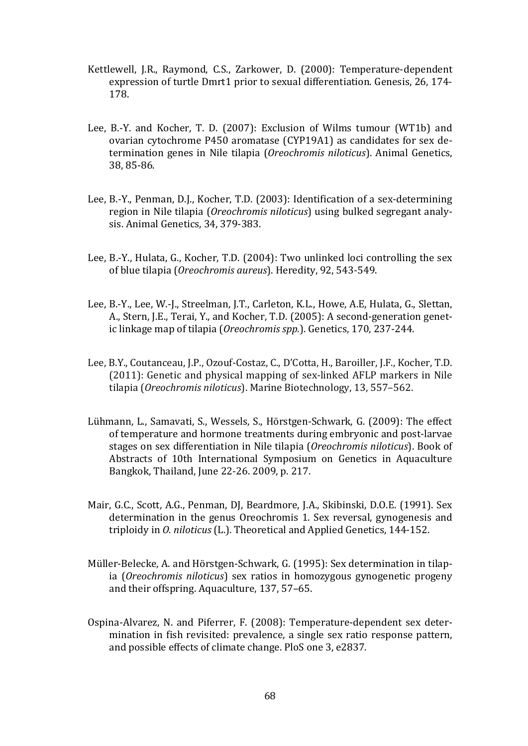Kettlewell, J.R., Raymond, C.S., Zarkower, D. (2000): Temperature-dependent expression of turtle Dmrt1 prior to sexual differentiation. Genesis, 26, 174-178.

Lee, B.-Y. and Kocher, T. D. (2007): Exclusion of Wilms tumour (WT1b) and ovarian cytochrome P450 aromatase (CYP19A1) as candidates for sex determination genes in Nile tilapia (*Oreochromis niloticus*). Animal Genetics, 38, 85-86.

Lee, B.-Y., Penman, D.J., Kocher, T.D. (2003): Identification of a sex-determining region in Nile tilapia (*Oreochromis niloticus*) using bulked segregant analysis. Animal Genetics, 34, 379-383.

Lee, B.-Y., Hulata, G., Kocher, T.D. (2004): Two unlinked loci controlling the sex of blue tilapia (*Oreochromis aureus*). Heredity, 92, 543-549.

Lee, B.-Y., Lee, W.-J., Streelman, J.T., Carleton, K.L., Howe, A.E, Hulata, G., Slettan, A., Stern, J.E., Terai, Y., and Kocher, T.D. (2005): A second-generation genetic linkage map of tilapia (*Oreochromis spp.*). Genetics, 170, 237-244.

Lee, B.Y., Coutanceau, J.P., Ozouf-Costaz, C., D'Cotta, H., Baroiller, J.F., Kocher, T.D. (2011): Genetic and physical mapping of sex-linked AFLP markers in Nile tilapia (*Oreochromis niloticus*). Marine Biotechnology, 13, 557–562.

Lühmann, L., Samavati, S., Wessels, S., Hörstgen-Schwark, G. (2009): The effect of temperature and hormone treatments during embryonic and post-larvae stages on sex differentiation in Nile tilapia (*Oreochromis niloticus*). Book of Abstracts of 10th International Symposium on Genetics in Aquaculture Bangkok, Thailand, June 22-26. 2009, p. 217.

Mair, G.C., Scott, A.G., Penman, DJ, Beardmore, J.A., Skibinski, D.O.E. (1991). Sex determination in the genus Oreochromis 1. Sex reversal, gynogenesis and triploidy in *O. niloticus* (L.). Theoretical and Applied Genetics, 144-152.

Müller-Belecke, A. and Hörstgen-Schwark, G. (1995): Sex determination in tilapia (*Oreochromis niloticus*) sex ratios in homozygous gynogenetic progeny and their offspring. Aquaculture, 137, 57–65.

Ospina-Alvarez, N. and Piferrer, F. (2008): Temperature-dependent sex determination in fish revisited: prevalence, a single sex ratio response pattern, and possible effects of climate change. PloS one 3, e2837.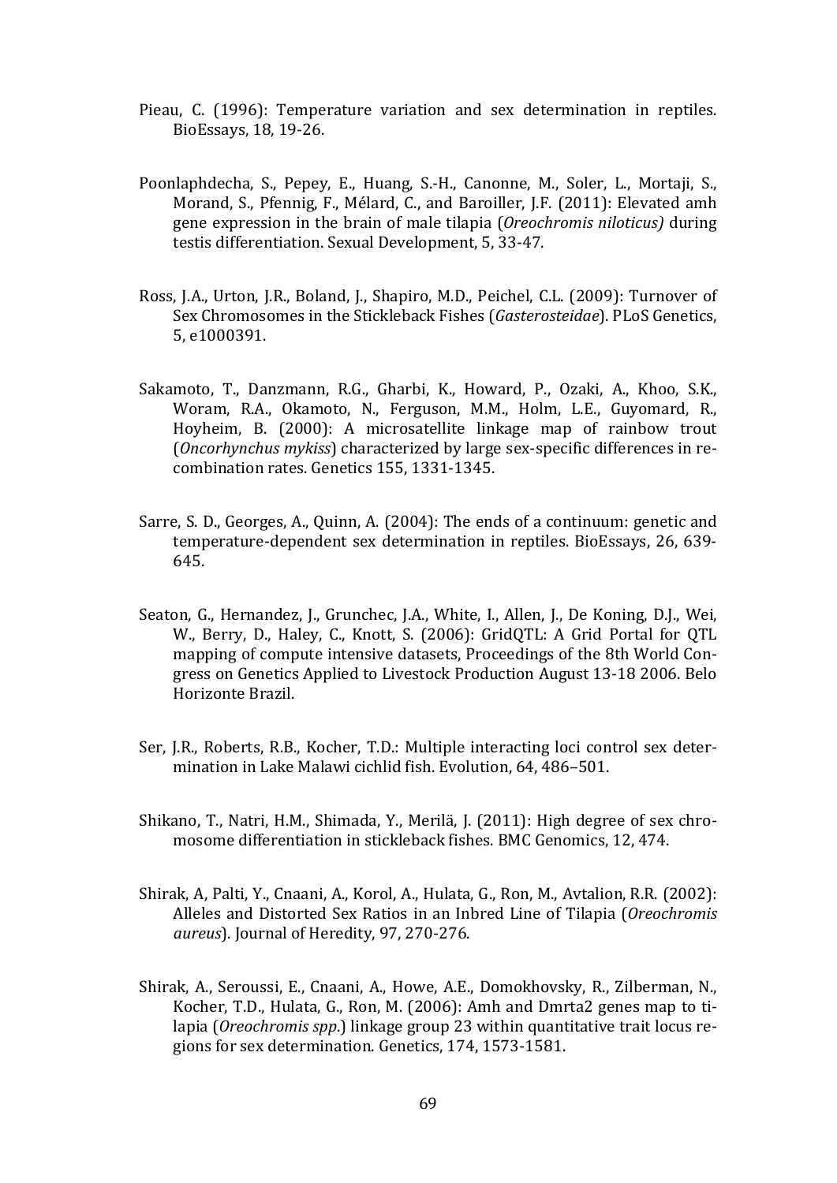Pieau, C. (1996): Temperature variation and sex determination in reptiles. BioEssays, 18, 19-26.

Poonlaphdecha, S., Pepey, E., Huang, S.-H., Canonne, M., Soler, L., Mortaji, S., Morand, S., Pfennig, F., Mélard, C., and Baroiller, J.F. (2011): Elevated amh gene expression in the brain of male tilapia (*Oreochromis niloticus)* during testis differentiation. Sexual Development, 5, 33-47.

Ross, J.A., Urton, J.R., Boland, J., Shapiro, M.D., Peichel, C.L. (2009): Turnover of Sex Chromosomes in the Stickleback Fishes (*Gasterosteidae*). PLoS Genetics, 5, e1000391.

Sakamoto, T., Danzmann, R.G., Gharbi, K., Howard, P., Ozaki, A., Khoo, S.K., Woram, R.A., Okamoto, N., Ferguson, M.M., Holm, L.E., Guyomard, R., Hoyheim, B. (2000): A microsatellite linkage map of rainbow trout (*Oncorhynchus mykiss*) characterized by large sex-specific differences in recombination rates. Genetics 155, 1331-1345.

Sarre, S. D., Georges, A., Quinn, A. (2004): The ends of a continuum: genetic and temperature-dependent sex determination in reptiles. BioEssays, 26, 639-645.

Seaton, G., Hernandez, J., Grunchec, J.A., White, I., Allen, J., De Koning, D.J., Wei, W., Berry, D., Haley, C., Knott, S. (2006): GridQTL: A Grid Portal for QTL mapping of compute intensive datasets, Proceedings of the 8th World Congress on Genetics Applied to Livestock Production August 13-18 2006. Belo Horizonte Brazil.

Ser, J.R., Roberts, R.B., Kocher, T.D.: Multiple interacting loci control sex determination in Lake Malawi cichlid fish. Evolution, 64, 486–501.

Shikano, T., Natri, H.M., Shimada, Y., Merilä, J. (2011): High degree of sex chromosome differentiation in stickleback fishes. BMC Genomics, 12, 474.

Shirak, A, Palti, Y., Cnaani, A., Korol, A., Hulata, G., Ron, M., Avtalion, R.R. (2002): Alleles and Distorted Sex Ratios in an Inbred Line of Tilapia (*Oreochromis aureus*). Journal of Heredity, 97, 270-276.

Shirak, A., Seroussi, E., Cnaani, A., Howe, A.E., Domokhovsky, R., Zilberman, N., Kocher, T.D., Hulata, G., Ron, M. (2006): Amh and Dmrta2 genes map to tilapia (*Oreochromis spp*.) linkage group 23 within quantitative trait locus regions for sex determination. Genetics, 174, 1573-1581.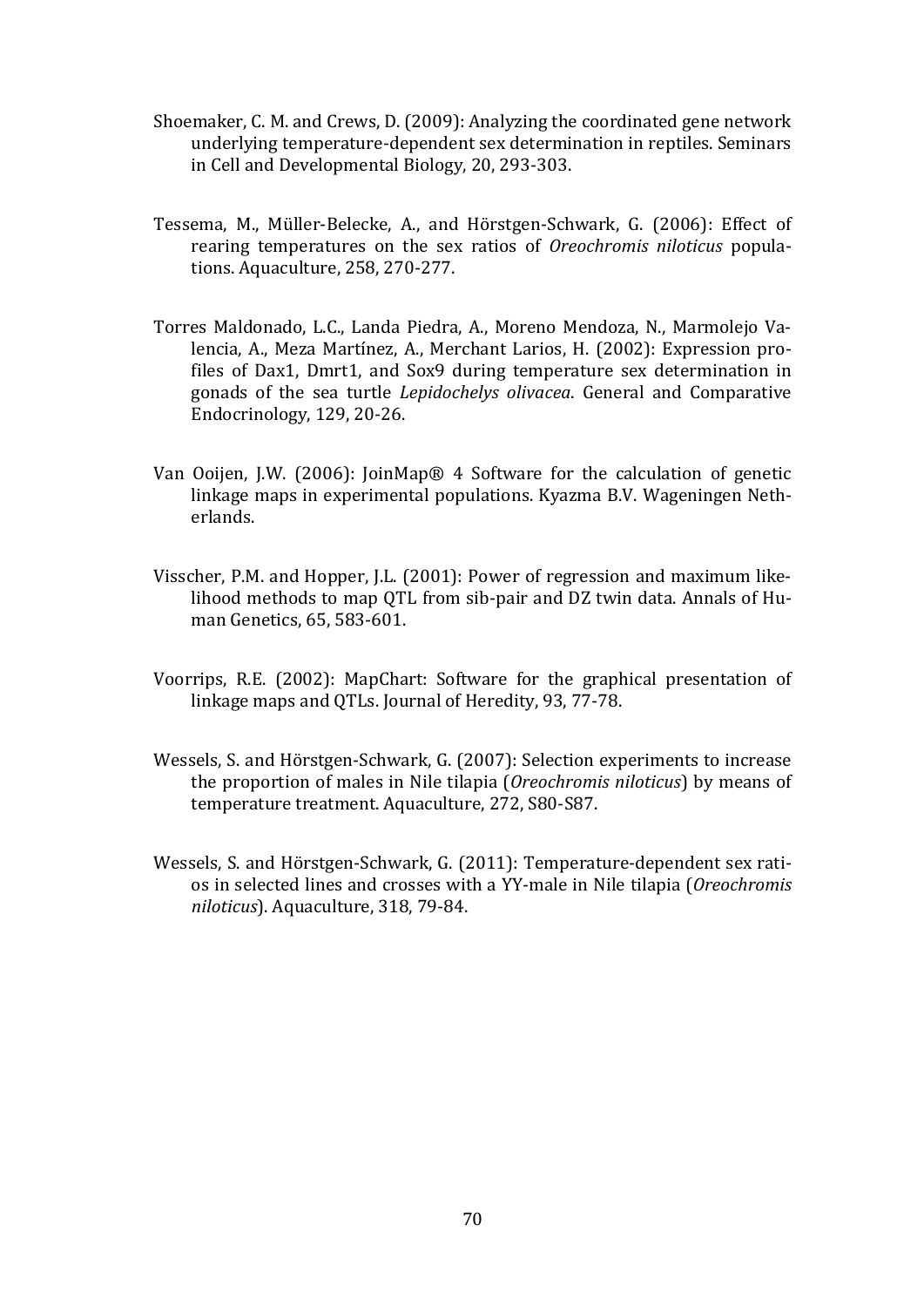Shoemaker, C. M. and Crews, D. (2009): Analyzing the coordinated gene network underlying temperature-dependent sex determination in reptiles. Seminars in Cell and Developmental Biology, 20, 293-303.

Tessema, M., Müller-Belecke, A., and Hörstgen-Schwark, G. (2006): Effect of rearing temperatures on the sex ratios of *Oreochromis niloticus* populations. Aquaculture, 258, 270-277.

Torres Maldonado, L.C., Landa Piedra, A., Moreno Mendoza, N., Marmolejo Valencia, A., Meza Martínez, A., Merchant Larios, H. (2002): Expression profiles of Dax1, Dmrt1, and Sox9 during temperature sex determination in gonads of the sea turtle *Lepidochelys olivacea*. General and Comparative Endocrinology, 129, 20-26.

Van Ooijen, J.W. (2006): JoinMap® 4 Software for the calculation of genetic linkage maps in experimental populations. Kyazma B.V. Wageningen Netherlands.

Visscher, P.M. and Hopper, J.L. (2001): Power of regression and maximum likelihood methods to map QTL from sib-pair and DZ twin data. Annals of Human Genetics, 65, 583-601.

Voorrips, R.E. (2002): MapChart: Software for the graphical presentation of linkage maps and QTLs. Journal of Heredity, 93, 77-78.

Wessels, S. and Hörstgen-Schwark, G. (2007): Selection experiments to increase the proportion of males in Nile tilapia (*Oreochromis niloticus*) by means of temperature treatment. Aquaculture, 272, S80-S87.

Wessels, S. and Hörstgen-Schwark, G. (2011): Temperature-dependent sex ratios in selected lines and crosses with a YY-male in Nile tilapia (*Oreochromis niloticus*). Aquaculture, 318, 79-84.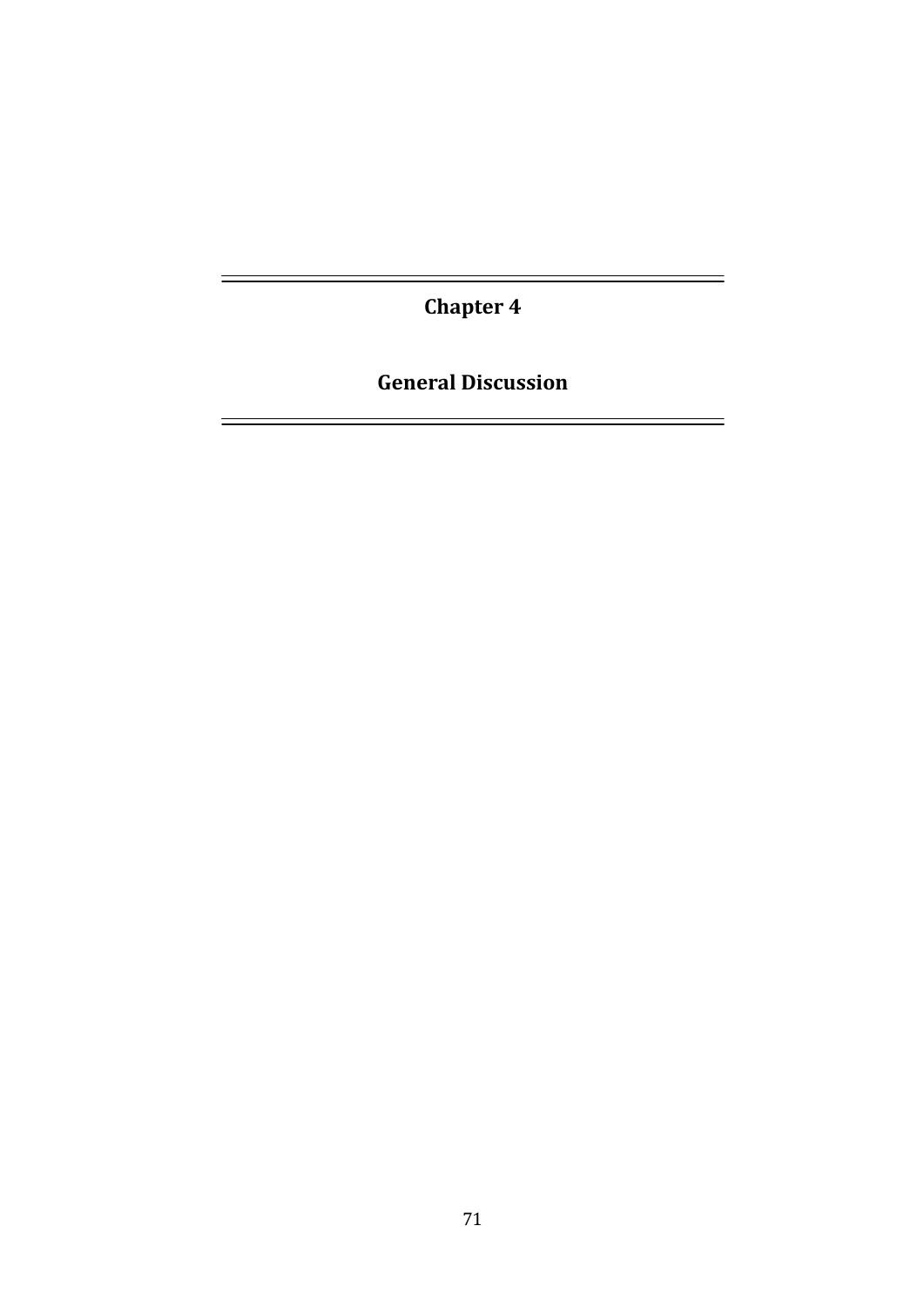# Chapter 4

# General Discussion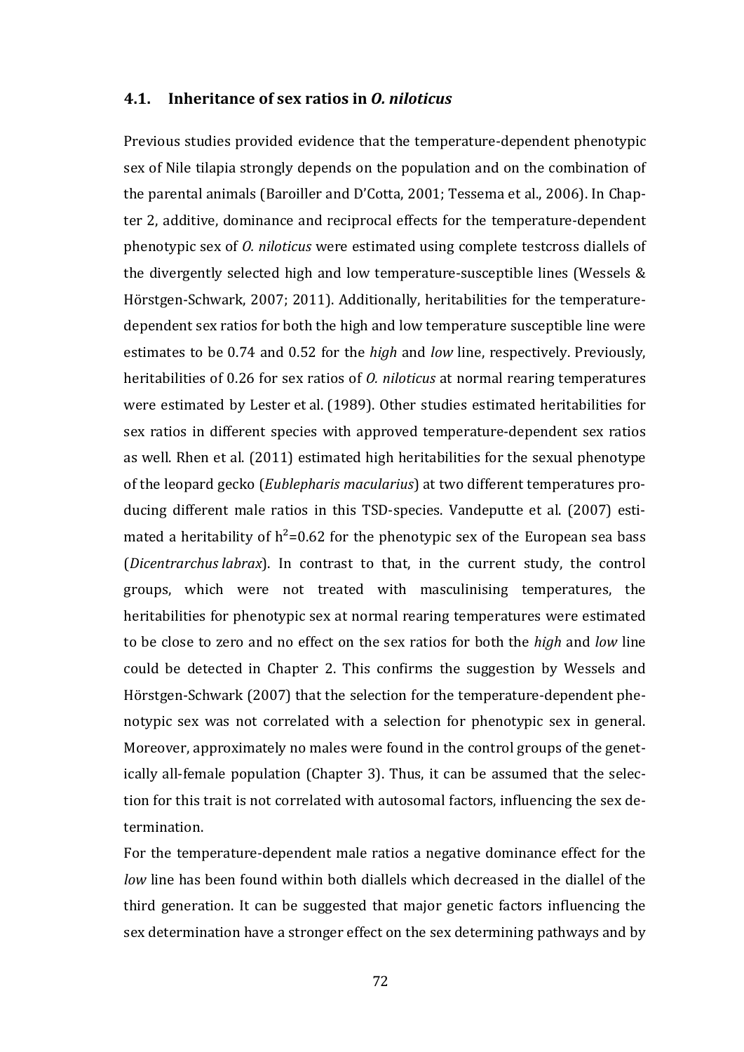## 4.1. Inheritance of sex ratios in *O. niloticus*

Previous studies provided evidence that the temperature-dependent phenotypic sex of Nile tilapia strongly depends on the population and on the combination of the parental animals (Baroiller and D'Cotta, 2001; Tessema et al., 2006). In Chapter 2, additive, dominance and reciprocal effects for the temperature-dependent phenotypic sex of *O. niloticus* were estimated using complete testcross diallels of the divergently selected high and low temperature-susceptible lines (Wessels & Hörstgen-Schwark, 2007; 2011). Additionally, heritabilities for the temperature-dependent sex ratios for both the high and low temperature susceptible line were estimates to be 0.74 and 0.52 for the *high* and *low* line, respectively. Previously, heritabilities of 0.26 for sex ratios of *O. niloticus* at normal rearing temperatures were estimated by Lester et al. (1989). Other studies estimated heritabilities for sex ratios in different species with approved temperature-dependent sex ratios as well. Rhen et al. (2011) estimated high heritabilities for the sexual phenotype of the leopard gecko (*Eublepharis macularius*) at two different temperatures producing different male ratios in this TSD-species. Vandeputte et al. (2007) estimated a heritability of $h^2$=0.62 for the phenotypic sex of the European sea bass (*Dicentrarchus labrax*). In contrast to that, in the current study, the control groups, which were not treated with masculinising temperatures, the heritabilities for phenotypic sex at normal rearing temperatures were estimated to be close to zero and no effect on the sex ratios for both the *high* and *low* line could be detected in Chapter 2. This confirms the suggestion by Wessels and Hörstgen-Schwark (2007) that the selection for the temperature-dependent phenotypic sex was not correlated with a selection for phenotypic sex in general. Moreover, approximately no males were found in the control groups of the genetically all-female population (Chapter 3). Thus, it can be assumed that the selection for this trait is not correlated with autosomal factors, influencing the sex determination.

For the temperature-dependent male ratios a negative dominance effect for the *low* line has been found within both diallels which decreased in the diallel of the third generation. It can be suggested that major genetic factors influencing the sex determination have a stronger effect on the sex determining pathways and by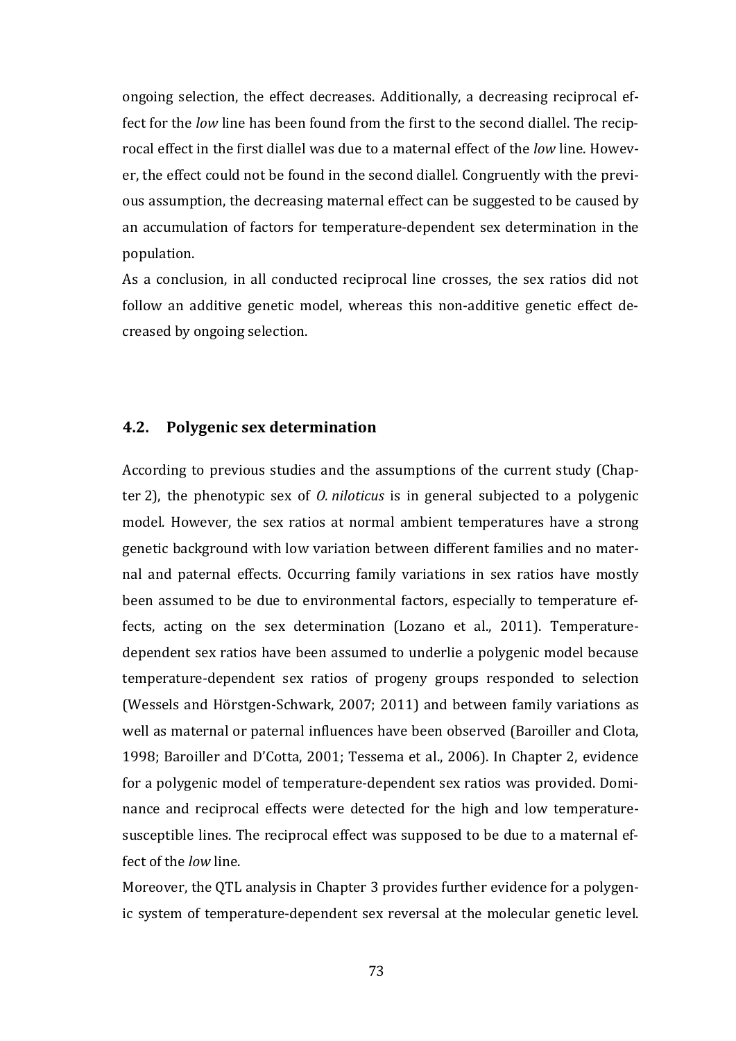ongoing selection, the effect decreases. Additionally, a decreasing reciprocal effect for the *low* line has been found from the first to the second diallel. The reciprocal effect in the first diallel was due to a maternal effect of the *low* line. However, the effect could not be found in the second diallel. Congruently with the previous assumption, the decreasing maternal effect can be suggested to be caused by an accumulation of factors for temperature-dependent sex determination in the population.

As a conclusion, in all conducted reciprocal line crosses, the sex ratios did not follow an additive genetic model, whereas this non-additive genetic effect decreased by ongoing selection.

## 4.2. Polygenic sex determination

According to previous studies and the assumptions of the current study (Chapter 2), the phenotypic sex of *O. niloticus* is in general subjected to a polygenic model. However, the sex ratios at normal ambient temperatures have a strong genetic background with low variation between different families and no maternal and paternal effects. Occurring family variations in sex ratios have mostly been assumed to be due to environmental factors, especially to temperature effects, acting on the sex determination (Lozano et al., 2011). Temperature-dependent sex ratios have been assumed to underlie a polygenic model because temperature-dependent sex ratios of progeny groups responded to selection (Wessels and Hörstgen-Schwark, 2007; 2011) and between family variations as well as maternal or paternal influences have been observed (Baroiller and Clota, 1998; Baroiller and D'Cotta, 2001; Tessema et al., 2006). In Chapter 2, evidence for a polygenic model of temperature-dependent sex ratios was provided. Dominance and reciprocal effects were detected for the high and low temperature-susceptible lines. The reciprocal effect was supposed to be due to a maternal effect of the *low* line.

Moreover, the QTL analysis in Chapter 3 provides further evidence for a polygenic system of temperature-dependent sex reversal at the molecular genetic level.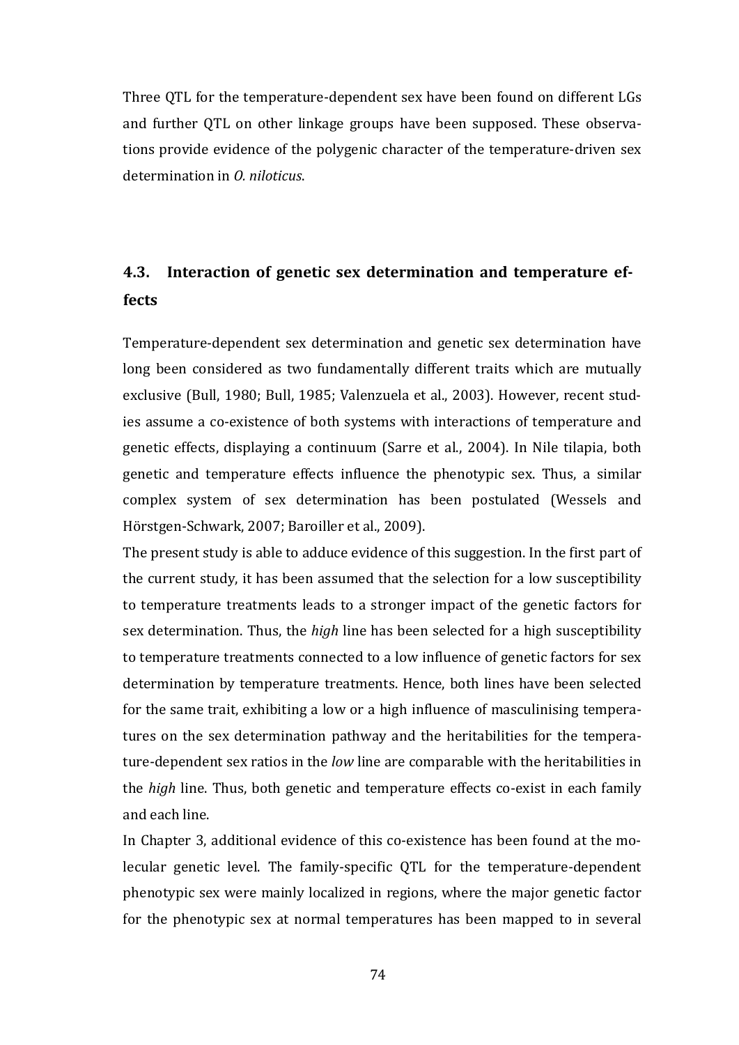Three QTL for the temperature-dependent sex have been found on different LGs and further QTL on other linkage groups have been supposed. These observations provide evidence of the polygenic character of the temperature-driven sex determination in *O. niloticus*.

## 4.3. Interaction of genetic sex determination and temperature effects

Temperature-dependent sex determination and genetic sex determination have long been considered as two fundamentally different traits which are mutually exclusive (Bull, 1980; Bull, 1985; Valenzuela et al., 2003). However, recent studies assume a co-existence of both systems with interactions of temperature and genetic effects, displaying a continuum (Sarre et al., 2004). In Nile tilapia, both genetic and temperature effects influence the phenotypic sex. Thus, a similar complex system of sex determination has been postulated (Wessels and Hörstgen-Schwark, 2007; Baroiller et al., 2009).

The present study is able to adduce evidence of this suggestion. In the first part of the current study, it has been assumed that the selection for a low susceptibility to temperature treatments leads to a stronger impact of the genetic factors for sex determination. Thus, the *high* line has been selected for a high susceptibility to temperature treatments connected to a low influence of genetic factors for sex determination by temperature treatments. Hence, both lines have been selected for the same trait, exhibiting a low or a high influence of masculinising temperatures on the sex determination pathway and the heritabilities for the temperature-dependent sex ratios in the *low* line are comparable with the heritabilities in the *high* line. Thus, both genetic and temperature effects co-exist in each family and each line.

In Chapter 3, additional evidence of this co-existence has been found at the molecular genetic level. The family-specific QTL for the temperature-dependent phenotypic sex were mainly localized in regions, where the major genetic factor for the phenotypic sex at normal temperatures has been mapped to in several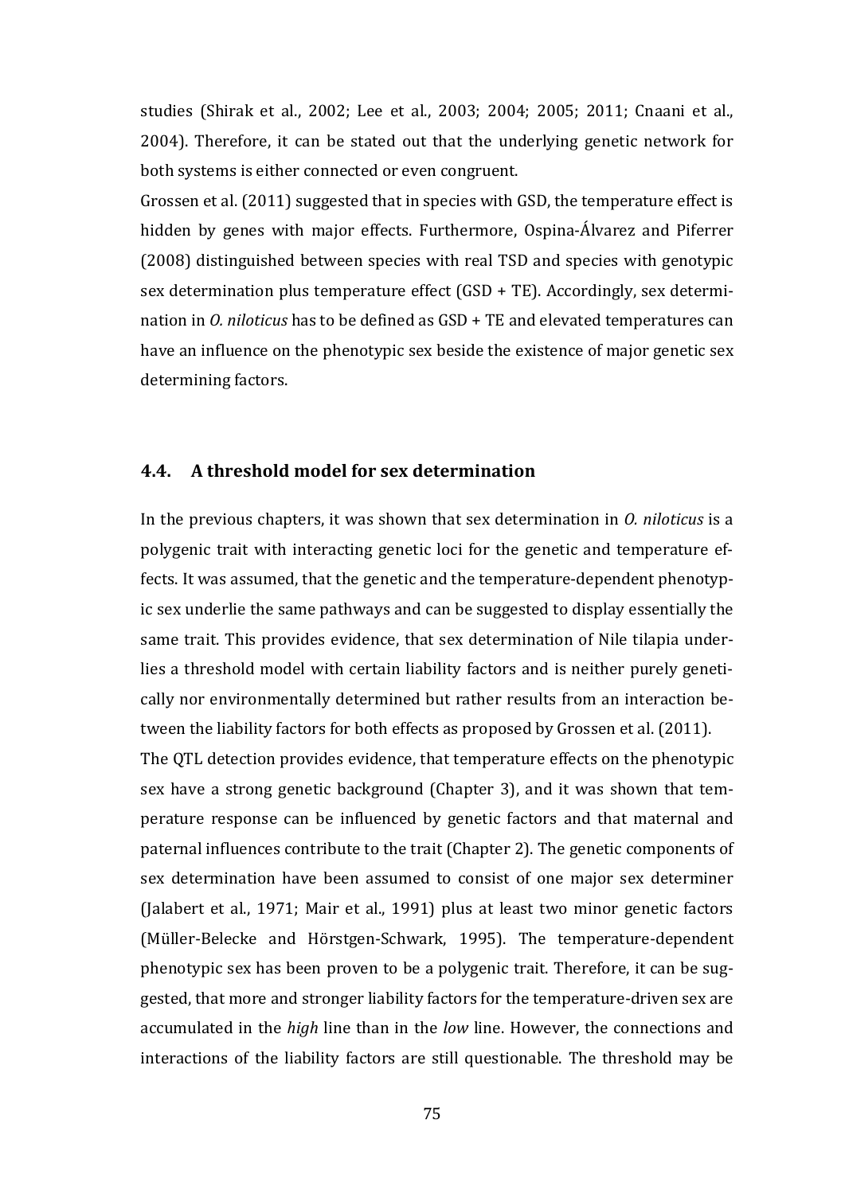studies (Shirak et al., 2002; Lee et al., 2003; 2004; 2005; 2011; Cnaani et al., 2004). Therefore, it can be stated out that the underlying genetic network for both systems is either connected or even congruent.

Grossen et al. (2011) suggested that in species with GSD, the temperature effect is hidden by genes with major effects. Furthermore, Ospina-Álvarez and Piferrer (2008) distinguished between species with real TSD and species with genotypic sex determination plus temperature effect (GSD + TE). Accordingly, sex determination in *O. niloticus* has to be defined as GSD + TE and elevated temperatures can have an influence on the phenotypic sex beside the existence of major genetic sex determining factors.

## 4.4. A threshold model for sex determination

In the previous chapters, it was shown that sex determination in *O. niloticus* is a polygenic trait with interacting genetic loci for the genetic and temperature effects. It was assumed, that the genetic and the temperature-dependent phenotypic sex underlie the same pathways and can be suggested to display essentially the same trait. This provides evidence, that sex determination of Nile tilapia underlies a threshold model with certain liability factors and is neither purely genetically nor environmentally determined but rather results from an interaction between the liability factors for both effects as proposed by Grossen et al. (2011).

The QTL detection provides evidence, that temperature effects on the phenotypic sex have a strong genetic background (Chapter 3), and it was shown that temperature response can be influenced by genetic factors and that maternal and paternal influences contribute to the trait (Chapter 2). The genetic components of sex determination have been assumed to consist of one major sex determiner (Jalabert et al., 1971; Mair et al., 1991) plus at least two minor genetic factors (Müller-Belecke and Hörstgen-Schwark, 1995). The temperature-dependent phenotypic sex has been proven to be a polygenic trait. Therefore, it can be suggested, that more and stronger liability factors for the temperature-driven sex are accumulated in the *high* line than in the *low* line. However, the connections and interactions of the liability factors are still questionable. The threshold may be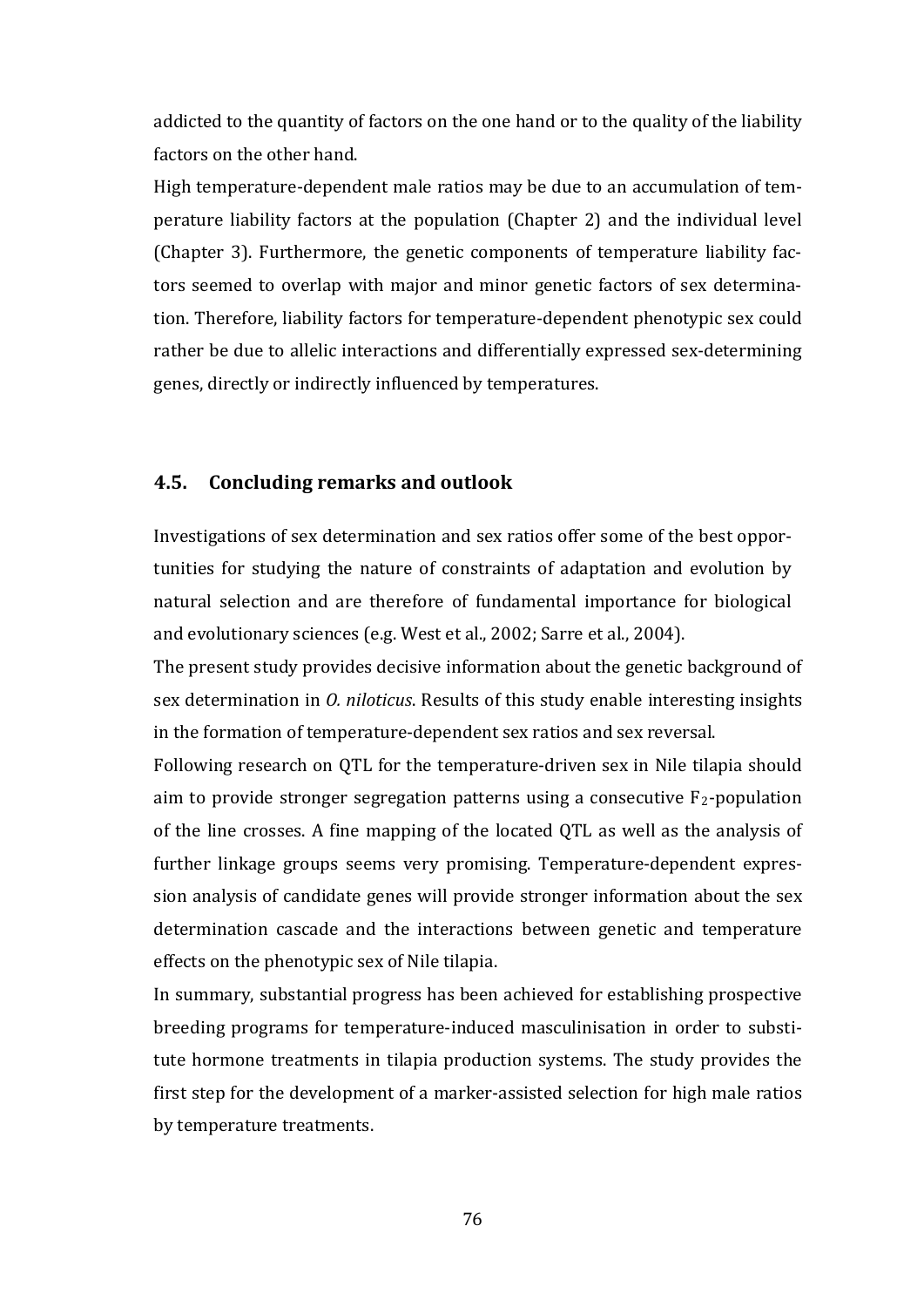addicted to the quantity of factors on the one hand or to the quality of the liability factors on the other hand.

High temperature-dependent male ratios may be due to an accumulation of temperature liability factors at the population (Chapter 2) and the individual level (Chapter 3). Furthermore, the genetic components of temperature liability factors seemed to overlap with major and minor genetic factors of sex determination. Therefore, liability factors for temperature-dependent phenotypic sex could rather be due to allelic interactions and differentially expressed sex-determining genes, directly or indirectly influenced by temperatures.

## 4.5. Concluding remarks and outlook

Investigations of sex determination and sex ratios offer some of the best opportunities for studying the nature of constraints of adaptation and evolution by natural selection and are therefore of fundamental importance for biological and evolutionary sciences (e.g. West et al., 2002; Sarre et al., 2004).

The present study provides decisive information about the genetic background of sex determination in *O. niloticus*. Results of this study enable interesting insights in the formation of temperature-dependent sex ratios and sex reversal.

Following research on QTL for the temperature-driven sex in Nile tilapia should aim to provide stronger segregation patterns using a consecutive $F_2$-population of the line crosses. A fine mapping of the located QTL as well as the analysis of further linkage groups seems very promising. Temperature-dependent expression analysis of candidate genes will provide stronger information about the sex determination cascade and the interactions between genetic and temperature effects on the phenotypic sex of Nile tilapia.

In summary, substantial progress has been achieved for establishing prospective breeding programs for temperature-induced masculinisation in order to substitute hormone treatments in tilapia production systems. The study provides the first step for the development of a marker-assisted selection for high male ratios by temperature treatments.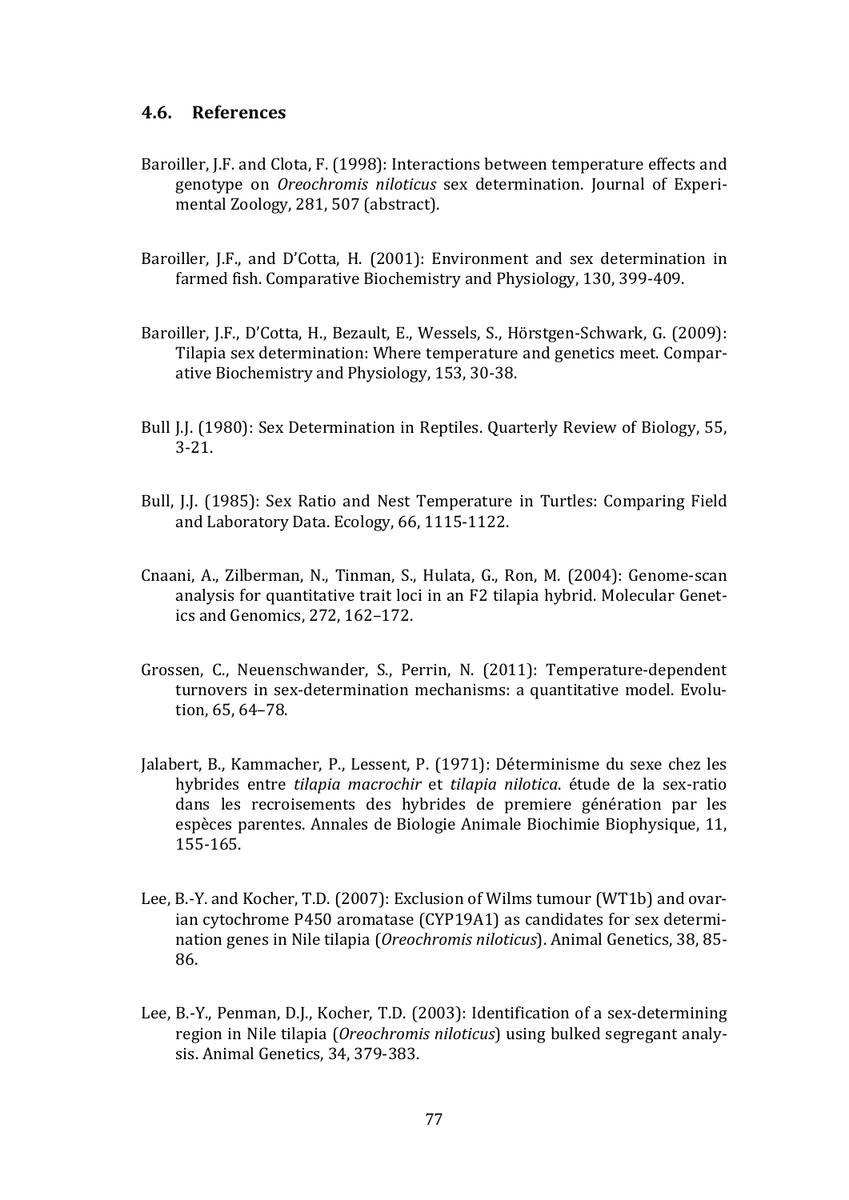### 4.6. References

Baroiller, J.F. and Clota, F. (1998): Interactions between temperature effects and genotype on *Oreochromis niloticus* sex determination. Journal of Experimental Zoology, 281, 507 (abstract).

Baroiller, J.F., and D'Cotta, H. (2001): Environment and sex determination in farmed fish. Comparative Biochemistry and Physiology, 130, 399-409.

Baroiller, J.F., D'Cotta, H., Bezault, E., Wessels, S., Hörstgen-Schwark, G. (2009): Tilapia sex determination: Where temperature and genetics meet. Comparative Biochemistry and Physiology, 153, 30-38.

Bull J.J. (1980): Sex Determination in Reptiles. Quarterly Review of Biology, 55, 3-21.

Bull, J.J. (1985): Sex Ratio and Nest Temperature in Turtles: Comparing Field and Laboratory Data. Ecology, 66, 1115-1122.

Cnaani, A., Zilberman, N., Tinman, S., Hulata, G., Ron, M. (2004): Genome-scan analysis for quantitative trait loci in an F2 tilapia hybrid. Molecular Genetics and Genomics, 272, 162–172.

Grossen, C., Neuenschwander, S., Perrin, N. (2011): Temperature-dependent turnovers in sex-determination mechanisms: a quantitative model. Evolution, 65, 64–78.

Jalabert, B., Kammacher, P., Lessent, P. (1971): Déterminisme du sexe chez les hybrides entre *tilapia macrochir* et *tilapia nilotica*. étude de la sex-ratio dans les recroisements des hybrides de premiere génération par les espèces parentes. Annales de Biologie Animale Biochimie Biophysique, 11, 155-165.

Lee, B.-Y. and Kocher, T.D. (2007): Exclusion of Wilms tumour (WT1b) and ovarian cytochrome P450 aromatase (CYP19A1) as candidates for sex determination genes in Nile tilapia (*Oreochromis niloticus*). Animal Genetics, 38, 85-86.

Lee, B.-Y., Penman, D.J., Kocher, T.D. (2003): Identification of a sex-determining region in Nile tilapia (*Oreochromis niloticus*) using bulked segregant analysis. Animal Genetics, 34, 379-383.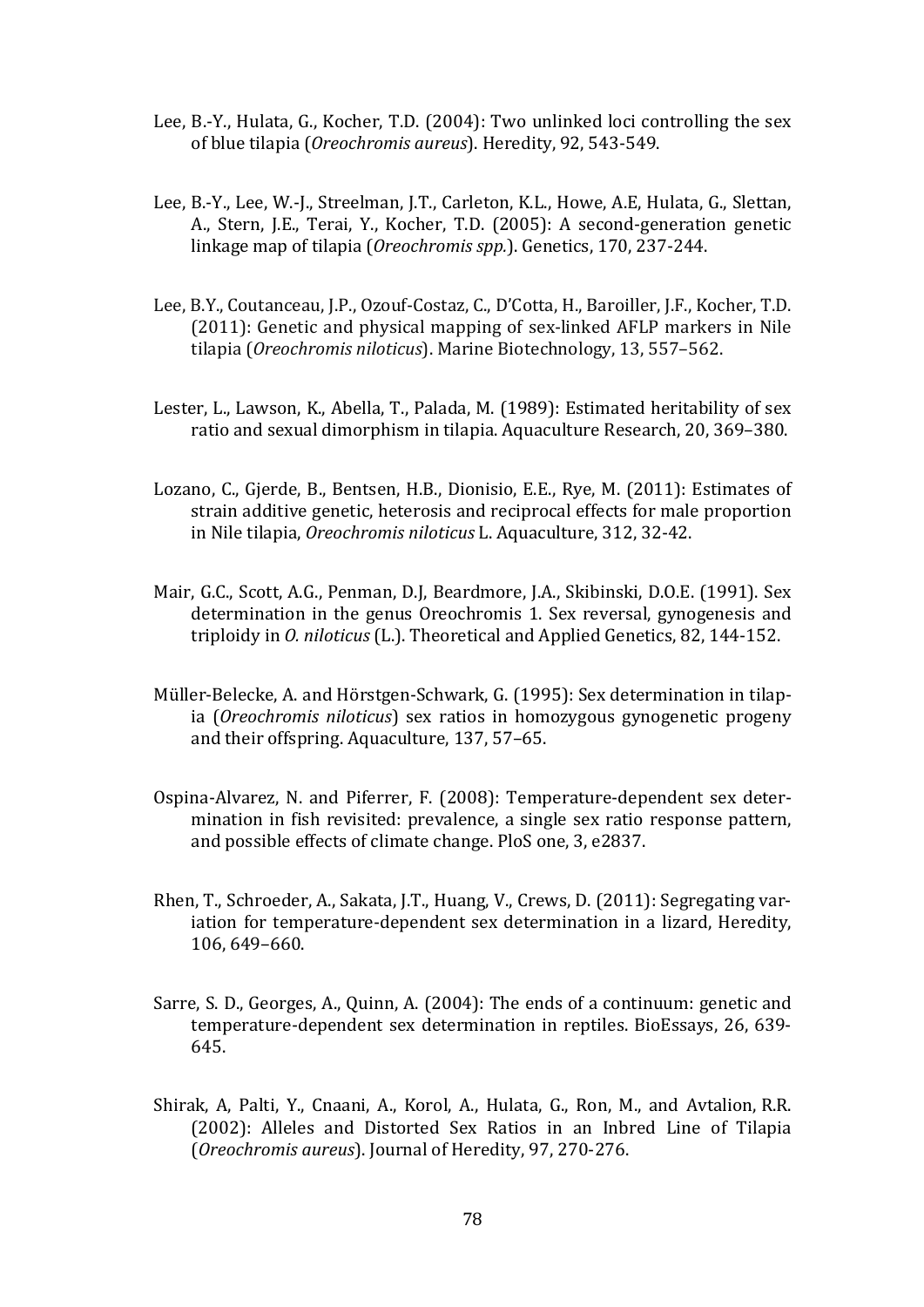Lee, B.-Y., Hulata, G., Kocher, T.D. (2004): Two unlinked loci controlling the sex of blue tilapia (*Oreochromis aureus*). Heredity, 92, 543-549.

Lee, B.-Y., Lee, W.-J., Streelman, J.T., Carleton, K.L., Howe, A.E, Hulata, G., Slettan, A., Stern, J.E., Terai, Y., Kocher, T.D. (2005): A second-generation genetic linkage map of tilapia (*Oreochromis spp.*). Genetics, 170, 237-244.

Lee, B.Y., Coutanceau, J.P., Ozouf-Costaz, C., D'Cotta, H., Baroiller, J.F., Kocher, T.D. (2011): Genetic and physical mapping of sex-linked AFLP markers in Nile tilapia (*Oreochromis niloticus*). Marine Biotechnology, 13, 557–562.

Lester, L., Lawson, K., Abella, T., Palada, M. (1989): Estimated heritability of sex ratio and sexual dimorphism in tilapia. Aquaculture Research, 20, 369–380.

Lozano, C., Gjerde, B., Bentsen, H.B., Dionisio, E.E., Rye, M. (2011): Estimates of strain additive genetic, heterosis and reciprocal effects for male proportion in Nile tilapia, *Oreochromis niloticus* L. Aquaculture, 312, 32-42.

Mair, G.C., Scott, A.G., Penman, D.J, Beardmore, J.A., Skibinski, D.O.E. (1991). Sex determination in the genus Oreochromis 1. Sex reversal, gynogenesis and triploidy in *O. niloticus* (L.). Theoretical and Applied Genetics, 82, 144-152.

Müller-Belecke, A. and Hörstgen-Schwark, G. (1995): Sex determination in tilapia (*Oreochromis niloticus*) sex ratios in homozygous gynogenetic progeny and their offspring. Aquaculture, 137, 57–65.

Ospina-Alvarez, N. and Piferrer, F. (2008): Temperature-dependent sex determination in fish revisited: prevalence, a single sex ratio response pattern, and possible effects of climate change. PloS one, 3, e2837.

Rhen, T., Schroeder, A., Sakata, J.T., Huang, V., Crews, D. (2011): Segregating variation for temperature-dependent sex determination in a lizard, Heredity, 106, 649–660.

Sarre, S. D., Georges, A., Quinn, A. (2004): The ends of a continuum: genetic and temperature-dependent sex determination in reptiles. BioEssays, 26, 639-645.

Shirak, A, Palti, Y., Cnaani, A., Korol, A., Hulata, G., Ron, M., and Avtalion, R.R. (2002): Alleles and Distorted Sex Ratios in an Inbred Line of Tilapia (*Oreochromis aureus*). Journal of Heredity, 97, 270-276.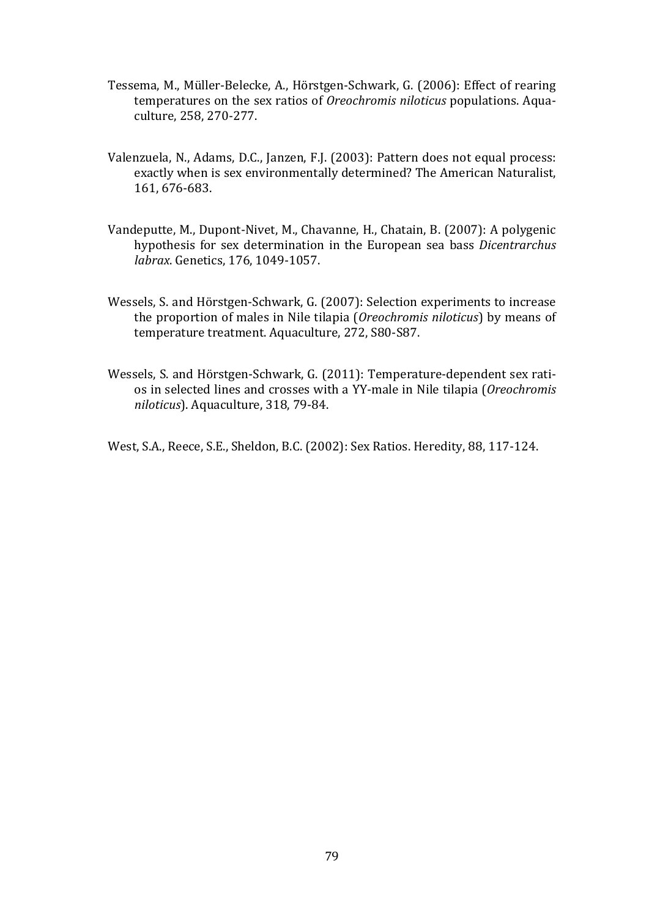Tessema, M., Müller-Belecke, A., Hörstgen-Schwark, G. (2006): Effect of rearing temperatures on the sex ratios of *Oreochromis niloticus* populations. Aquaculture, 258, 270-277.

Valenzuela, N., Adams, D.C., Janzen, F.J. (2003): Pattern does not equal process: exactly when is sex environmentally determined? The American Naturalist, 161, 676-683.

Vandeputte, M., Dupont-Nivet, M., Chavanne, H., Chatain, B. (2007): A polygenic hypothesis for sex determination in the European sea bass *Dicentrarchus labrax*. Genetics, 176, 1049-1057.

Wessels, S. and Hörstgen-Schwark, G. (2007): Selection experiments to increase the proportion of males in Nile tilapia (*Oreochromis niloticus*) by means of temperature treatment. Aquaculture, 272, S80-S87.

Wessels, S. and Hörstgen-Schwark, G. (2011): Temperature-dependent sex ratios in selected lines and crosses with a YY-male in Nile tilapia (*Oreochromis niloticus*). Aquaculture, 318, 79-84.

West, S.A., Reece, S.E., Sheldon, B.C. (2002): Sex Ratios. Heredity, 88, 117-124.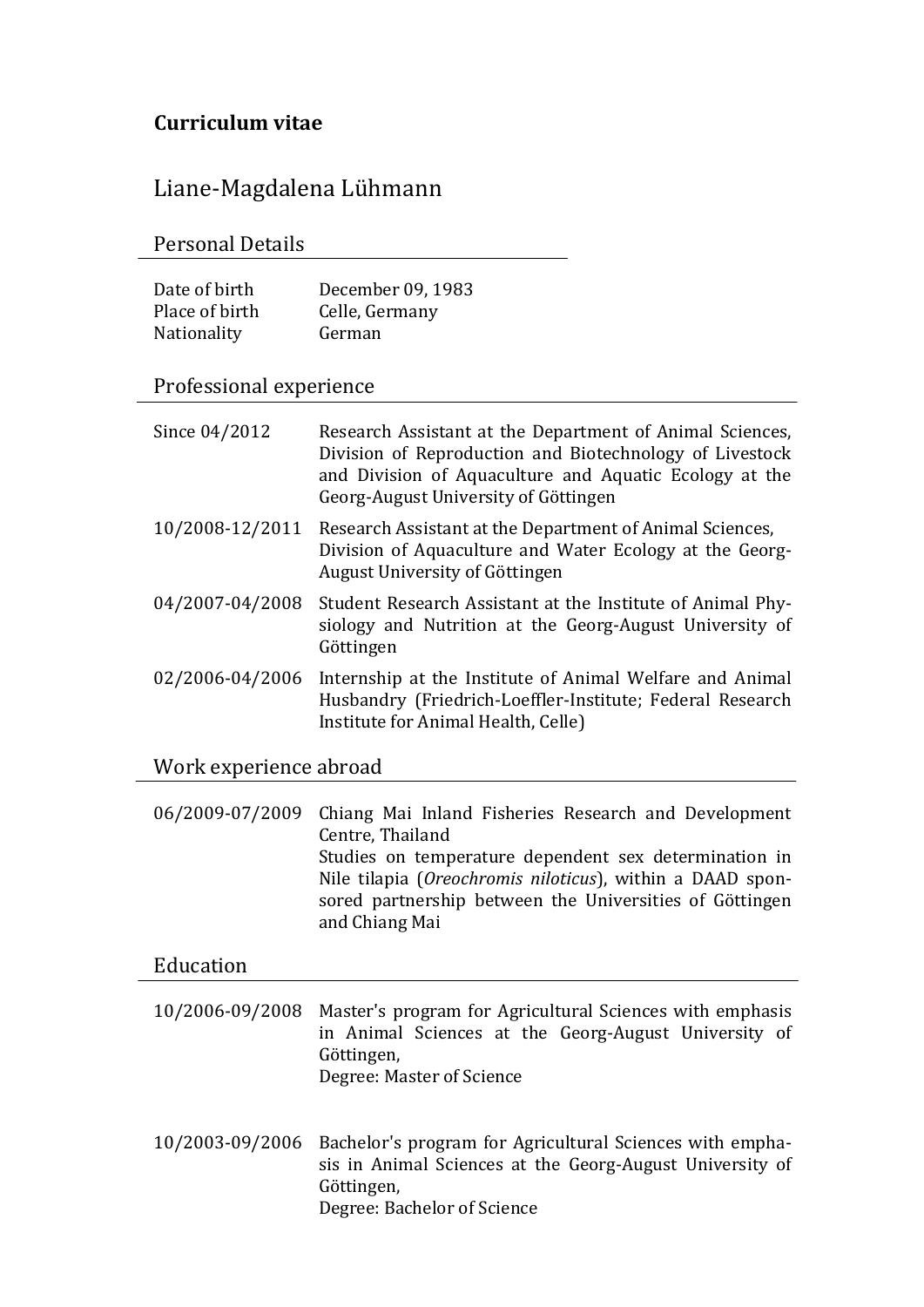**Curriculum vitae**

# Liane-Magdalena Lühmann

## Personal Details

| | |
|---|---|
| Date of birth | December 09, 1983 |
| Place of birth | Celle, Germany |
| Nationality | German |

## Professional experience

| | |
|---|---|
| Since 04/2012 | Research Assistant at the Department of Animal Sciences, Division of Reproduction and Biotechnology of Livestock and Division of Aquaculture and Aquatic Ecology at the Georg-August University of Göttingen |
| 10/2008-12/2011 | Research Assistant at the Department of Animal Sciences, Division of Aquaculture and Water Ecology at the Georg-August University of Göttingen |
| 04/2007-04/2008 | Student Research Assistant at the Institute of Animal Physiology and Nutrition at the Georg-August University of Göttingen |
| 02/2006-04/2006 | Internship at the Institute of Animal Welfare and Animal Husbandry (Friedrich-Loeffler-Institute; Federal Research Institute for Animal Health, Celle) |

## Work experience abroad

| | |
|---|---|
| 06/2009-07/2009 | Chiang Mai Inland Fisheries Research and Development Centre, Thailand<br>Studies on temperature dependent sex determination in Nile tilapia (*Oreochromis niloticus*), within a DAAD sponsored partnership between the Universities of Göttingen and Chiang Mai |

## Education

| | |
|---|---|
| 10/2006-09/2008 | Master's program for Agricultural Sciences with emphasis in Animal Sciences at the Georg-August University of Göttingen,<br>Degree: Master of Science |
| 10/2003-09/2006 | Bachelor's program for Agricultural Sciences with emphasis in Animal Sciences at the Georg-August University of Göttingen,<br>Degree: Bachelor of Science |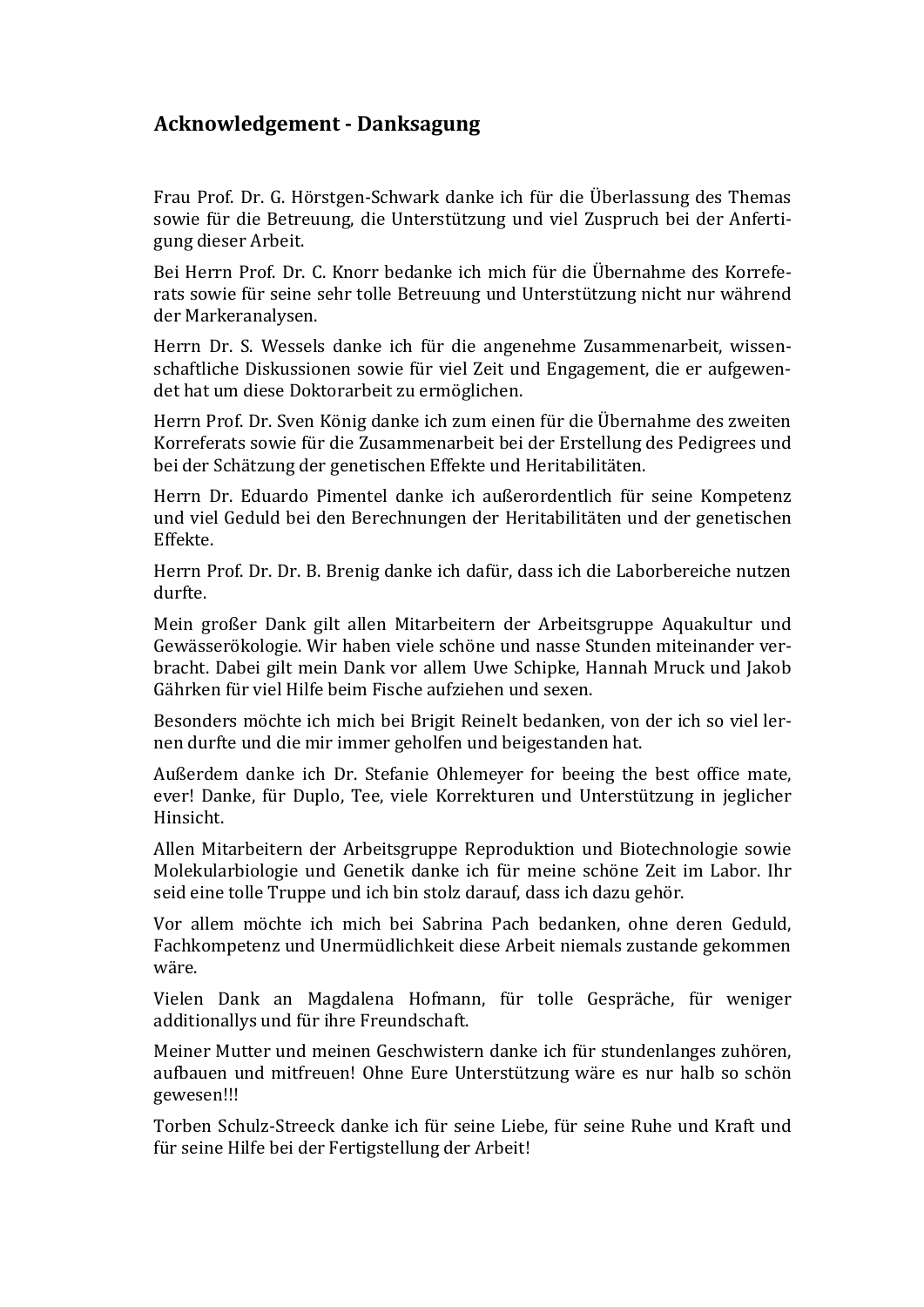# Acknowledgement - Danksagung

Frau Prof. Dr. G. Hörstgen-Schwark danke ich für die Überlassung des Themas sowie für die Betreuung, die Unterstützung und viel Zuspruch bei der Anfertigung dieser Arbeit.

Bei Herrn Prof. Dr. C. Knorr bedanke ich mich für die Übernahme des Korreferats sowie für seine sehr tolle Betreuung und Unterstützung nicht nur während der Markeranalysen.

Herrn Dr. S. Wessels danke ich für die angenehme Zusammenarbeit, wissenschaftliche Diskussionen sowie für viel Zeit und Engagement, die er aufgewendet hat um diese Doktorarbeit zu ermöglichen.

Herrn Prof. Dr. Sven König danke ich zum einen für die Übernahme des zweiten Korreferats sowie für die Zusammenarbeit bei der Erstellung des Pedigrees und bei der Schätzung der genetischen Effekte und Heritabilitäten.

Herrn Dr. Eduardo Pimentel danke ich außerordentlich für seine Kompetenz und viel Geduld bei den Berechnungen der Heritabilitäten und der genetischen Effekte.

Herrn Prof. Dr. Dr. B. Brenig danke ich dafür, dass ich die Laborbereiche nutzen durfte.

Mein großer Dank gilt allen Mitarbeitern der Arbeitsgruppe Aquakultur und Gewässerökologie. Wir haben viele schöne und nasse Stunden miteinander verbracht. Dabei gilt mein Dank vor allem Uwe Schipke, Hannah Mruck und Jakob Gährken für viel Hilfe beim Fische aufziehen und sexen.

Besonders möchte ich mich bei Brigit Reinelt bedanken, von der ich so viel lernen durfte und die mir immer geholfen und beigestanden hat.

Außerdem danke ich Dr. Stefanie Ohlemeyer for beeing the best office mate, ever! Danke, für Duplo, Tee, viele Korrekturen und Unterstützung in jeglicher Hinsicht.

Allen Mitarbeitern der Arbeitsgruppe Reproduktion und Biotechnologie sowie Molekularbiologie und Genetik danke ich für meine schöne Zeit im Labor. Ihr seid eine tolle Truppe und ich bin stolz darauf, dass ich dazu gehör.

Vor allem möchte ich mich bei Sabrina Pach bedanken, ohne deren Geduld, Fachkompetenz und Unermüdlichkeit diese Arbeit niemals zustande gekommen wäre.

Vielen Dank an Magdalena Hofmann, für tolle Gespräche, für weniger additionallys und für ihre Freundschaft.

Meiner Mutter und meinen Geschwistern danke ich für stundenlanges zuhören, aufbauen und mitfreuen! Ohne Eure Unterstützung wäre es nur halb so schön gewesen!!!

Torben Schulz-Streeck danke ich für seine Liebe, für seine Ruhe und Kraft und für seine Hilfe bei der Fertigstellung der Arbeit!